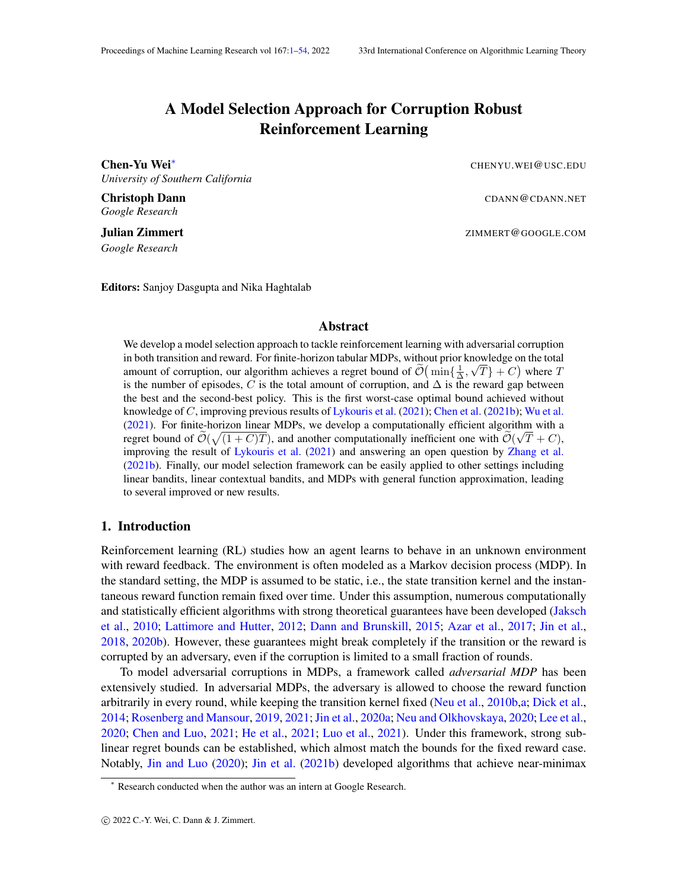# A Model Selection Approach for Corruption Robust Reinforcement Learning

**Chen-Yu Wei**[*] CHENYU.WEI@USC.EDU
*University of Southern California*

**Christoph Dann** CDANN@CDANN.NET
*Google Research*

**Julian Zimmert** ZIMMERT@GOOGLE.COM
*Google Research*

**Editors:** Sanjoy Dasgupta and Nika Haghtalab

## Abstract

We develop a model selection approach to tackle reinforcement learning with adversarial corruption in both transition and reward. For finite-horizon tabular MDPs, without prior knowledge on the total amount of corruption, our algorithm achieves a regret bound of $\widetilde{\mathcal{O}}\big(\min\{\frac{1}{\Delta}, \sqrt{T}\} + C\big)$ where $T$ is the number of episodes, $C$ is the total amount of corruption, and $\Delta$ is the reward gap between the best and the second-best policy. This is the first worst-case optimal bound achieved without knowledge of $C$, improving previous results of Lykouris et al. (2021); Chen et al. (2021b); Wu et al. (2021). For finite-horizon linear MDPs, we develop a computationally efficient algorithm with a regret bound of $\widetilde{\mathcal{O}}(\sqrt{(1+C)T})$, and another computationally inefficient one with $\widetilde{\mathcal{O}}(\sqrt{T}+C)$, improving the result of Lykouris et al. (2021) and answering an open question by Zhang et al. (2021b). Finally, our model selection framework can be easily applied to other settings including linear bandits, linear contextual bandits, and MDPs with general function approximation, leading to several improved or new results.

## 1. Introduction

Reinforcement learning (RL) studies how an agent learns to behave in an unknown environment with reward feedback. The environment is often modeled as a Markov decision process (MDP). In the standard setting, the MDP is assumed to be static, i.e., the state transition kernel and the instantaneous reward function remain fixed over time. Under this assumption, numerous computationally and statistically efficient algorithms with strong theoretical guarantees have been developed (Jaksch et al., 2010; Lattimore and Hutter, 2012; Dann and Brunskill, 2015; Azar et al., 2017; Jin et al., 2018, 2020b). However, these guarantees might break completely if the transition or the reward is corrupted by an adversary, even if the corruption is limited to a small fraction of rounds.

To model adversarial corruptions in MDPs, a framework called *adversarial MDP* has been extensively studied. In adversarial MDPs, the adversary is allowed to choose the reward function arbitrarily in every round, while keeping the transition kernel fixed (Neu et al., 2010b,a; Dick et al., 2014; Rosenberg and Mansour, 2019, 2021; Jin et al., 2020a; Neu and Olkhovskaya, 2020; Lee et al., 2020; Chen and Luo, 2021; He et al., 2021; Luo et al., 2021). Under this framework, strong sublinear regret bounds can be established, which almost match the bounds for the fixed reward case. Notably, Jin and Luo (2020); Jin et al. (2021b) developed algorithms that achieve near-minimax

[*] Research conducted when the author was an intern at Google Research.

© 2022 C.-Y. Wei, C. Dann & J. Zimmert.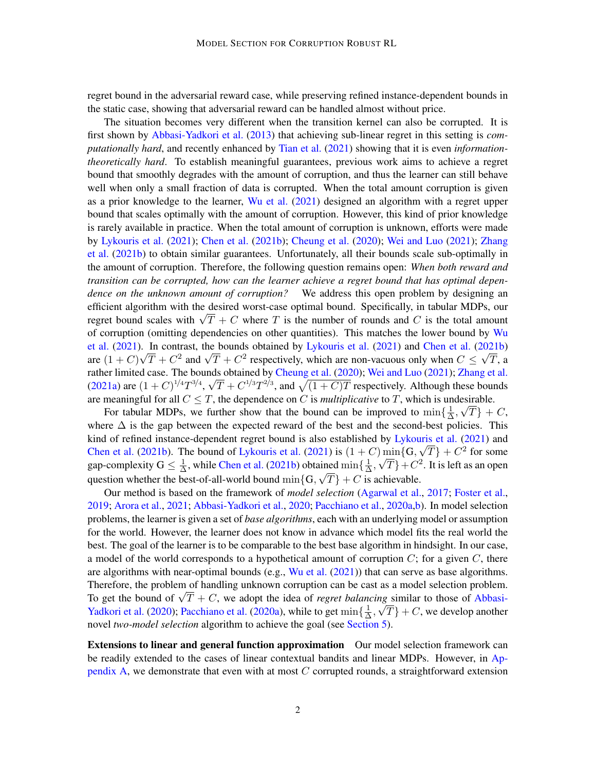regret bound in the adversarial reward case, while preserving refined instance-dependent bounds in the static case, showing that adversarial reward can be handled almost without price.

The situation becomes very different when the transition kernel can also be corrupted. It is first shown by Abbasi-Yadkori et al. (2013) that achieving sub-linear regret in this setting is *computationally hard*, and recently enhanced by Tian et al. (2021) showing that it is even *information-theoretically hard*. To establish meaningful guarantees, previous work aims to achieve a regret bound that smoothly degrades with the amount of corruption, and thus the learner can still behave well when only a small fraction of data is corrupted. When the total amount corruption is given as a prior knowledge to the learner, Wu et al. (2021) designed an algorithm with a regret upper bound that scales optimally with the amount of corruption. However, this kind of prior knowledge is rarely available in practice. When the total amount of corruption is unknown, efforts were made by Lykouris et al. (2021); Chen et al. (2021b); Cheung et al. (2020); Wei and Luo (2021); Zhang et al. (2021b) to obtain similar guarantees. Unfortunately, all their bounds scale sub-optimally in the amount of corruption. Therefore, the following question remains open: *When both reward and transition can be corrupted, how can the learner achieve a regret bound that has optimal dependence on the unknown amount of corruption?* We address this open problem by designing an efficient algorithm with the desired worst-case optimal bound. Specifically, in tabular MDPs, our regret bound scales with $\sqrt{T} + C$ where $T$ is the number of rounds and $C$ is the total amount of corruption (omitting dependencies on other quantities). This matches the lower bound by Wu et al. (2021). In contrast, the bounds obtained by Lykouris et al. (2021) and Chen et al. (2021b) are $(1 + C)\sqrt{T} + C^2$ and $\sqrt{T} + C^2$ respectively, which are non-vacuous only when $C \leq \sqrt{T}$, a rather limited case. The bounds obtained by Cheung et al. (2020); Wei and Luo (2021); Zhang et al. (2021a) are $(1 + C)^{1/4}T^{3/4}$, $\sqrt{T} + C^{1/3}T^{2/3}$, and $\sqrt{(1 + C)T}$ respectively. Although these bounds are meaningful for all $C \leq T$, the dependence on $C$ is *multiplicative* to $T$, which is undesirable.

For tabular MDPs, we further show that the bound can be improved to $\min\{\frac{1}{\Delta}, \sqrt{T}\} + C$, where $\Delta$ is the gap between the expected reward of the best and the second-best policies. This kind of refined instance-dependent regret bound is also established by Lykouris et al. (2021) and Chen et al. (2021b). The bound of Lykouris et al. (2021) is $(1 + C)\min\{\mathrm{G}, \sqrt{T}\} + C^2$ for some gap-complexity $\mathrm{G} \leq \frac{1}{\Delta}$, while Chen et al. (2021b) obtained $\min\{\frac{1}{\Delta}, \sqrt{T}\} + C^2$. It is left as an open question whether the best-of-all-world bound $\min\{\mathrm{G}, \sqrt{T}\} + C$ is achievable.

Our method is based on the framework of *model selection* (Agarwal et al., 2017; Foster et al., 2019; Arora et al., 2021; Abbasi-Yadkori et al., 2020; Pacchiano et al., 2020a,b). In model selection problems, the learner is given a set of *base algorithms*, each with an underlying model or assumption for the world. However, the learner does not know in advance which model fits the real world the best. The goal of the learner is to be comparable to the best base algorithm in hindsight. In our case, a model of the world corresponds to a hypothetical amount of corruption $C$; for a given $C$, there are algorithms with near-optimal bounds (e.g., Wu et al. (2021)) that can serve as base algorithms. Therefore, the problem of handling unknown corruption can be cast as a model selection problem. To get the bound of $\sqrt{T} + C$, we adopt the idea of *regret balancing* similar to those of Abbasi-Yadkori et al. (2020); Pacchiano et al. (2020a), while to get $\min\{\frac{1}{\Delta}, \sqrt{T}\} + C$, we develop another novel *two-model selection* algorithm to achieve the goal (see Section 5).

**Extensions to linear and general function approximation** Our model selection framework can be readily extended to the cases of linear contextual bandits and linear MDPs. However, in Appendix A, we demonstrate that even with at most $C$ corrupted rounds, a straightforward extension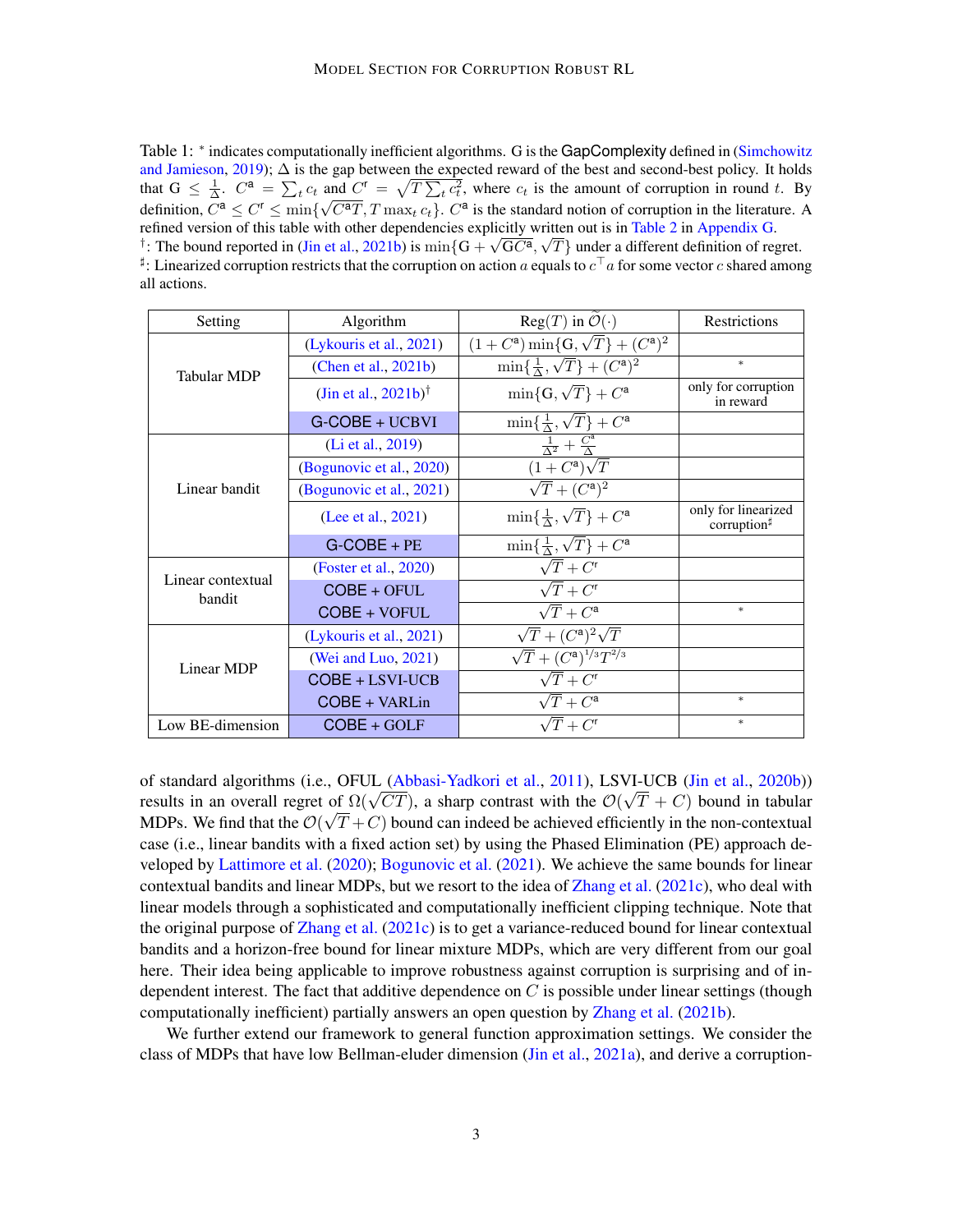Table 1: $^*$ indicates computationally inefficient algorithms. $\mathsf{G}$ is the $\mathsf{GapComplexity}$ defined in (Simchowitz and Jamieson, 2019); $\Delta$ is the gap between the expected reward of the best and second-best policy. It holds that $\mathsf{G} \leq \frac{1}{\Delta}$. $C^{\mathsf{a}} = \sum_t c_t$ and $C^{\mathsf{r}} = \sqrt{T \sum_t c_t^2}$, where $c_t$ is the amount of corruption in round $t$. By definition, $C^{\mathsf{a}} \leq C^{\mathsf{r}} \leq \min\{\sqrt{C^{\mathsf{a}} T}, T \max_t c_t\}$. $C^{\mathsf{a}}$ is the standard notion of corruption in the literature. A refined version of this table with other dependencies explicitly written out is in Table 2 in Appendix G.
$^\dagger$: The bound reported in (Jin et al., 2021b) is $\min\{\mathsf{G} + \sqrt{\mathsf{G} C^{\mathsf{a}}}, \sqrt{T}\}$ under a different definition of regret.
$^\sharp$: Linearized corruption restricts that the corruption on action $a$ equals to $c^\top a$ for some vector $c$ shared among all actions.

| Setting | Algorithm | Reg$(T)$ in $\widetilde{\mathcal{O}}(\cdot)$ | Restrictions |
|---|---|---|---|
| Tabular MDP | (Lykouris et al., 2021) | $(1 + C^{\mathsf{a}}) \min\{\mathsf{G}, \sqrt{T}\} + (C^{\mathsf{a}})^2$ | |
| | (Chen et al., 2021b) | $\min\{\frac{1}{\Delta}, \sqrt{T}\} + (C^{\mathsf{a}})^2$ | $^*$ |
| | (Jin et al., 2021b)$^\dagger$ | $\min\{\mathsf{G}, \sqrt{T}\} + C^{\mathsf{a}}$ | only for corruption in reward |
| | G-COBE + UCBVI | $\min\{\frac{1}{\Delta}, \sqrt{T}\} + C^{\mathsf{a}}$ | |
| Linear bandit | (Li et al., 2019) | $\frac{1}{\Delta^2} + \frac{C^{\mathsf{a}}}{\Delta}$ | |
| | (Bogunovic et al., 2020) | $(1 + C^{\mathsf{a}})\sqrt{T}$ | |
| | (Bogunovic et al., 2021) | $\sqrt{T} + (C^{\mathsf{a}})^2$ | |
| | (Lee et al., 2021) | $\min\{\frac{1}{\Delta}, \sqrt{T}\} + C^{\mathsf{a}}$ | only for linearized corruption$^\sharp$ |
| | G-COBE + PE | $\min\{\frac{1}{\Delta}, \sqrt{T}\} + C^{\mathsf{a}}$ | |
| Linear contextual bandit | (Foster et al., 2020) | $\sqrt{T} + C^{\mathsf{r}}$ | |
| | COBE + OFUL | $\sqrt{T} + C^{\mathsf{r}}$ | |
| | COBE + VOFUL | $\sqrt{T} + C^{\mathsf{a}}$ | $^*$ |
| Linear MDP | (Lykouris et al., 2021) | $\sqrt{T} + (C^{\mathsf{a}})^2\sqrt{T}$ | |
| | (Wei and Luo, 2021) | $\sqrt{T} + (C^{\mathsf{a}})^{1/3} T^{2/3}$ | |
| | COBE + LSVI-UCB | $\sqrt{T} + C^{\mathsf{r}}$ | |
| | COBE + VARLin | $\sqrt{T} + C^{\mathsf{a}}$ | $^*$ |
| Low BE-dimension | COBE + GOLF | $\sqrt{T} + C^{\mathsf{r}}$ | $^*$ |

of standard algorithms (i.e., OFUL (Abbasi-Yadkori et al., 2011), LSVI-UCB (Jin et al., 2020b)) results in an overall regret of $\Omega(\sqrt{CT})$, a sharp contrast with the $\mathcal{O}(\sqrt{T} + C)$ bound in tabular MDPs. We find that the $\mathcal{O}(\sqrt{T} + C)$ bound can indeed be achieved efficiently in the non-contextual case (i.e., linear bandits with a fixed action set) by using the Phased Elimination (PE) approach developed by Lattimore et al. (2020); Bogunovic et al. (2021). We achieve the same bounds for linear contextual bandits and linear MDPs, but we resort to the idea of Zhang et al. (2021c), who deal with linear models through a sophisticated and computationally inefficient clipping technique. Note that the original purpose of Zhang et al. (2021c) is to get a variance-reduced bound for linear contextual bandits and a horizon-free bound for linear mixture MDPs, which are very different from our goal here. Their idea being applicable to improve robustness against corruption is surprising and of independent interest. The fact that additive dependence on $C$ is possible under linear settings (though computationally inefficient) partially answers an open question by Zhang et al. (2021b).

We further extend our framework to general function approximation settings. We consider the class of MDPs that have low Bellman-eluder dimension (Jin et al., 2021a), and derive a corruption-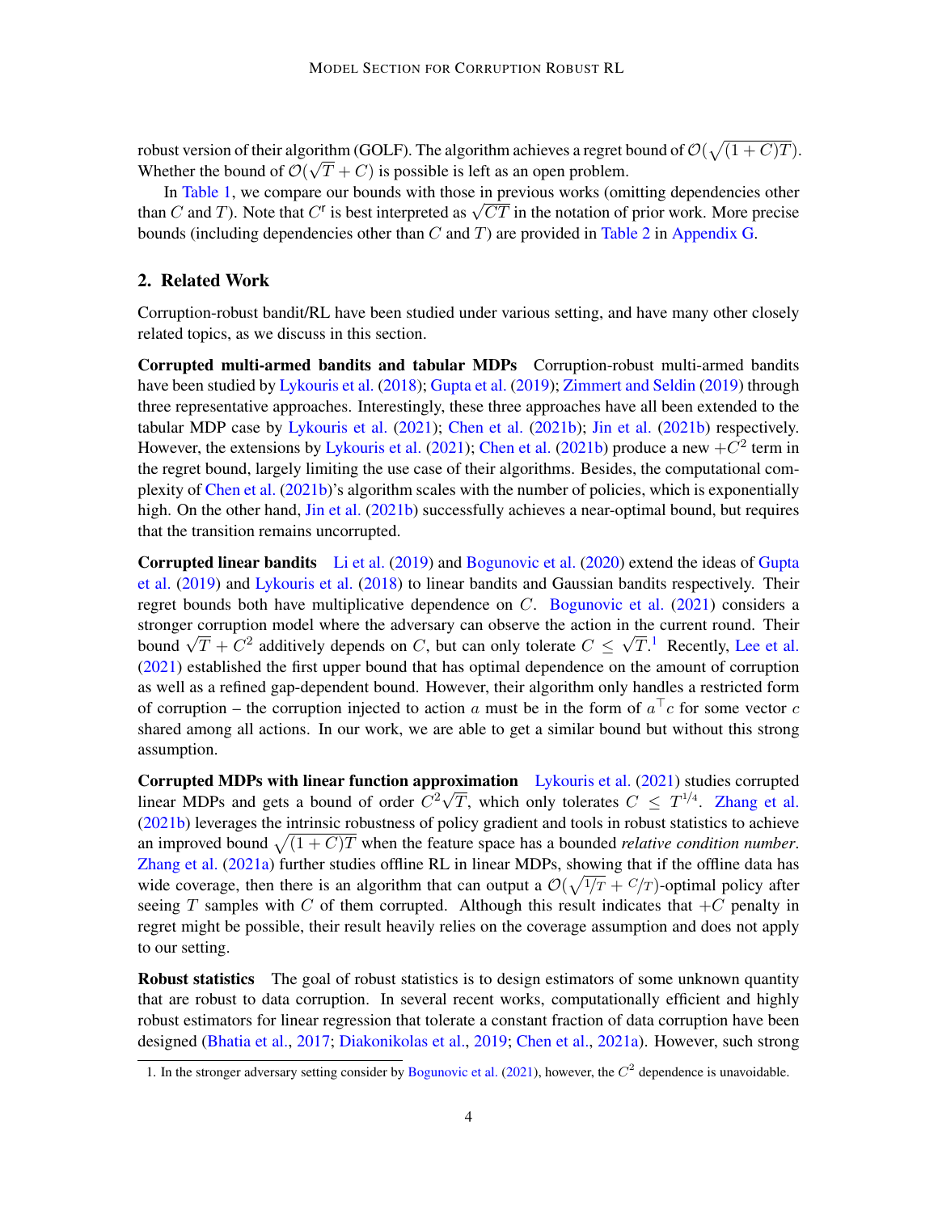robust version of their algorithm (GOLF). The algorithm achieves a regret bound of $\mathcal{O}(\sqrt{(1+C)T})$. Whether the bound of $\mathcal{O}(\sqrt{T}+C)$ is possible is left as an open problem.

In Table 1, we compare our bounds with those in previous works (omitting dependencies other than $C$ and $T$). Note that $C^{\mathrm{r}}$ is best interpreted as $\sqrt{CT}$ in the notation of prior work. More precise bounds (including dependencies other than $C$ and $T$) are provided in Table 2 in Appendix G.

## 2. Related Work

Corruption-robust bandit/RL have been studied under various setting, and have many other closely related topics, as we discuss in this section.

**Corrupted multi-armed bandits and tabular MDPs** Corruption-robust multi-armed bandits have been studied by Lykouris et al. (2018); Gupta et al. (2019); Zimmert and Seldin (2019) through three representative approaches. Interestingly, these three approaches have all been extended to the tabular MDP case by Lykouris et al. (2021); Chen et al. (2021b); Jin et al. (2021b) respectively. However, the extensions by Lykouris et al. (2021); Chen et al. (2021b) produce a new $+C^2$ term in the regret bound, largely limiting the use case of their algorithms. Besides, the computational complexity of Chen et al. (2021b)'s algorithm scales with the number of policies, which is exponentially high. On the other hand, Jin et al. (2021b) successfully achieves a near-optimal bound, but requires that the transition remains uncorrupted.

**Corrupted linear bandits** Li et al. (2019) and Bogunovic et al. (2020) extend the ideas of Gupta et al. (2019) and Lykouris et al. (2018) to linear bandits and Gaussian bandits respectively. Their regret bounds both have multiplicative dependence on $C$. Bogunovic et al. (2021) considers a stronger corruption model where the adversary can observe the action in the current round. Their bound $\sqrt{T}+C^2$ additively depends on $C$, but can only tolerate $C \leq \sqrt{T}$.[1] Recently, Lee et al. (2021) established the first upper bound that has optimal dependence on the amount of corruption as well as a refined gap-dependent bound. However, their algorithm only handles a restricted form of corruption – the corruption injected to action $a$ must be in the form of $a^\top c$ for some vector $c$ shared among all actions. In our work, we are able to get a similar bound but without this strong assumption.

**Corrupted MDPs with linear function approximation** Lykouris et al. (2021) studies corrupted linear MDPs and gets a bound of order $C^2\sqrt{T}$, which only tolerates $C \leq T^{1/4}$. Zhang et al. (2021b) leverages the intrinsic robustness of policy gradient and tools in robust statistics to achieve an improved bound $\sqrt{(1+C)T}$ when the feature space has a bounded *relative condition number*. Zhang et al. (2021a) further studies offline RL in linear MDPs, showing that if the offline data has wide coverage, then there is an algorithm that can output a $\mathcal{O}(\sqrt{1/T}+C/T)$-optimal policy after seeing $T$ samples with $C$ of them corrupted. Although this result indicates that $+C$ penalty in regret might be possible, their result heavily relies on the coverage assumption and does not apply to our setting.

**Robust statistics** The goal of robust statistics is to design estimators of some unknown quantity that are robust to data corruption. In several recent works, computationally efficient and highly robust estimators for linear regression that tolerate a constant fraction of data corruption have been designed (Bhatia et al., 2017; Diakonikolas et al., 2019; Chen et al., 2021a). However, such strong

1. In the stronger adversary setting consider by Bogunovic et al. (2021), however, the $C^2$ dependence is unavoidable.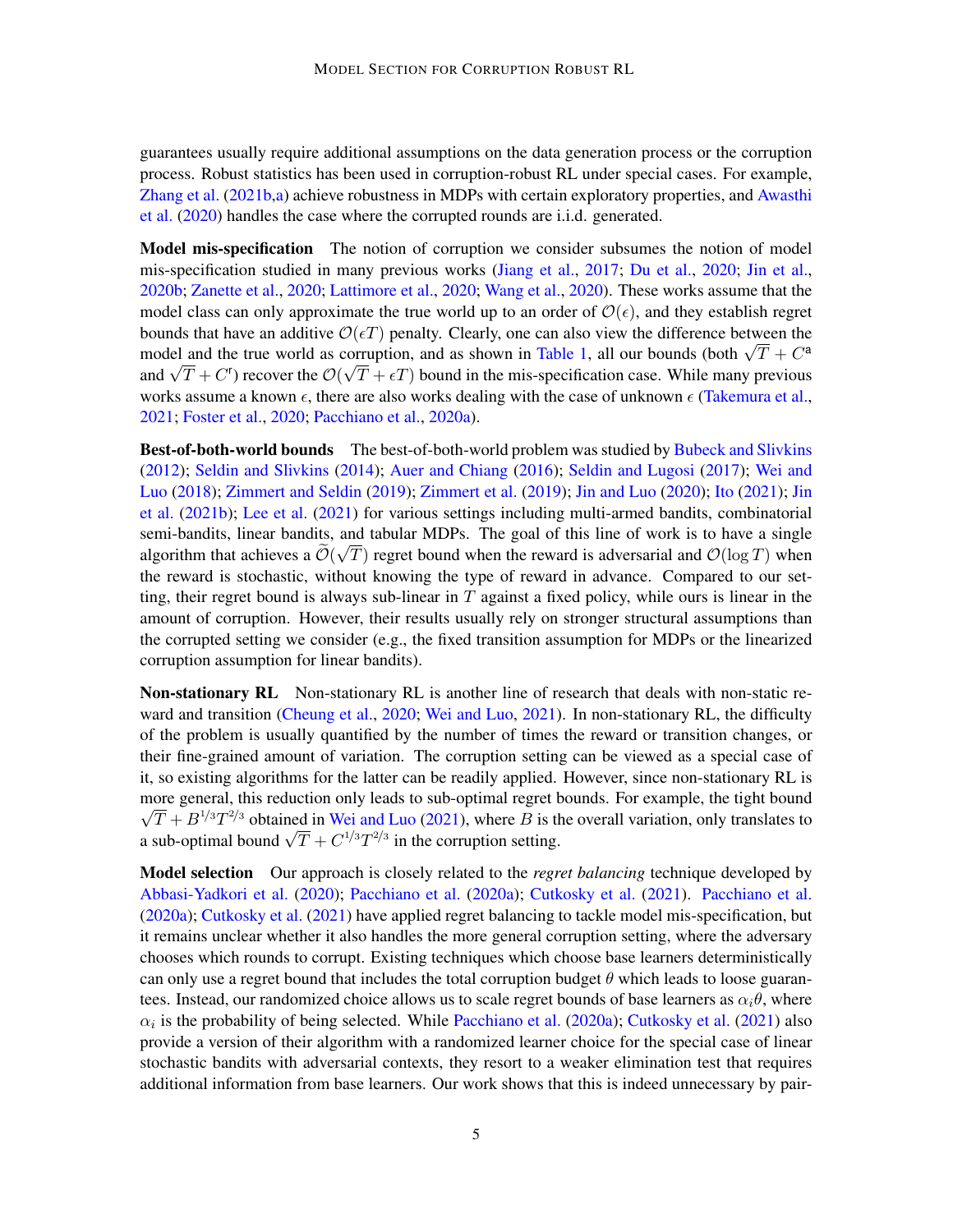guarantees usually require additional assumptions on the data generation process or the corruption process. Robust statistics has been used in corruption-robust RL under special cases. For example, Zhang et al. (2021b,a) achieve robustness in MDPs with certain exploratory properties, and Awasthi et al. (2020) handles the case where the corrupted rounds are i.i.d. generated.

**Model mis-specification** The notion of corruption we consider subsumes the notion of model mis-specification studied in many previous works (Jiang et al., 2017; Du et al., 2020; Jin et al., 2020b; Zanette et al., 2020; Lattimore et al., 2020; Wang et al., 2020). These works assume that the model class can only approximate the true world up to an order of $\mathcal{O}(\epsilon)$, and they establish regret bounds that have an additive $\mathcal{O}(\epsilon T)$ penalty. Clearly, one can also view the difference between the model and the true world as corruption, and as shown in Table 1, all our bounds (both $\sqrt{T} + C^{\mathsf{a}}$ and $\sqrt{T} + C^{\mathsf{r}}$) recover the $\mathcal{O}(\sqrt{T} + \epsilon T)$ bound in the mis-specification case. While many previous works assume a known $\epsilon$, there are also works dealing with the case of unknown $\epsilon$ (Takemura et al., 2021; Foster et al., 2020; Pacchiano et al., 2020a).

**Best-of-both-world bounds** The best-of-both-world problem was studied by Bubeck and Slivkins (2012); Seldin and Slivkins (2014); Auer and Chiang (2016); Seldin and Lugosi (2017); Wei and Luo (2018); Zimmert and Seldin (2019); Zimmert et al. (2019); Jin and Luo (2020); Ito (2021); Jin et al. (2021b); Lee et al. (2021) for various settings including multi-armed bandits, combinatorial semi-bandits, linear bandits, and tabular MDPs. The goal of this line of work is to have a single algorithm that achieves a $\widetilde{\mathcal{O}}(\sqrt{T})$ regret bound when the reward is adversarial and $\mathcal{O}(\log T)$ when the reward is stochastic, without knowing the type of reward in advance. Compared to our setting, their regret bound is always sub-linear in $T$ against a fixed policy, while ours is linear in the amount of corruption. However, their results usually rely on stronger structural assumptions than the corrupted setting we consider (e.g., the fixed transition assumption for MDPs or the linearized corruption assumption for linear bandits).

**Non-stationary RL** Non-stationary RL is another line of research that deals with non-static reward and transition (Cheung et al., 2020; Wei and Luo, 2021). In non-stationary RL, the difficulty of the problem is usually quantified by the number of times the reward or transition changes, or their fine-grained amount of variation. The corruption setting can be viewed as a special case of it, so existing algorithms for the latter can be readily applied. However, since non-stationary RL is more general, this reduction only leads to sub-optimal regret bounds. For example, the tight bound $\sqrt{T} + B^{1/3}T^{2/3}$ obtained in Wei and Luo (2021), where $B$ is the overall variation, only translates to a sub-optimal bound $\sqrt{T} + C^{1/3}T^{2/3}$ in the corruption setting.

**Model selection** Our approach is closely related to the *regret balancing* technique developed by Abbasi-Yadkori et al. (2020); Pacchiano et al. (2020a); Cutkosky et al. (2021). Pacchiano et al. (2020a); Cutkosky et al. (2021) have applied regret balancing to tackle model mis-specification, but it remains unclear whether it also handles the more general corruption setting, where the adversary chooses which rounds to corrupt. Existing techniques which choose base learners deterministically can only use a regret bound that includes the total corruption budget $\theta$ which leads to loose guarantees. Instead, our randomized choice allows us to scale regret bounds of base learners as $\alpha_i\theta$, where $\alpha_i$ is the probability of being selected. While Pacchiano et al. (2020a); Cutkosky et al. (2021) also provide a version of their algorithm with a randomized learner choice for the special case of linear stochastic bandits with adversarial contexts, they resort to a weaker elimination test that requires additional information from base learners. Our work shows that this is indeed unnecessary by pair-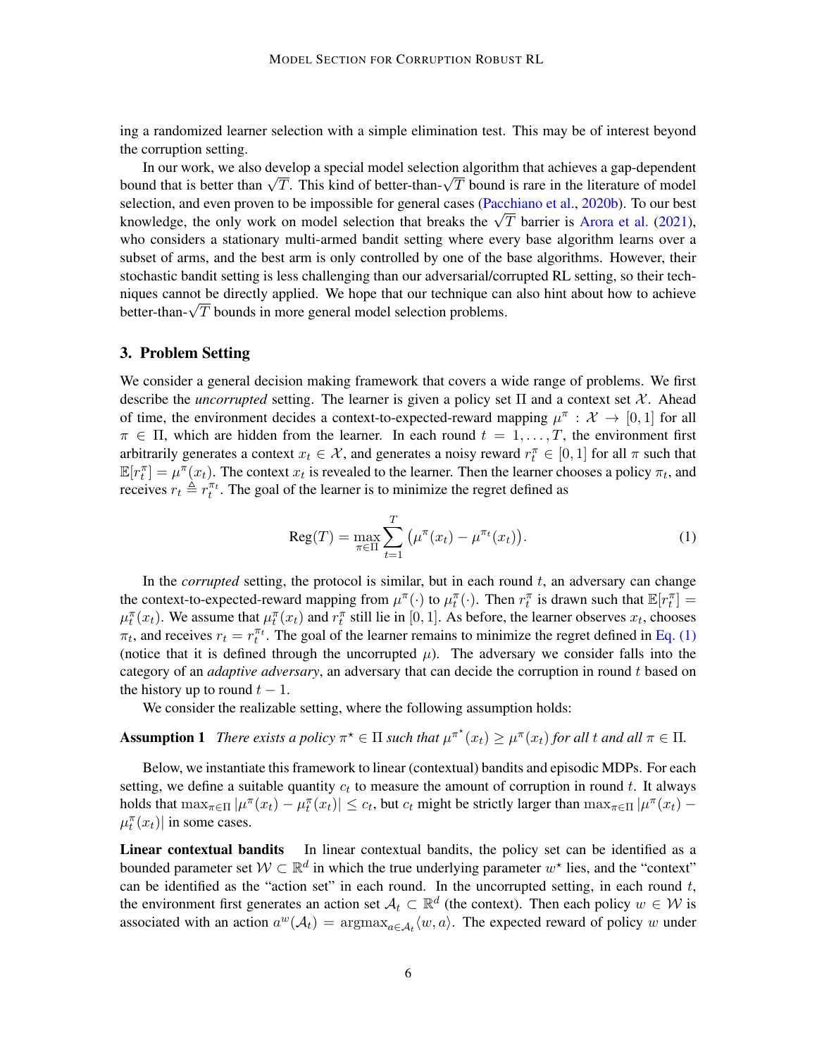ing a randomized learner selection with a simple elimination test. This may be of interest beyond the corruption setting.

In our work, we also develop a special model selection algorithm that achieves a gap-dependent bound that is better than $\sqrt{T}$. This kind of better-than-$\sqrt{T}$ bound is rare in the literature of model selection, and even proven to be impossible for general cases (Pacchiano et al., 2020b). To our best knowledge, the only work on model selection that breaks the $\sqrt{T}$ barrier is Arora et al. (2021), who considers a stationary multi-armed bandit setting where every base algorithm learns over a subset of arms, and the best arm is only controlled by one of the base algorithms. However, their stochastic bandit setting is less challenging than our adversarial/corrupted RL setting, so their techniques cannot be directly applied. We hope that our technique can also hint about how to achieve better-than-$\sqrt{T}$ bounds in more general model selection problems.

## 3. Problem Setting

We consider a general decision making framework that covers a wide range of problems. We first describe the *uncorrupted* setting. The learner is given a policy set $\Pi$ and a context set $\mathcal{X}$. Ahead of time, the environment decides a context-to-expected-reward mapping $\mu^\pi : \mathcal{X} \to [0, 1]$ for all $\pi \in \Pi$, which are hidden from the learner. In each round $t = 1, \ldots, T$, the environment first arbitrarily generates a context $x_t \in \mathcal{X}$, and generates a noisy reward $r_t^\pi \in [0, 1]$ for all $\pi$ such that $\mathbb{E}[r_t^\pi] = \mu^\pi(x_t)$. The context $x_t$ is revealed to the learner. Then the learner chooses a policy $\pi_t$, and receives $r_t \triangleq r_t^{\pi_t}$. The goal of the learner is to minimize the regret defined as

$$\mathrm{Reg}(T) = \max_{\pi \in \Pi} \sum_{t=1}^{T} \left( \mu^\pi(x_t) - \mu^{\pi_t}(x_t) \right). \tag{1}$$

In the *corrupted* setting, the protocol is similar, but in each round $t$, an adversary can change the context-to-expected-reward mapping from $\mu^\pi(\cdot)$ to $\mu_t^\pi(\cdot)$. Then $r_t^\pi$ is drawn such that $\mathbb{E}[r_t^\pi] = \mu_t^\pi(x_t)$. We assume that $\mu_t^\pi(x_t)$ and $r_t^\pi$ still lie in $[0, 1]$. As before, the learner observes $x_t$, chooses $\pi_t$, and receives $r_t = r_t^{\pi_t}$. The goal of the learner remains to minimize the regret defined in Eq. (1) (notice that it is defined through the uncorrupted $\mu$). The adversary we consider falls into the category of an *adaptive adversary*, an adversary that can decide the corruption in round $t$ based on the history up to round $t - 1$.

We consider the realizable setting, where the following assumption holds:

**Assumption 1** *There exists a policy $\pi^\star \in \Pi$ such that $\mu^{\pi^\star}(x_t) \geq \mu^\pi(x_t)$ for all $t$ and all $\pi \in \Pi$.*

Below, we instantiate this framework to linear (contextual) bandits and episodic MDPs. For each setting, we define a suitable quantity $c_t$ to measure the amount of corruption in round $t$. It always holds that $\max_{\pi \in \Pi} |\mu^\pi(x_t) - \mu_t^\pi(x_t)| \leq c_t$, but $c_t$ might be strictly larger than $\max_{\pi \in \Pi} |\mu^\pi(x_t) - \mu_t^\pi(x_t)|$ in some cases.

**Linear contextual bandits** In linear contextual bandits, the policy set can be identified as a bounded parameter set $\mathcal{W} \subset \mathbb{R}^d$ in which the true underlying parameter $w^\star$ lies, and the "context" can be identified as the "action set" in each round. In the uncorrupted setting, in each round $t$, the environment first generates an action set $\mathcal{A}_t \subset \mathbb{R}^d$ (the context). Then each policy $w \in \mathcal{W}$ is associated with an action $a^w(\mathcal{A}_t) = \mathrm{argmax}_{a \in \mathcal{A}_t} \langle w, a \rangle$. The expected reward of policy $w$ under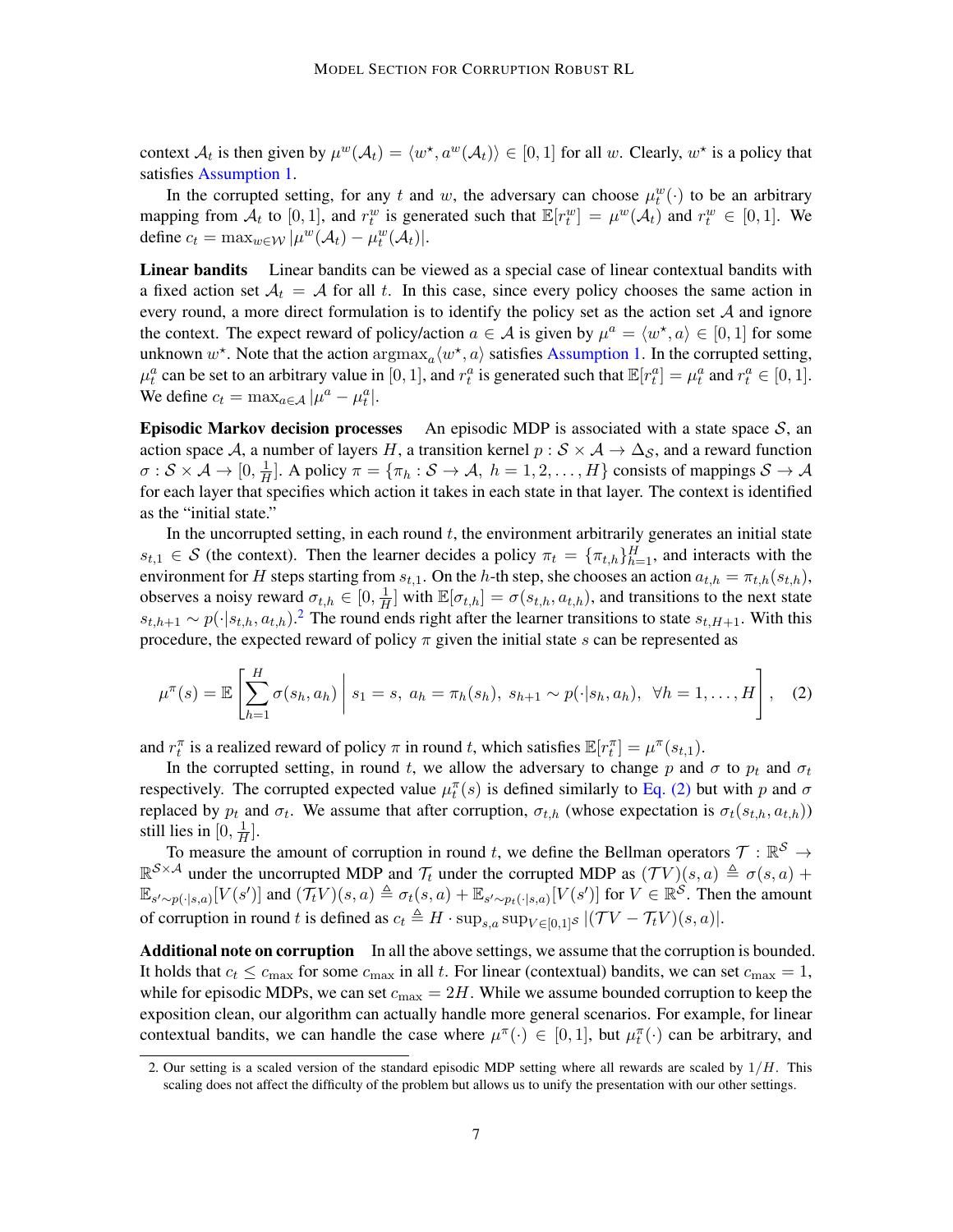context $\mathcal{A}_t$ is then given by $\mu^w(\mathcal{A}_t) = \langle w^\star, a^w(\mathcal{A}_t)\rangle \in [0,1]$ for all $w$. Clearly, $w^\star$ is a policy that satisfies Assumption 1.

In the corrupted setting, for any $t$ and $w$, the adversary can choose $\mu_t^w(\cdot)$ to be an arbitrary mapping from $\mathcal{A}_t$ to $[0,1]$, and $r_t^w$ is generated such that $\mathbb{E}[r_t^w] = \mu^w(\mathcal{A}_t)$ and $r_t^w \in [0,1]$. We define $c_t = \max_{w\in\mathcal{W}} |\mu^w(\mathcal{A}_t) - \mu_t^w(\mathcal{A}_t)|$.

**Linear bandits** Linear bandits can be viewed as a special case of linear contextual bandits with a fixed action set $\mathcal{A}_t = \mathcal{A}$ for all $t$. In this case, since every policy chooses the same action in every round, a more direct formulation is to identify the policy set as the action set $\mathcal{A}$ and ignore the context. The expect reward of policy/action $a \in \mathcal{A}$ is given by $\mu^a = \langle w^\star, a\rangle \in [0,1]$ for some unknown $w^\star$. Note that the action $\mathrm{argmax}_a \langle w^\star, a\rangle$ satisfies Assumption 1. In the corrupted setting, $\mu_t^a$ can be set to an arbitrary value in $[0,1]$, and $r_t^a$ is generated such that $\mathbb{E}[r_t^a] = \mu_t^a$ and $r_t^a \in [0,1]$. We define $c_t = \max_{a\in\mathcal{A}} |\mu^a - \mu_t^a|$.

**Episodic Markov decision processes** An episodic MDP is associated with a state space $\mathcal{S}$, an action space $\mathcal{A}$, a number of layers $H$, a transition kernel $p : \mathcal{S}\times\mathcal{A} \to \Delta_{\mathcal{S}}$, and a reward function $\sigma : \mathcal{S}\times\mathcal{A} \to [0, \frac{1}{H}]$. A policy $\pi = \{\pi_h : \mathcal{S} \to \mathcal{A},\ h = 1, 2, \ldots, H\}$ consists of mappings $\mathcal{S}\to\mathcal{A}$ for each layer that specifies which action it takes in each state in that layer. The context is identified as the "initial state."

In the uncorrupted setting, in each round $t$, the environment arbitrarily generates an initial state $s_{t,1} \in \mathcal{S}$ (the context). Then the learner decides a policy $\pi_t = \{\pi_{t,h}\}_{h=1}^H$, and interacts with the environment for $H$ steps starting from $s_{t,1}$. On the $h$-th step, she chooses an action $a_{t,h} = \pi_{t,h}(s_{t,h})$, observes a noisy reward $\sigma_{t,h} \in [0, \frac{1}{H}]$ with $\mathbb{E}[\sigma_{t,h}] = \sigma(s_{t,h}, a_{t,h})$, and transitions to the next state $s_{t,h+1} \sim p(\cdot|s_{t,h}, a_{t,h})$.[2] The round ends right after the learner transitions to state $s_{t,H+1}$. With this procedure, the expected reward of policy $\pi$ given the initial state $s$ can be represented as

$$\mu^\pi(s) = \mathbb{E}\left[\sum_{h=1}^H \sigma(s_h, a_h)\ \middle|\ s_1 = s,\ a_h = \pi_h(s_h),\ s_{h+1}\sim p(\cdot|s_h, a_h),\ \forall h = 1,\ldots,H\right], \quad (2)$$

and $r_t^\pi$ is a realized reward of policy $\pi$ in round $t$, which satisfies $\mathbb{E}[r_t^\pi] = \mu^\pi(s_{t,1})$.

In the corrupted setting, in round $t$, we allow the adversary to change $p$ and $\sigma$ to $p_t$ and $\sigma_t$ respectively. The corrupted expected value $\mu_t^\pi(s)$ is defined similarly to Eq. (2) but with $p$ and $\sigma$ replaced by $p_t$ and $\sigma_t$. We assume that after corruption, $\sigma_{t,h}$ (whose expectation is $\sigma_t(s_{t,h}, a_{t,h})$) still lies in $[0, \frac{1}{H}]$.

To measure the amount of corruption in round $t$, we define the Bellman operators $\mathcal{T} : \mathbb{R}^{\mathcal{S}} \to \mathbb{R}^{\mathcal{S}\times\mathcal{A}}$ under the uncorrupted MDP and $\mathcal{T}_t$ under the corrupted MDP as $(\mathcal{T}V)(s,a) \triangleq \sigma(s,a) + \mathbb{E}_{s'\sim p(\cdot|s,a)}[V(s')]$ and $(\mathcal{T}_t V)(s,a) \triangleq \sigma_t(s,a) + \mathbb{E}_{s'\sim p_t(\cdot|s,a)}[V(s')]$ for $V\in\mathbb{R}^{\mathcal{S}}$. Then the amount of corruption in round $t$ is defined as $c_t \triangleq H \cdot \sup_{s,a}\sup_{V\in[0,1]^{\mathcal{S}}} |(\mathcal{T}V - \mathcal{T}_t V)(s,a)|$.

**Additional note on corruption** In all the above settings, we assume that the corruption is bounded. It holds that $c_t \le c_{\max}$ for some $c_{\max}$ in all $t$. For linear (contextual) bandits, we can set $c_{\max} = 1$, while for episodic MDPs, we can set $c_{\max} = 2H$. While we assume bounded corruption to keep the exposition clean, our algorithm can actually handle more general scenarios. For example, for linear contextual bandits, we can handle the case where $\mu^\pi(\cdot) \in [0,1]$, but $\mu_t^\pi(\cdot)$ can be arbitrary, and

---

2. Our setting is a scaled version of the standard episodic MDP setting where all rewards are scaled by $1/H$. This scaling does not affect the difficulty of the problem but allows us to unify the presentation with our other settings.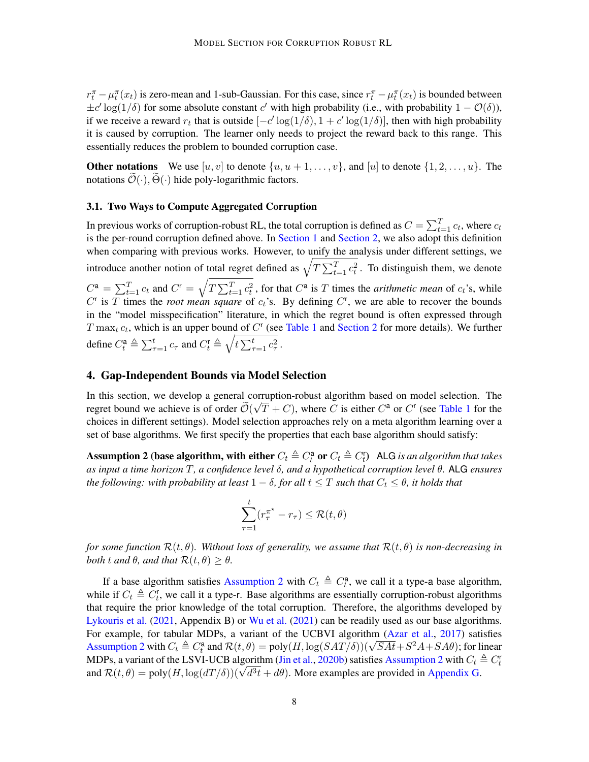$r^\pi_t - \mu^\pi_t(x_t)$ is zero-mean and 1-sub-Gaussian. For this case, since $r^\pi_t - \mu^\pi_t(x_t)$ is bounded between $\pm c' \log(1/\delta)$ for some absolute constant $c'$ with high probability (i.e., with probability $1 - \mathcal{O}(\delta)$), if we receive a reward $r_t$ that is outside $[-c' \log(1/\delta), 1 + c' \log(1/\delta)]$, then with high probability it is caused by corruption. The learner only needs to project the reward back to this range. This essentially reduces the problem to bounded corruption case.

**Other notations** We use $[u, v]$ to denote $\{u, u+1, \ldots, v\}$, and $[u]$ to denote $\{1, 2, \ldots, u\}$. The notations $\widetilde{\mathcal{O}}(\cdot), \widetilde{\Theta}(\cdot)$ hide poly-logarithmic factors.

### 3.1. Two Ways to Compute Aggregated Corruption

In previous works of corruption-robust RL, the total corruption is defined as $C = \sum_{t=1}^T c_t$, where $c_t$ is the per-round corruption defined above. In Section 1 and Section 2, we also adopt this definition when comparing with previous works. However, to unify the analysis under different settings, we introduce another notion of total regret defined as $\sqrt{T \sum_{t=1}^T c_t^2}$. To distinguish them, we denote $C^{\mathsf{a}} = \sum_{t=1}^T c_t$ and $C^{\mathsf{r}} = \sqrt{T \sum_{t=1}^T c_t^2}$, for that $C^{\mathsf{a}}$ is $T$ times the *arithmetic mean* of $c_t$'s, while $C^{\mathsf{r}}$ is $T$ times the *root mean square* of $c_t$'s. By defining $C^{\mathsf{r}}$, we are able to recover the bounds in the "model misspecification" literature, in which the regret bound is often expressed through $T \max_t c_t$, which is an upper bound of $C^{\mathsf{r}}$ (see Table 1 and Section 2 for more details). We further define $C^{\mathsf{a}}_t \triangleq \sum_{\tau=1}^t c_\tau$ and $C^{\mathsf{r}}_t \triangleq \sqrt{t \sum_{\tau=1}^t c_\tau^2}$.

## 4. Gap-Independent Bounds via Model Selection

In this section, we develop a general corruption-robust algorithm based on model selection. The regret bound we achieve is of order $\widetilde{\mathcal{O}}(\sqrt{T} + C)$, where $C$ is either $C^{\mathsf{a}}$ or $C^{\mathsf{r}}$ (see Table 1 for the choices in different settings). Model selection approaches rely on a meta algorithm learning over a set of base algorithms. We first specify the properties that each base algorithm should satisfy:

**Assumption 2 (base algorithm, with either $C_t \triangleq C^{\mathsf{a}}_t$ or $C_t \triangleq C^{\mathsf{r}}_t$)** ALG *is an algorithm that takes as input a time horizon $T$, a confidence level $\delta$, and a hypothetical corruption level $\theta$.* ALG *ensures the following: with probability at least $1 - \delta$, for all $t \le T$ such that $C_t \le \theta$, it holds that*

$$\sum_{\tau=1}^t (r^{\pi^\star}_\tau - r_\tau) \le \mathcal{R}(t, \theta)$$

*for some function $\mathcal{R}(t, \theta)$. Without loss of generality, we assume that $\mathcal{R}(t, \theta)$ is non-decreasing in both $t$ and $\theta$, and that $\mathcal{R}(t, \theta) \ge \theta$.*

If a base algorithm satisfies Assumption 2 with $C_t \triangleq C^{\mathsf{a}}_t$, we call it a type-a base algorithm, while if $C_t \triangleq C^{\mathsf{r}}_t$, we call it a type-r. Base algorithms are essentially corruption-robust algorithms that require the prior knowledge of the total corruption. Therefore, the algorithms developed by Lykouris et al. (2021, Appendix B) or Wu et al. (2021) can be readily used as our base algorithms. For example, for tabular MDPs, a variant of the UCBVI algorithm (Azar et al., 2017) satisfies Assumption 2 with $C_t \triangleq C^{\mathsf{a}}_t$ and $\mathcal{R}(t, \theta) = \text{poly}(H, \log(SAT/\delta))(\sqrt{SAt} + S^2 A + SA\theta)$; for linear MDPs, a variant of the LSVI-UCB algorithm (Jin et al., 2020b) satisfies Assumption 2 with $C_t \triangleq C^{\mathsf{r}}_t$ and $\mathcal{R}(t, \theta) = \text{poly}(H, \log(dT/\delta))(\sqrt{d^3 t} + d\theta)$. More examples are provided in Appendix G.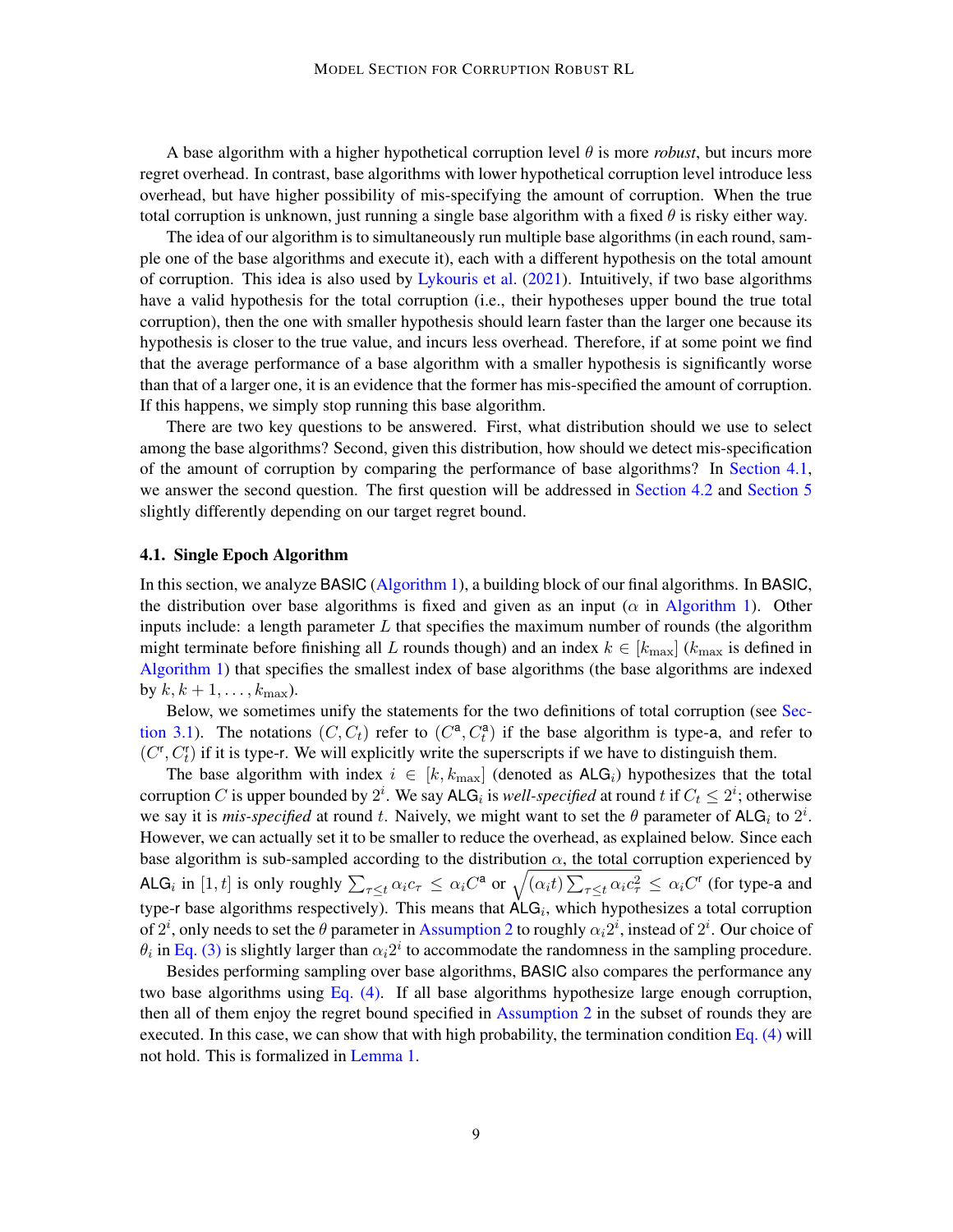A base algorithm with a higher hypothetical corruption level $\theta$ is more *robust*, but incurs more regret overhead. In contrast, base algorithms with lower hypothetical corruption level introduce less overhead, but have higher possibility of mis-specifying the amount of corruption. When the true total corruption is unknown, just running a single base algorithm with a fixed $\theta$ is risky either way.

The idea of our algorithm is to simultaneously run multiple base algorithms (in each round, sample one of the base algorithms and execute it), each with a different hypothesis on the total amount of corruption. This idea is also used by Lykouris et al. (2021). Intuitively, if two base algorithms have a valid hypothesis for the total corruption (i.e., their hypotheses upper bound the true total corruption), then the one with smaller hypothesis should learn faster than the larger one because its hypothesis is closer to the true value, and incurs less overhead. Therefore, if at some point we find that the average performance of a base algorithm with a smaller hypothesis is significantly worse than that of a larger one, it is an evidence that the former has mis-specified the amount of corruption. If this happens, we simply stop running this base algorithm.

There are two key questions to be answered. First, what distribution should we use to select among the base algorithms? Second, given this distribution, how should we detect mis-specification of the amount of corruption by comparing the performance of base algorithms? In Section 4.1, we answer the second question. The first question will be addressed in Section 4.2 and Section 5 slightly differently depending on our target regret bound.

### 4.1. Single Epoch Algorithm

In this section, we analyze BASIC (Algorithm 1), a building block of our final algorithms. In BASIC, the distribution over base algorithms is fixed and given as an input ($\alpha$ in Algorithm 1). Other inputs include: a length parameter $L$ that specifies the maximum number of rounds (the algorithm might terminate before finishing all $L$ rounds though) and an index $k \in [k_{\max}]$ ($k_{\max}$ is defined in Algorithm 1) that specifies the smallest index of base algorithms (the base algorithms are indexed by $k, k+1, \ldots, k_{\max}$).

Below, we sometimes unify the statements for the two definitions of total corruption (see Section 3.1). The notations $(C, C_t)$ refer to $(C^{\mathsf{a}}, C^{\mathsf{a}}_t)$ if the base algorithm is type-a, and refer to $(C^{\mathsf{r}}, C^{\mathsf{r}}_t)$ if it is type-r. We will explicitly write the superscripts if we have to distinguish them.

The base algorithm with index $i \in [k, k_{\max}]$ (denoted as $\mathsf{ALG}_i$) hypothesizes that the total corruption $C$ is upper bounded by $2^i$. We say $\mathsf{ALG}_i$ is *well-specified* at round $t$ if $C_t \le 2^i$; otherwise we say it is *mis-specified* at round $t$. Naively, we might want to set the $\theta$ parameter of $\mathsf{ALG}_i$ to $2^i$. However, we can actually set it to be smaller to reduce the overhead, as explained below. Since each base algorithm is sub-sampled according to the distribution $\alpha$, the total corruption experienced by $\mathsf{ALG}_i$ in $[1, t]$ is only roughly $\sum_{\tau \le t} \alpha_i c_\tau \le \alpha_i C^{\mathsf{a}}$ or $\sqrt{(\alpha_i t) \sum_{\tau \le t} \alpha_i c_\tau^2} \le \alpha_i C^{\mathsf{r}}$ (for type-a and type-r base algorithms respectively). This means that $\mathsf{ALG}_i$, which hypothesizes a total corruption of $2^i$, only needs to set the $\theta$ parameter in Assumption 2 to roughly $\alpha_i 2^i$, instead of $2^i$. Our choice of $\theta_i$ in Eq. (3) is slightly larger than $\alpha_i 2^i$ to accommodate the randomness in the sampling procedure.

Besides performing sampling over base algorithms, BASIC also compares the performance any two base algorithms using Eq. (4). If all base algorithms hypothesize large enough corruption, then all of them enjoy the regret bound specified in Assumption 2 in the subset of rounds they are executed. In this case, we can show that with high probability, the termination condition Eq. (4) will not hold. This is formalized in Lemma 1.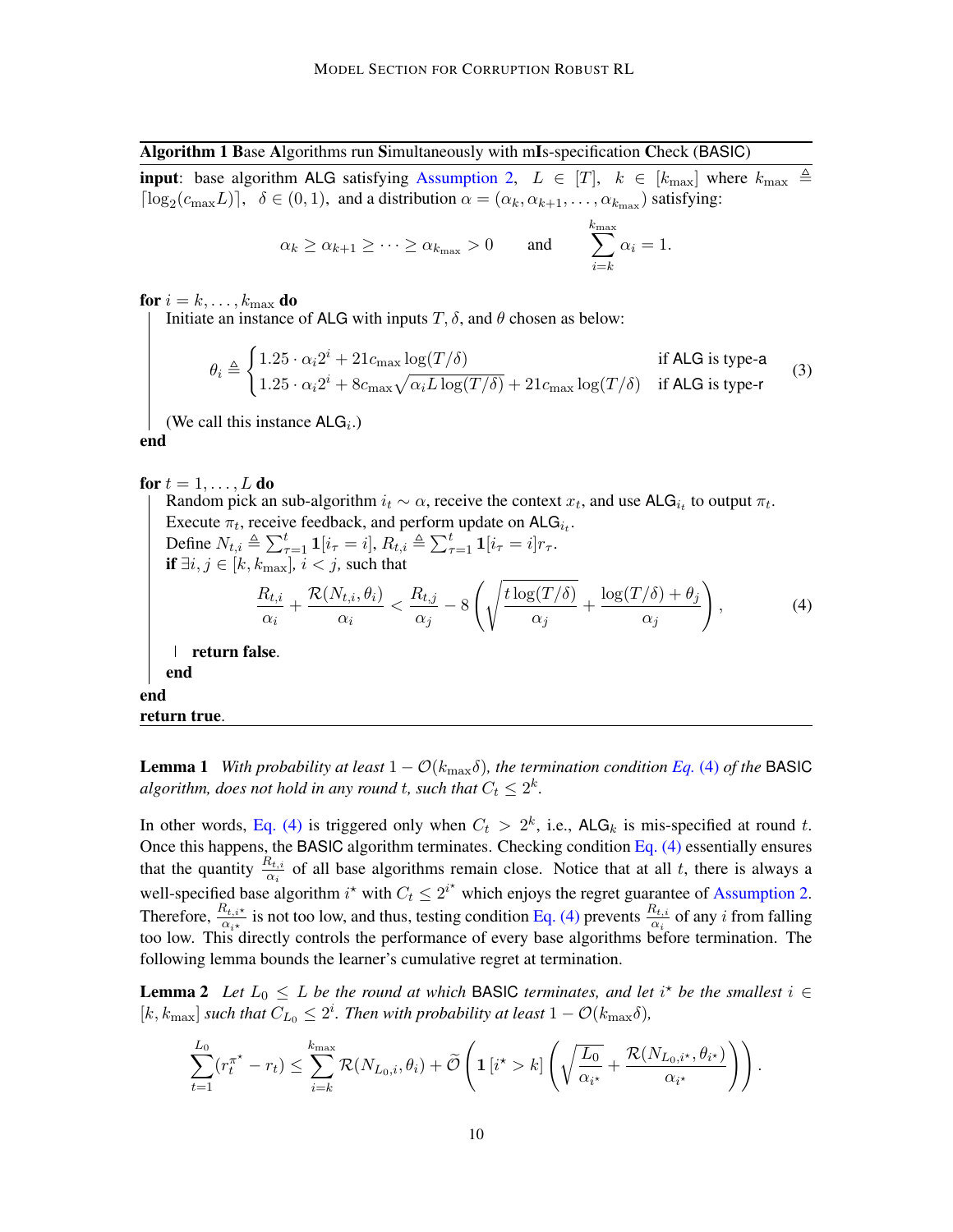**Algorithm 1** **B**ase **A**lgorithms run **S**imultaneously with m**I**s-specification **C**heck (BASIC)

**input**: base algorithm ALG satisfying Assumption 2, $L \in [T]$, $k \in [k_{\max}]$ where $k_{\max} \triangleq \lceil \log_2(c_{\max} L) \rceil$, $\delta \in (0,1)$, and a distribution $\alpha = (\alpha_k, \alpha_{k+1}, \ldots, \alpha_{k_{\max}})$ satisfying:

$$\alpha_k \geq \alpha_{k+1} \geq \cdots \geq \alpha_{k_{\max}} > 0 \qquad \text{and} \qquad \sum_{i=k}^{k_{\max}} \alpha_i = 1.$$

**for** $i = k, \ldots, k_{\max}$ **do**

  Initiate an instance of ALG with inputs $T, \delta$, and $\theta$ chosen as below:

$$\theta_i \triangleq \begin{cases} 1.25 \cdot \alpha_i 2^i + 21 c_{\max} \log(T/\delta) & \text{if ALG is type-a} \\ 1.25 \cdot \alpha_i 2^i + 8 c_{\max} \sqrt{\alpha_i L \log(T/\delta)} + 21 c_{\max} \log(T/\delta) & \text{if ALG is type-r} \end{cases} \tag{3}$$

  (We call this instance $\mathsf{ALG}_i$.)

**end**

**for** $t = 1, \ldots, L$ **do**

  Random pick an sub-algorithm $i_t \sim \alpha$, receive the context $x_t$, and use $\mathsf{ALG}_{i_t}$ to output $\pi_t$.

  Execute $\pi_t$, receive feedback, and perform update on $\mathsf{ALG}_{i_t}$.

  Define $N_{t,i} \triangleq \sum_{\tau=1}^{t} \mathbf{1}[i_\tau = i]$, $R_{t,i} \triangleq \sum_{\tau=1}^{t} \mathbf{1}[i_\tau = i] r_\tau$.

  **if** $\exists i, j \in [k, k_{\max}]$, $i < j$, such that

$$\frac{R_{t,i}}{\alpha_i} + \frac{\mathcal{R}(N_{t,i}, \theta_i)}{\alpha_i} < \frac{R_{t,j}}{\alpha_j} - 8 \left( \sqrt{\frac{t \log(T/\delta)}{\alpha_j}} + \frac{\log(T/\delta) + \theta_j}{\alpha_j} \right), \tag{4}$$

    **return false**.

  **end**

**end**

**return true**.

**Lemma 1** *With probability at least $1 - \mathcal{O}(k_{\max}\delta)$, the termination condition Eq. (4) of the* BASIC *algorithm, does not hold in any round $t$, such that $C_t \leq 2^k$.*

In other words, Eq. (4) is triggered only when $C_t > 2^k$, i.e., $\mathsf{ALG}_k$ is mis-specified at round $t$. Once this happens, the BASIC algorithm terminates. Checking condition Eq. (4) essentially ensures that the quantity $\frac{R_{t,i}}{\alpha_i}$ of all base algorithms remain close. Notice that at all $t$, there is always a well-specified base algorithm $i^\star$ with $C_t \leq 2^{i^\star}$ which enjoys the regret guarantee of Assumption 2. Therefore, $\frac{R_{t,i^\star}}{\alpha_{i^\star}}$ is not too low, and thus, testing condition Eq. (4) prevents $\frac{R_{t,i}}{\alpha_i}$ of any $i$ from falling too low. This directly controls the performance of every base algorithms before termination. The following lemma bounds the learner's cumulative regret at termination.

**Lemma 2** *Let $L_0 \leq L$ be the round at which* BASIC *terminates, and let $i^\star$ be the smallest $i \in [k, k_{\max}]$ such that $C_{L_0} \leq 2^i$. Then with probability at least $1 - \mathcal{O}(k_{\max}\delta)$,*

$$\sum_{t=1}^{L_0} (r_t^{\pi^\star} - r_t) \leq \sum_{i=k}^{k_{\max}} \mathcal{R}(N_{L_0,i}, \theta_i) + \widetilde{\mathcal{O}}\left( \mathbf{1}\left[i^\star > k\right] \left( \sqrt{\frac{L_0}{\alpha_{i^\star}}} + \frac{\mathcal{R}(N_{L_0,i^\star}, \theta_{i^\star})}{\alpha_{i^\star}} \right) \right).$$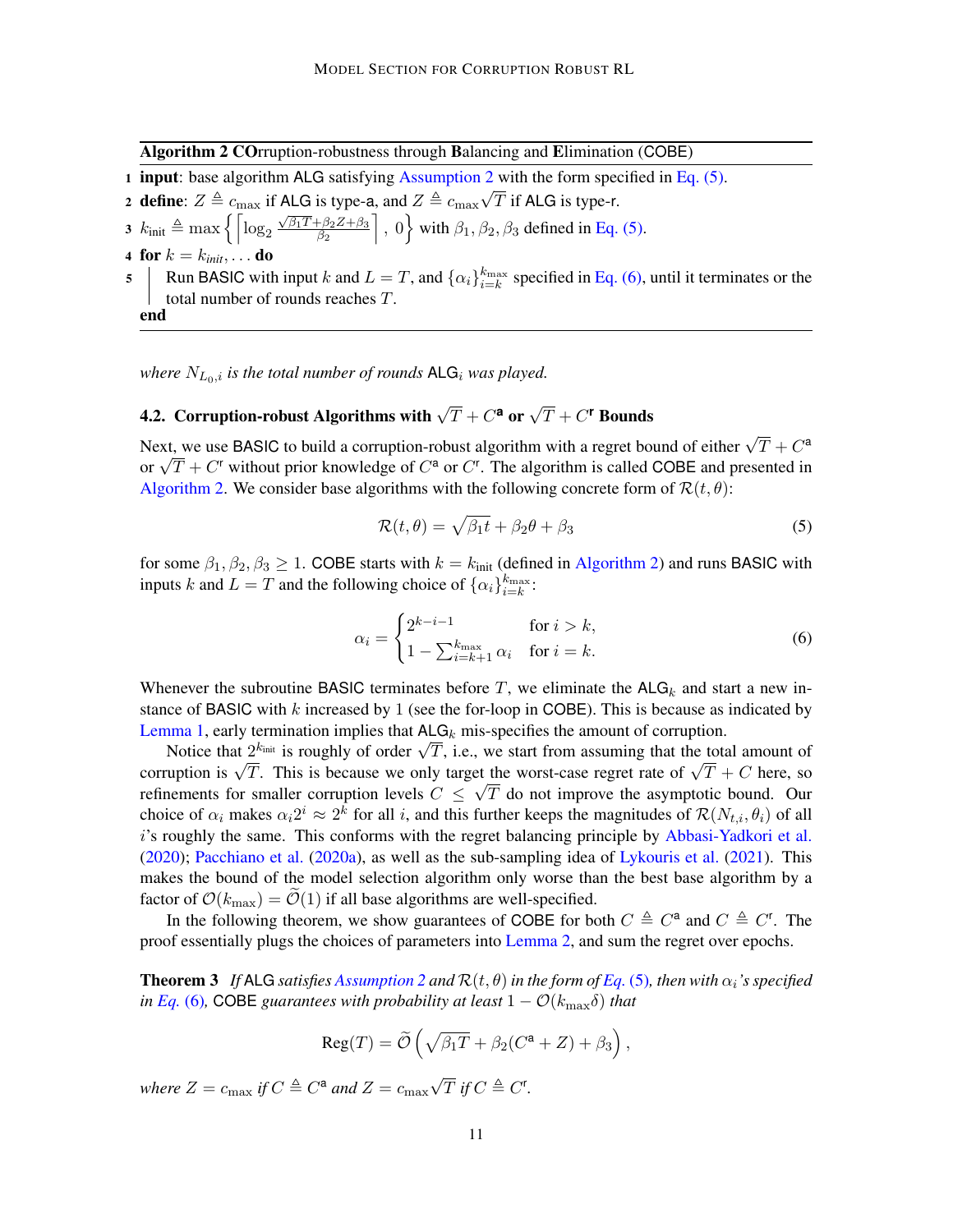**Algorithm 2** **CO**rruption-robustness through **B**alancing and **E**limination (COBE)

1 **input**: base algorithm ALG satisfying Assumption 2 with the form specified in Eq. (5).

2 **define**: $Z \triangleq c_{\max}$ if ALG is type-a, and $Z \triangleq c_{\max}\sqrt{T}$ if ALG is type-r.

3 $k_{\text{init}} \triangleq \max\left\{\left\lceil \log_2 \frac{\sqrt{\beta_1 T}+\beta_2 Z+\beta_3}{\beta_2} \right\rceil, 0\right\}$ with $\beta_1, \beta_2, \beta_3$ defined in Eq. (5).

4 **for** $k = k_{init}, \dots$ **do**

5 &nbsp;&nbsp;&nbsp;&nbsp;Run BASIC with input $k$ and $L = T$, and $\{\alpha_i\}_{i=k}^{k_{\max}}$ specified in Eq. (6), until it terminates or the total number of rounds reaches $T$.

**end**

*where $N_{L_0,i}$ is the total number of rounds* $\mathsf{ALG}_i$ *was played.*

## 4.2. Corruption-robust Algorithms with $\sqrt{T} + C^{\mathsf{a}}$ or $\sqrt{T} + C^{\mathsf{r}}$ Bounds

Next, we use BASIC to build a corruption-robust algorithm with a regret bound of either $\sqrt{T} + C^{\mathsf{a}}$ or $\sqrt{T} + C^{\mathsf{r}}$ without prior knowledge of $C^{\mathsf{a}}$ or $C^{\mathsf{r}}$. The algorithm is called COBE and presented in Algorithm 2. We consider base algorithms with the following concrete form of $\mathcal{R}(t, \theta)$:

$$\mathcal{R}(t, \theta) = \sqrt{\beta_1 t} + \beta_2 \theta + \beta_3 \tag{5}$$

for some $\beta_1, \beta_2, \beta_3 \geq 1$. COBE starts with $k = k_{\text{init}}$ (defined in Algorithm 2) and runs BASIC with inputs $k$ and $L = T$ and the following choice of $\{\alpha_i\}_{i=k}^{k_{\max}}$:

$$\alpha_i = \begin{cases} 2^{k-i-1} & \text{for } i > k, \\ 1 - \sum_{i=k+1}^{k_{\max}} \alpha_i & \text{for } i = k. \end{cases} \tag{6}$$

Whenever the subroutine BASIC terminates before $T$, we eliminate the $\mathsf{ALG}_k$ and start a new instance of BASIC with $k$ increased by 1 (see the for-loop in COBE). This is because as indicated by Lemma 1, early termination implies that $\mathsf{ALG}_k$ mis-specifies the amount of corruption.

Notice that $2^{k_{\text{init}}}$ is roughly of order $\sqrt{T}$, i.e., we start from assuming that the total amount of corruption is $\sqrt{T}$. This is because we only target the worst-case regret rate of $\sqrt{T} + C$ here, so refinements for smaller corruption levels $C \leq \sqrt{T}$ do not improve the asymptotic bound. Our choice of $\alpha_i$ makes $\alpha_i 2^i \approx 2^k$ for all $i$, and this further keeps the magnitudes of $\mathcal{R}(N_{t,i}, \theta_i)$ of all $i$'s roughly the same. This conforms with the regret balancing principle by Abbasi-Yadkori et al. (2020); Pacchiano et al. (2020a), as well as the sub-sampling idea of Lykouris et al. (2021). This makes the bound of the model selection algorithm only worse than the best base algorithm by a factor of $\mathcal{O}(k_{\max}) = \widetilde{\mathcal{O}}(1)$ if all base algorithms are well-specified.

In the following theorem, we show guarantees of COBE for both $C \triangleq C^{\mathsf{a}}$ and $C \triangleq C^{\mathsf{r}}$. The proof essentially plugs the choices of parameters into Lemma 2, and sum the regret over epochs.

**Theorem 3** *If* ALG *satisfies Assumption 2 and $\mathcal{R}(t, \theta)$ in the form of Eq. (5), then with $\alpha_i$'s specified in Eq. (6),* COBE *guarantees with probability at least $1 - \mathcal{O}(k_{\max}\delta)$ that*

$$\text{Reg}(T) = \widetilde{\mathcal{O}}\left(\sqrt{\beta_1 T} + \beta_2(C^{\mathsf{a}} + Z) + \beta_3\right),$$

*where $Z = c_{\max}$ if $C \triangleq C^{\mathsf{a}}$ and $Z = c_{\max}\sqrt{T}$ if $C \triangleq C^{\mathsf{r}}$.*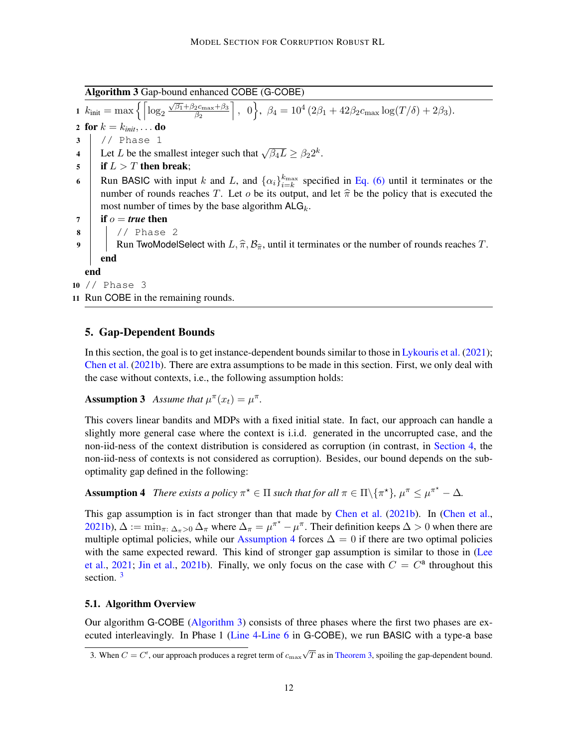**Algorithm 3** Gap-bound enhanced COBE (G-COBE)

```
1  k_init = max{ ⌈log_2 ((√β_1 + β_2 c_max + β_3)/β_2)⌉ , 0 },  β_4 = 10^4 (2β_1 + 42β_2 c_max log(T/δ) + 2β_3).
2  for k = k_init, ... do
3      // Phase 1
4      Let L be the smallest integer such that √(β_4 L) ≥ β_2 2^k.
5      if L > T then break;
6      Run BASIC with input k and L, and {α_i}_{i=k}^{k_max} specified in Eq. (6) until it terminates or the
       number of rounds reaches T. Let o be its output, and let π̂ be the policy that is executed the
       most number of times by the base algorithm ALG_k.
7      if o = true then
8          // Phase 2
9          Run TwoModelSelect with L, π̂, B_π̂, until it terminates or the number of rounds reaches T.
       end
   end
10 // Phase 3
11 Run COBE in the remaining rounds.
```

## 5. Gap-Dependent Bounds

In this section, the goal is to get instance-dependent bounds similar to those in Lykouris et al. (2021); Chen et al. (2021b). There are extra assumptions to be made in this section. First, we only deal with the case without contexts, i.e., the following assumption holds:

**Assumption 3** *Assume that* $\mu^\pi(x_t) = \mu^\pi$.

This covers linear bandits and MDPs with a fixed initial state. In fact, our approach can handle a slightly more general case where the context is i.i.d. generated in the uncorrupted case, and the non-iid-ness of the context distribution is considered as corruption (in contrast, in Section 4, the non-iid-ness of contexts is not considered as corruption). Besides, our bound depends on the sub-optimality gap defined in the following:

**Assumption 4** *There exists a policy* $\pi^\star \in \Pi$ *such that for all* $\pi \in \Pi \backslash \{\pi^\star\}$, $\mu^\pi \le \mu^{\pi^\star} - \Delta$.

This gap assumption is in fact stronger than that made by Chen et al. (2021b). In (Chen et al., 2021b), $\Delta := \min_{\pi:\, \Delta_\pi > 0} \Delta_\pi$ where $\Delta_\pi = \mu^{\pi^\star} - \mu^\pi$. Their definition keeps $\Delta > 0$ when there are multiple optimal policies, while our Assumption 4 forces $\Delta = 0$ if there are two optimal policies with the same expected reward. This kind of stronger gap assumption is similar to those in (Lee et al., 2021; Jin et al., 2021b). Finally, we only focus on the case with $C = C^{\mathsf{a}}$ throughout this section. [3]

### 5.1. Algorithm Overview

Our algorithm G-COBE (Algorithm 3) consists of three phases where the first two phases are executed interleavingly. In Phase 1 (Line 4-Line 6 in G-COBE), we run BASIC with a type-a base

[3] When $C = C^{\mathsf{r}}$, our approach produces a regret term of $c_{\max}\sqrt{T}$ as in Theorem 3, spoiling the gap-dependent bound.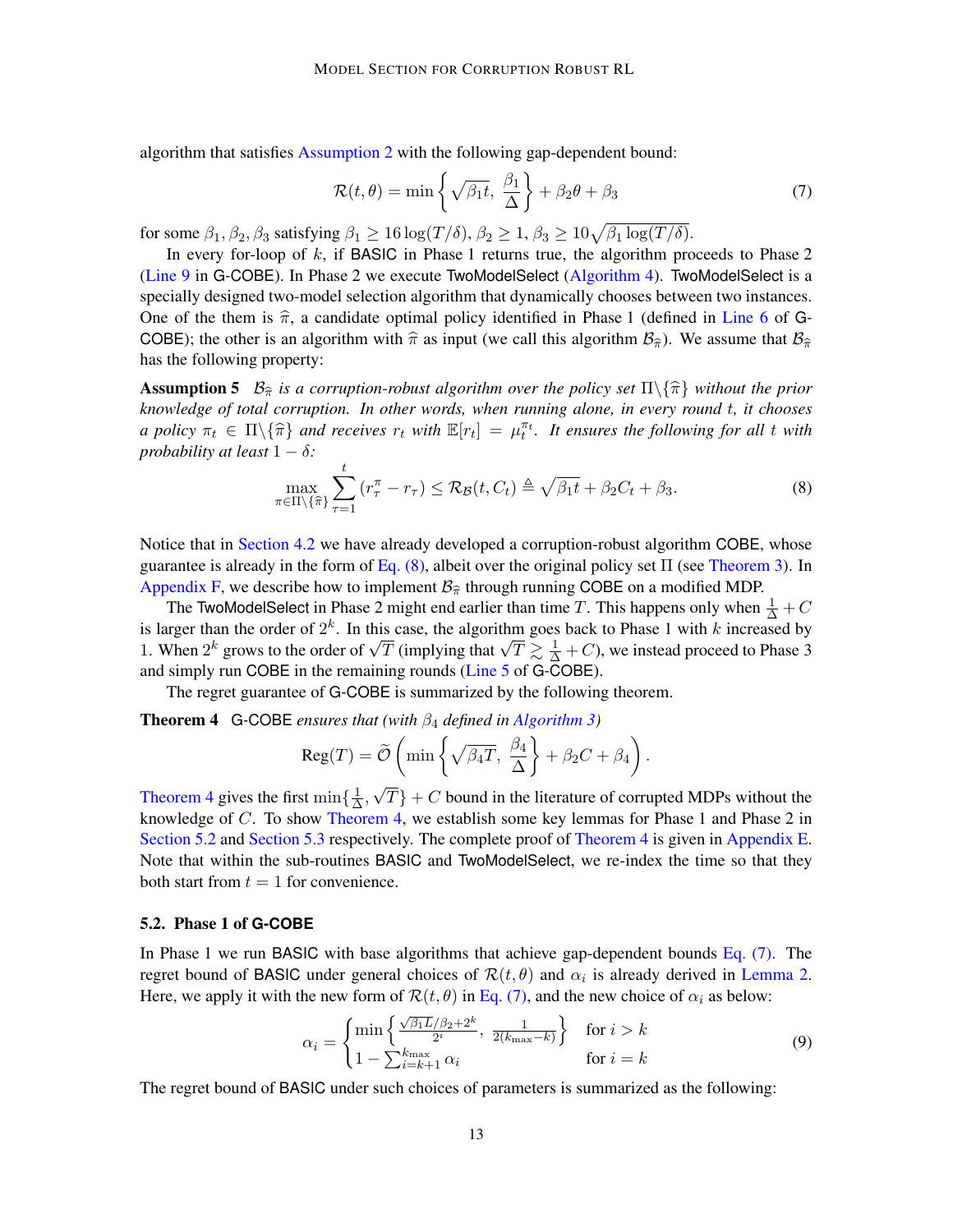algorithm that satisfies Assumption 2 with the following gap-dependent bound:

$$\mathcal{R}(t,\theta) = \min\left\{\sqrt{\beta_1 t},\ \frac{\beta_1}{\Delta}\right\} + \beta_2\theta + \beta_3 \tag{7}$$

for some $\beta_1, \beta_2, \beta_3$ satisfying $\beta_1 \geq 16\log(T/\delta)$, $\beta_2 \geq 1$, $\beta_3 \geq 10\sqrt{\beta_1 \log(T/\delta)}$.

In every for-loop of $k$, if BASIC in Phase 1 returns true, the algorithm proceeds to Phase 2 (Line 9 in G-COBE). In Phase 2 we execute TwoModelSelect (Algorithm 4). TwoModelSelect is a specially designed two-model selection algorithm that dynamically chooses between two instances. One of the them is $\widehat{\pi}$, a candidate optimal policy identified in Phase 1 (defined in Line 6 of G-COBE); the other is an algorithm with $\widehat{\pi}$ as input (we call this algorithm $\mathcal{B}_{\widehat{\pi}}$). We assume that $\mathcal{B}_{\widehat{\pi}}$ has the following property:

**Assumption 5** *$\mathcal{B}_{\widehat{\pi}}$ is a corruption-robust algorithm over the policy set $\Pi\backslash\{\widehat{\pi}\}$ without the prior knowledge of total corruption. In other words, when running alone, in every round $t$, it chooses a policy $\pi_t \in \Pi\backslash\{\widehat{\pi}\}$ and receives $r_t$ with $\mathbb{E}[r_t] = \mu_t^{\pi_t}$. It ensures the following for all $t$ with probability at least $1-\delta$:*

$$\max_{\pi\in\Pi\backslash\{\widehat{\pi}\}} \sum_{\tau=1}^{t} (r_\tau^\pi - r_\tau) \leq \mathcal{R}_{\mathcal{B}}(t, C_t) \triangleq \sqrt{\beta_1 t} + \beta_2 C_t + \beta_3. \tag{8}$$

Notice that in Section 4.2 we have already developed a corruption-robust algorithm COBE, whose guarantee is already in the form of Eq. (8), albeit over the original policy set $\Pi$ (see Theorem 3). In Appendix F, we describe how to implement $\mathcal{B}_{\widehat{\pi}}$ through running COBE on a modified MDP.

The TwoModelSelect in Phase 2 might end earlier than time $T$. This happens only when $\frac{1}{\Delta} + C$ is larger than the order of $2^k$. In this case, the algorithm goes back to Phase 1 with $k$ increased by 1. When $2^k$ grows to the order of $\sqrt{T}$ (implying that $\sqrt{T} \gtrsim \frac{1}{\Delta} + C$), we instead proceed to Phase 3 and simply run COBE in the remaining rounds (Line 5 of G-COBE).

The regret guarantee of G-COBE is summarized by the following theorem.

**Theorem 4** G-COBE *ensures that (with $\beta_4$ defined in Algorithm 3)*

$$\text{Reg}(T) = \widetilde{\mathcal{O}}\left(\min\left\{\sqrt{\beta_4 T},\ \frac{\beta_4}{\Delta}\right\} + \beta_2 C + \beta_4\right).$$

Theorem 4 gives the first $\min\{\frac{1}{\Delta}, \sqrt{T}\} + C$ bound in the literature of corrupted MDPs without the knowledge of $C$. To show Theorem 4, we establish some key lemmas for Phase 1 and Phase 2 in Section 5.2 and Section 5.3 respectively. The complete proof of Theorem 4 is given in Appendix E. Note that within the sub-routines BASIC and TwoModelSelect, we re-index the time so that they both start from $t = 1$ for convenience.

### 5.2. Phase 1 of G-COBE

In Phase 1 we run BASIC with base algorithms that achieve gap-dependent bounds Eq. (7). The regret bound of BASIC under general choices of $\mathcal{R}(t,\theta)$ and $\alpha_i$ is already derived in Lemma 2. Here, we apply it with the new form of $\mathcal{R}(t,\theta)$ in Eq. (7), and the new choice of $\alpha_i$ as below:

$$\alpha_i = \begin{cases} \min\left\{\frac{\sqrt{\beta_1 L/\beta_2} + 2^k}{2^i},\ \frac{1}{2(k_{\max}-k)}\right\} & \text{for } i > k \\ 1 - \sum_{i=k+1}^{k_{\max}} \alpha_i & \text{for } i = k \end{cases} \tag{9}$$

The regret bound of BASIC under such choices of parameters is summarized as the following: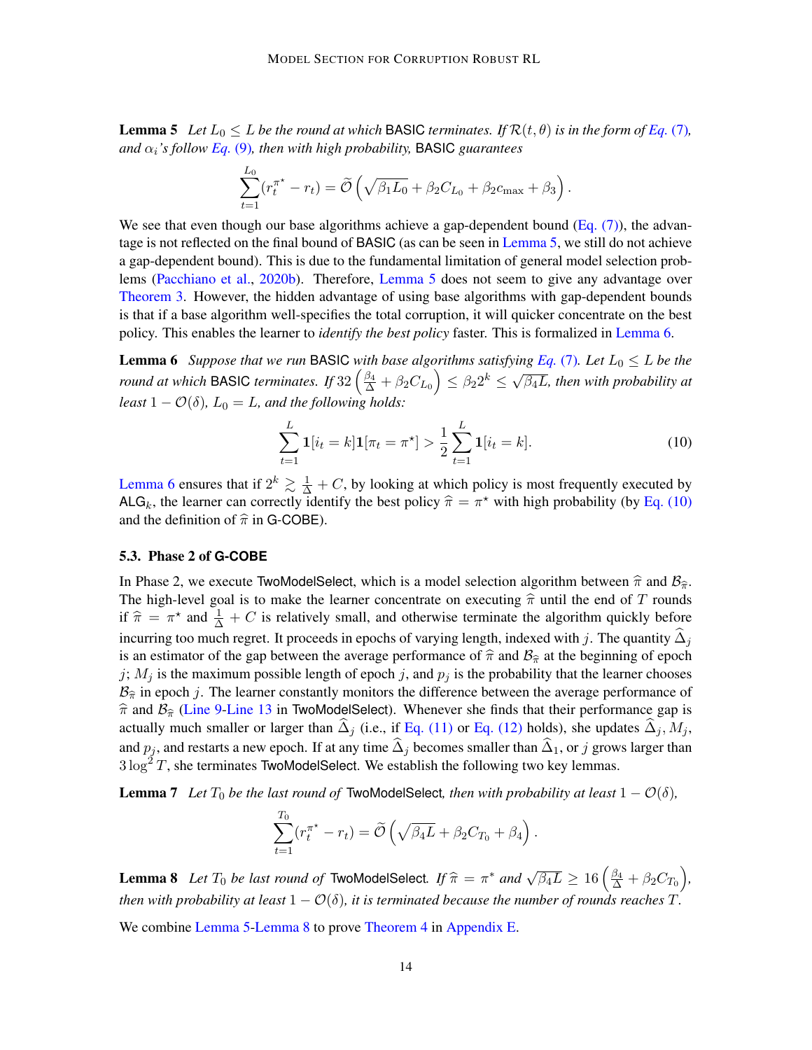**Lemma 5** *Let $L_0 \le L$ be the round at which* BASIC *terminates. If $\mathcal{R}(t,\theta)$ is in the form of Eq. (7), and $\alpha_i$'s follow Eq. (9), then with high probability,* BASIC *guarantees*

$$\sum_{t=1}^{L_0}(r_t^{\pi^\star} - r_t) = \widetilde{\mathcal{O}}\left(\sqrt{\beta_1 L_0} + \beta_2 C_{L_0} + \beta_2 c_{\max} + \beta_3\right).$$

We see that even though our base algorithms achieve a gap-dependent bound (Eq. (7)), the advantage is not reflected on the final bound of BASIC (as can be seen in Lemma 5, we still do not achieve a gap-dependent bound). This is due to the fundamental limitation of general model selection problems (Pacchiano et al., 2020b). Therefore, Lemma 5 does not seem to give any advantage over Theorem 3. However, the hidden advantage of using base algorithms with gap-dependent bounds is that if a base algorithm well-specifies the total corruption, it will quicker concentrate on the best policy. This enables the learner to *identify the best policy* faster. This is formalized in Lemma 6.

**Lemma 6** *Suppose that we run* BASIC *with base algorithms satisfying Eq. (7). Let $L_0 \le L$ be the round at which* BASIC *terminates. If $32\left(\frac{\beta_4}{\Delta} + \beta_2 C_{L_0}\right) \le \beta_2 2^k \le \sqrt{\beta_4 L}$, then with probability at least $1 - \mathcal{O}(\delta)$, $L_0 = L$, and the following holds:*

$$\sum_{t=1}^{L}\mathbf{1}[i_t = k]\mathbf{1}[\pi_t = \pi^\star] > \frac{1}{2}\sum_{t=1}^{L}\mathbf{1}[i_t = k]. \tag{10}$$

Lemma 6 ensures that if $2^k \gtrsim \frac{1}{\Delta} + C$, by looking at which policy is most frequently executed by $\mathsf{ALG}_k$, the learner can correctly identify the best policy $\widehat{\pi} = \pi^\star$ with high probability (by Eq. (10) and the definition of $\widehat{\pi}$ in G-COBE).

### 5.3. Phase 2 of G-COBE

In Phase 2, we execute TwoModelSelect, which is a model selection algorithm between $\widehat{\pi}$ and $\mathcal{B}_{\widehat{\pi}}$. The high-level goal is to make the learner concentrate on executing $\widehat{\pi}$ until the end of $T$ rounds if $\widehat{\pi} = \pi^\star$ and $\frac{1}{\Delta} + C$ is relatively small, and otherwise terminate the algorithm quickly before incurring too much regret. It proceeds in epochs of varying length, indexed with $j$. The quantity $\widehat{\Delta}_j$ is an estimator of the gap between the average performance of $\widehat{\pi}$ and $\mathcal{B}_{\widehat{\pi}}$ at the beginning of epoch $j$; $M_j$ is the maximum possible length of epoch $j$, and $p_j$ is the probability that the learner chooses $\mathcal{B}_{\widehat{\pi}}$ in epoch $j$. The learner constantly monitors the difference between the average performance of $\widehat{\pi}$ and $\mathcal{B}_{\widehat{\pi}}$ (Line 9-Line 13 in TwoModelSelect). Whenever she finds that their performance gap is actually much smaller or larger than $\widehat{\Delta}_j$ (i.e., if Eq. (11) or Eq. (12) holds), she updates $\widehat{\Delta}_j$, $M_j$, and $p_j$, and restarts a new epoch. If at any time $\widehat{\Delta}_j$ becomes smaller than $\widehat{\Delta}_1$, or $j$ grows larger than $3\log^2 T$, she terminates TwoModelSelect. We establish the following two key lemmas.

**Lemma 7** *Let $T_0$ be the last round of* TwoModelSelect*, then with probability at least $1 - \mathcal{O}(\delta)$,*

$$\sum_{t=1}^{T_0}(r_t^{\pi^\star} - r_t) = \widetilde{\mathcal{O}}\left(\sqrt{\beta_4 L} + \beta_2 C_{T_0} + \beta_4\right).$$

**Lemma 8** *Let $T_0$ be last round of* TwoModelSelect*. If $\widehat{\pi} = \pi^*$ and $\sqrt{\beta_4 L} \ge 16\left(\frac{\beta_4}{\Delta} + \beta_2 C_{T_0}\right)$, then with probability at least $1 - \mathcal{O}(\delta)$, it is terminated because the number of rounds reaches $T$.*

We combine Lemma 5-Lemma 8 to prove Theorem 4 in Appendix E.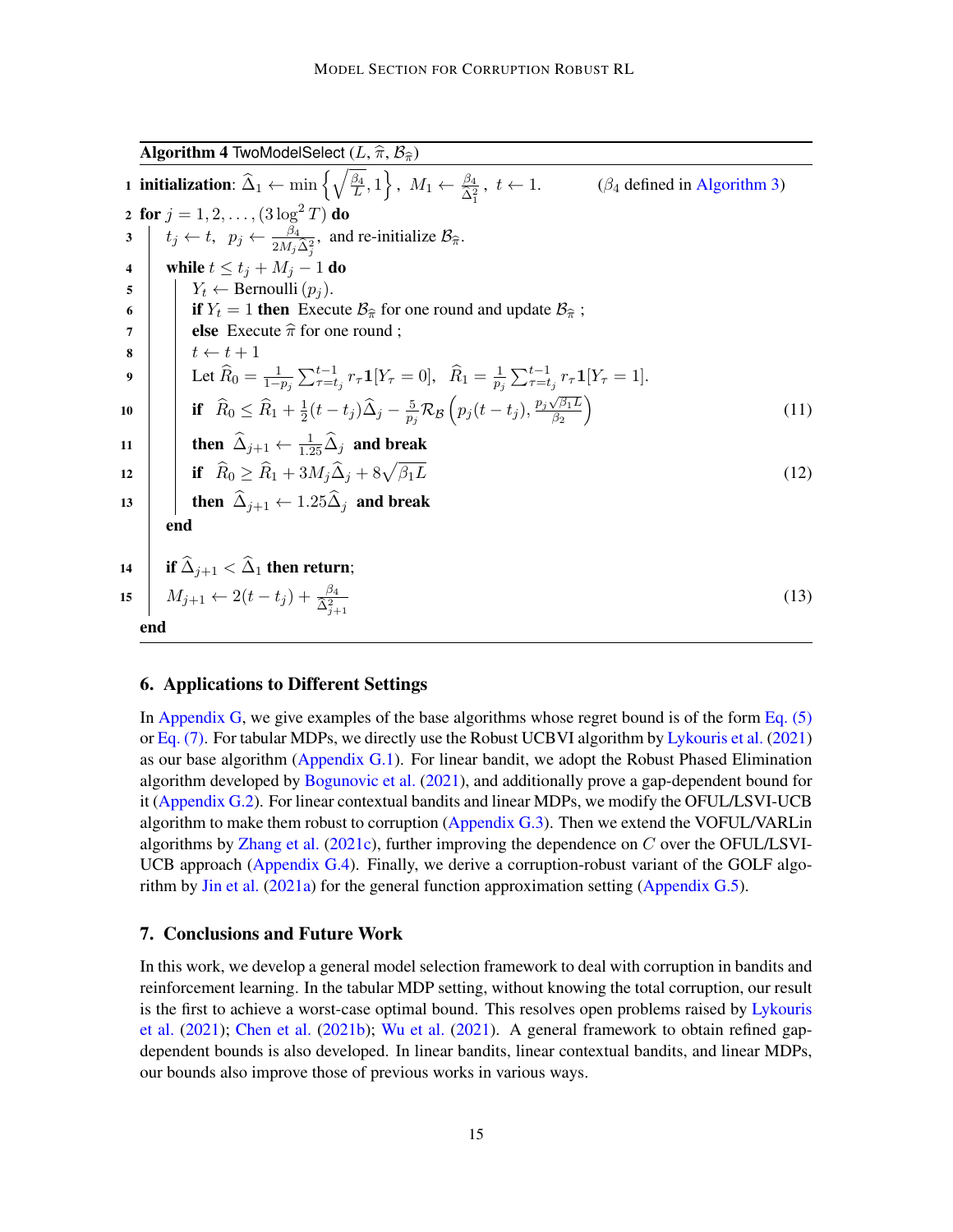**Algorithm 4** TwoModelSelect ($L$, $\widehat{\pi}$, $\mathcal{B}_{\widehat{\pi}}$)

```
1  initialization: Δ̂_1 ← min{ sqrt(β_4 / L), 1 },  M_1 ← β_4 / Δ̂_1^2,  t ← 1.          (β_4 defined in Algorithm 3)
2  for j = 1, 2, ..., (3 log^2 T) do
3      t_j ← t,  p_j ← β_4 / (2 M_j Δ̂_j^2),  and re-initialize B_π̂.
4      while t ≤ t_j + M_j − 1 do
5          Y_t ← Bernoulli(p_j).
6          if Y_t = 1 then  Execute B_π̂ for one round and update B_π̂ ;
7          else  Execute π̂ for one round ;
8          t ← t + 1
9          Let R̂_0 = 1/(1−p_j) Σ_{τ=t_j}^{t−1} r_τ 1[Y_τ = 0],   R̂_1 = 1/p_j Σ_{τ=t_j}^{t−1} r_τ 1[Y_τ = 1].
10         if  R̂_0 ≤ R̂_1 + (1/2)(t − t_j)Δ̂_j − (5/p_j) R_B( p_j(t − t_j), p_j sqrt(β_1 L) / β_2 )        (11)
11         then  Δ̂_{j+1} ← (1/1.25) Δ̂_j  and break
12         if  R̂_0 ≥ R̂_1 + 3 M_j Δ̂_j + 8 sqrt(β_1 L)                                                   (12)
13         then  Δ̂_{j+1} ← 1.25 Δ̂_j  and break
       end
14     if Δ̂_{j+1} < Δ̂_1 then return;
15     M_{j+1} ← 2(t − t_j) + β_4 / Δ̂_{j+1}^2                                                          (13)
   end
```

Where:

- Line 1: $\widehat{\Delta}_1 \leftarrow \min\left\{\sqrt{\frac{\beta_4}{L}}, 1\right\}$, $M_1 \leftarrow \frac{\beta_4}{\widehat{\Delta}_1^2}$, $t \leftarrow 1$.
- Line 3: $t_j \leftarrow t$, $p_j \leftarrow \frac{\beta_4}{2M_j\widehat{\Delta}_j^2}$
- Line 9: $\widehat{R}_0 = \frac{1}{1-p_j}\sum_{\tau=t_j}^{t-1} r_\tau \mathbf{1}[Y_\tau = 0]$, $\widehat{R}_1 = \frac{1}{p_j}\sum_{\tau=t_j}^{t-1} r_\tau \mathbf{1}[Y_\tau = 1]$.

$$\widehat{R}_0 \le \widehat{R}_1 + \frac{1}{2}(t-t_j)\widehat{\Delta}_j - \frac{5}{p_j}\mathcal{R}_{\mathcal{B}}\left(p_j(t-t_j), \frac{p_j\sqrt{\beta_1 L}}{\beta_2}\right) \tag{11}$$

$$\widehat{R}_0 \ge \widehat{R}_1 + 3M_j\widehat{\Delta}_j + 8\sqrt{\beta_1 L} \tag{12}$$

$$M_{j+1} \leftarrow 2(t-t_j) + \frac{\beta_4}{\widehat{\Delta}_{j+1}^2} \tag{13}$$

## 6. Applications to Different Settings

In Appendix G, we give examples of the base algorithms whose regret bound is of the form Eq. (5) or Eq. (7). For tabular MDPs, we directly use the Robust UCBVI algorithm by Lykouris et al. (2021) as our base algorithm (Appendix G.1). For linear bandit, we adopt the Robust Phased Elimination algorithm developed by Bogunovic et al. (2021), and additionally prove a gap-dependent bound for it (Appendix G.2). For linear contextual bandits and linear MDPs, we modify the OFUL/LSVI-UCB algorithm to make them robust to corruption (Appendix G.3). Then we extend the VOFUL/VARLin algorithms by Zhang et al. (2021c), further improving the dependence on $C$ over the OFUL/LSVI-UCB approach (Appendix G.4). Finally, we derive a corruption-robust variant of the GOLF algorithm by Jin et al. (2021a) for the general function approximation setting (Appendix G.5).

## 7. Conclusions and Future Work

In this work, we develop a general model selection framework to deal with corruption in bandits and reinforcement learning. In the tabular MDP setting, without knowing the total corruption, our result is the first to achieve a worst-case optimal bound. This resolves open problems raised by Lykouris et al. (2021); Chen et al. (2021b); Wu et al. (2021). A general framework to obtain refined gap-dependent bounds is also developed. In linear bandits, linear contextual bandits, and linear MDPs, our bounds also improve those of previous works in various ways.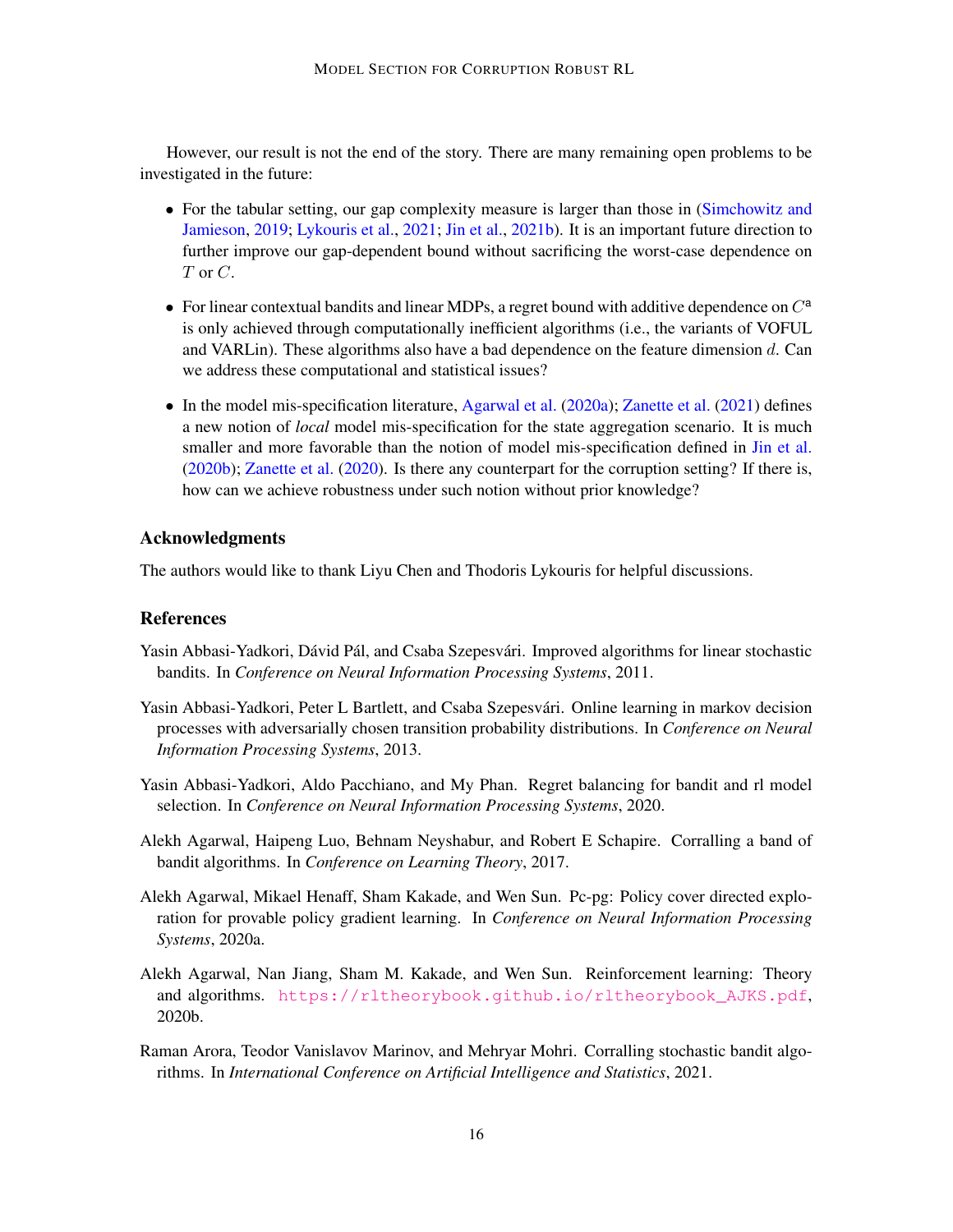However, our result is not the end of the story. There are many remaining open problems to be investigated in the future:

- For the tabular setting, our gap complexity measure is larger than those in (Simchowitz and Jamieson, 2019; Lykouris et al., 2021; Jin et al., 2021b). It is an important future direction to further improve our gap-dependent bound without sacrificing the worst-case dependence on $T$ or $C$.
- For linear contextual bandits and linear MDPs, a regret bound with additive dependence on $C^{\mathsf{a}}$ is only achieved through computationally inefficient algorithms (i.e., the variants of VOFUL and VARLin). These algorithms also have a bad dependence on the feature dimension $d$. Can we address these computational and statistical issues?
- In the model mis-specification literature, Agarwal et al. (2020a); Zanette et al. (2021) defines a new notion of *local* model mis-specification for the state aggregation scenario. It is much smaller and more favorable than the notion of model mis-specification defined in Jin et al. (2020b); Zanette et al. (2020). Is there any counterpart for the corruption setting? If there is, how can we achieve robustness under such notion without prior knowledge?

## Acknowledgments

The authors would like to thank Liyu Chen and Thodoris Lykouris for helpful discussions.

## References

Yasin Abbasi-Yadkori, Dávid Pál, and Csaba Szepesvári. Improved algorithms for linear stochastic bandits. In *Conference on Neural Information Processing Systems*, 2011.

Yasin Abbasi-Yadkori, Peter L Bartlett, and Csaba Szepesvári. Online learning in markov decision processes with adversarially chosen transition probability distributions. In *Conference on Neural Information Processing Systems*, 2013.

Yasin Abbasi-Yadkori, Aldo Pacchiano, and My Phan. Regret balancing for bandit and rl model selection. In *Conference on Neural Information Processing Systems*, 2020.

Alekh Agarwal, Haipeng Luo, Behnam Neyshabur, and Robert E Schapire. Corralling a band of bandit algorithms. In *Conference on Learning Theory*, 2017.

Alekh Agarwal, Mikael Henaff, Sham Kakade, and Wen Sun. Pc-pg: Policy cover directed exploration for provable policy gradient learning. In *Conference on Neural Information Processing Systems*, 2020a.

Alekh Agarwal, Nan Jiang, Sham M. Kakade, and Wen Sun. Reinforcement learning: Theory and algorithms. https://rltheorybook.github.io/rltheorybook_AJKS.pdf, 2020b.

Raman Arora, Teodor Vanislavov Marinov, and Mehryar Mohri. Corralling stochastic bandit algorithms. In *International Conference on Artificial Intelligence and Statistics*, 2021.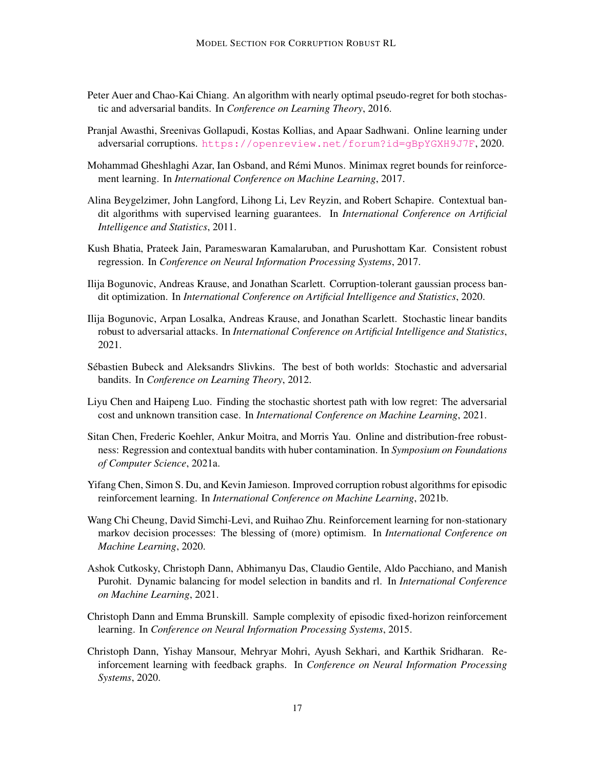Peter Auer and Chao-Kai Chiang. An algorithm with nearly optimal pseudo-regret for both stochastic and adversarial bandits. In *Conference on Learning Theory*, 2016.

Pranjal Awasthi, Sreenivas Gollapudi, Kostas Kollias, and Apaar Sadhwani. Online learning under adversarial corruptions. https://openreview.net/forum?id=gBpYGXH9J7F, 2020.

Mohammad Gheshlaghi Azar, Ian Osband, and Rémi Munos. Minimax regret bounds for reinforcement learning. In *International Conference on Machine Learning*, 2017.

Alina Beygelzimer, John Langford, Lihong Li, Lev Reyzin, and Robert Schapire. Contextual bandit algorithms with supervised learning guarantees. In *International Conference on Artificial Intelligence and Statistics*, 2011.

Kush Bhatia, Prateek Jain, Parameswaran Kamalaruban, and Purushottam Kar. Consistent robust regression. In *Conference on Neural Information Processing Systems*, 2017.

Ilija Bogunovic, Andreas Krause, and Jonathan Scarlett. Corruption-tolerant gaussian process bandit optimization. In *International Conference on Artificial Intelligence and Statistics*, 2020.

Ilija Bogunovic, Arpan Losalka, Andreas Krause, and Jonathan Scarlett. Stochastic linear bandits robust to adversarial attacks. In *International Conference on Artificial Intelligence and Statistics*, 2021.

Sébastien Bubeck and Aleksandrs Slivkins. The best of both worlds: Stochastic and adversarial bandits. In *Conference on Learning Theory*, 2012.

Liyu Chen and Haipeng Luo. Finding the stochastic shortest path with low regret: The adversarial cost and unknown transition case. In *International Conference on Machine Learning*, 2021.

Sitan Chen, Frederic Koehler, Ankur Moitra, and Morris Yau. Online and distribution-free robustness: Regression and contextual bandits with huber contamination. In *Symposium on Foundations of Computer Science*, 2021a.

Yifang Chen, Simon S. Du, and Kevin Jamieson. Improved corruption robust algorithms for episodic reinforcement learning. In *International Conference on Machine Learning*, 2021b.

Wang Chi Cheung, David Simchi-Levi, and Ruihao Zhu. Reinforcement learning for non-stationary markov decision processes: The blessing of (more) optimism. In *International Conference on Machine Learning*, 2020.

Ashok Cutkosky, Christoph Dann, Abhimanyu Das, Claudio Gentile, Aldo Pacchiano, and Manish Purohit. Dynamic balancing for model selection in bandits and rl. In *International Conference on Machine Learning*, 2021.

Christoph Dann and Emma Brunskill. Sample complexity of episodic fixed-horizon reinforcement learning. In *Conference on Neural Information Processing Systems*, 2015.

Christoph Dann, Yishay Mansour, Mehryar Mohri, Ayush Sekhari, and Karthik Sridharan. Reinforcement learning with feedback graphs. In *Conference on Neural Information Processing Systems*, 2020.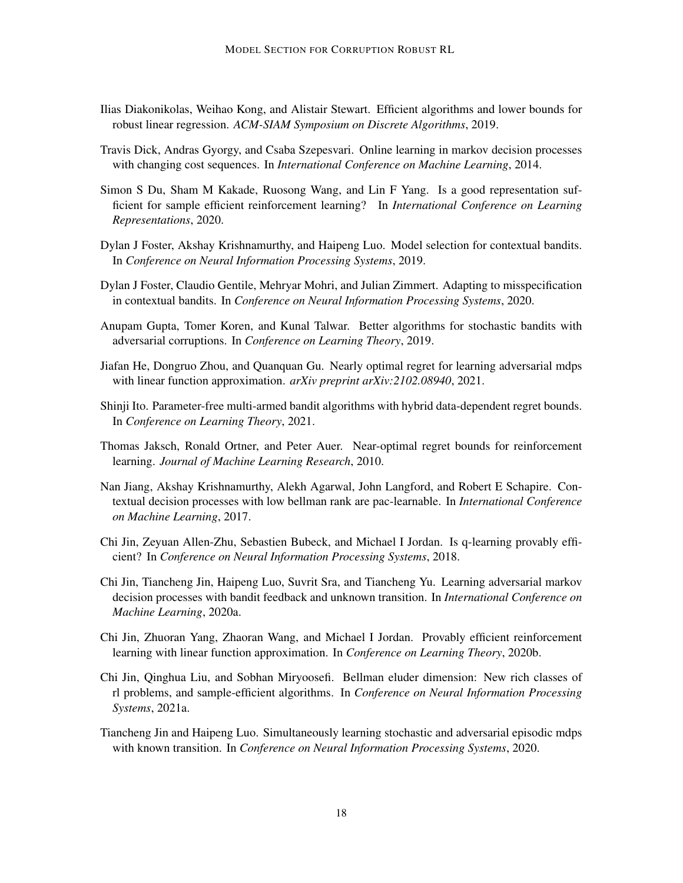Ilias Diakonikolas, Weihao Kong, and Alistair Stewart. Efficient algorithms and lower bounds for robust linear regression. *ACM-SIAM Symposium on Discrete Algorithms*, 2019.

Travis Dick, Andras Gyorgy, and Csaba Szepesvari. Online learning in markov decision processes with changing cost sequences. In *International Conference on Machine Learning*, 2014.

Simon S Du, Sham M Kakade, Ruosong Wang, and Lin F Yang. Is a good representation sufficient for sample efficient reinforcement learning? In *International Conference on Learning Representations*, 2020.

Dylan J Foster, Akshay Krishnamurthy, and Haipeng Luo. Model selection for contextual bandits. In *Conference on Neural Information Processing Systems*, 2019.

Dylan J Foster, Claudio Gentile, Mehryar Mohri, and Julian Zimmert. Adapting to misspecification in contextual bandits. In *Conference on Neural Information Processing Systems*, 2020.

Anupam Gupta, Tomer Koren, and Kunal Talwar. Better algorithms for stochastic bandits with adversarial corruptions. In *Conference on Learning Theory*, 2019.

Jiafan He, Dongruo Zhou, and Quanquan Gu. Nearly optimal regret for learning adversarial mdps with linear function approximation. *arXiv preprint arXiv:2102.08940*, 2021.

Shinji Ito. Parameter-free multi-armed bandit algorithms with hybrid data-dependent regret bounds. In *Conference on Learning Theory*, 2021.

Thomas Jaksch, Ronald Ortner, and Peter Auer. Near-optimal regret bounds for reinforcement learning. *Journal of Machine Learning Research*, 2010.

Nan Jiang, Akshay Krishnamurthy, Alekh Agarwal, John Langford, and Robert E Schapire. Contextual decision processes with low bellman rank are pac-learnable. In *International Conference on Machine Learning*, 2017.

Chi Jin, Zeyuan Allen-Zhu, Sebastien Bubeck, and Michael I Jordan. Is q-learning provably efficient? In *Conference on Neural Information Processing Systems*, 2018.

Chi Jin, Tiancheng Jin, Haipeng Luo, Suvrit Sra, and Tiancheng Yu. Learning adversarial markov decision processes with bandit feedback and unknown transition. In *International Conference on Machine Learning*, 2020a.

Chi Jin, Zhuoran Yang, Zhaoran Wang, and Michael I Jordan. Provably efficient reinforcement learning with linear function approximation. In *Conference on Learning Theory*, 2020b.

Chi Jin, Qinghua Liu, and Sobhan Miryoosefi. Bellman eluder dimension: New rich classes of rl problems, and sample-efficient algorithms. In *Conference on Neural Information Processing Systems*, 2021a.

Tiancheng Jin and Haipeng Luo. Simultaneously learning stochastic and adversarial episodic mdps with known transition. In *Conference on Neural Information Processing Systems*, 2020.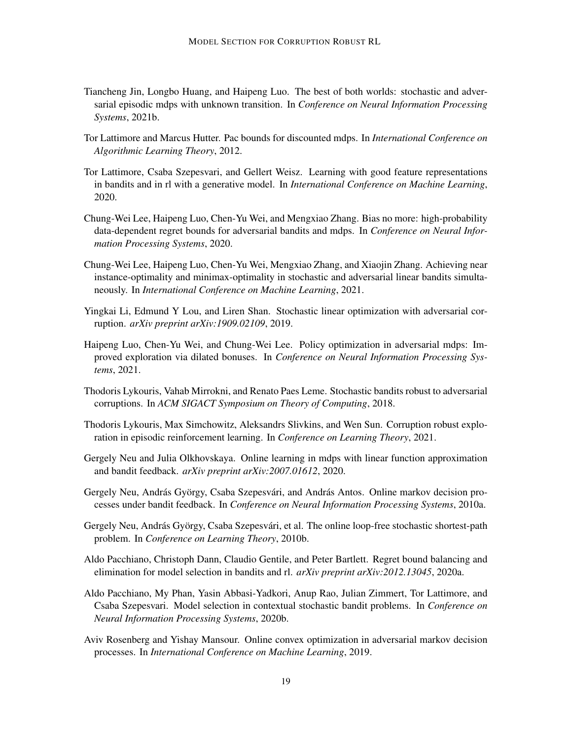Tiancheng Jin, Longbo Huang, and Haipeng Luo. The best of both worlds: stochastic and adversarial episodic mdps with unknown transition. In *Conference on Neural Information Processing Systems*, 2021b.

Tor Lattimore and Marcus Hutter. Pac bounds for discounted mdps. In *International Conference on Algorithmic Learning Theory*, 2012.

Tor Lattimore, Csaba Szepesvari, and Gellert Weisz. Learning with good feature representations in bandits and in rl with a generative model. In *International Conference on Machine Learning*, 2020.

Chung-Wei Lee, Haipeng Luo, Chen-Yu Wei, and Mengxiao Zhang. Bias no more: high-probability data-dependent regret bounds for adversarial bandits and mdps. In *Conference on Neural Information Processing Systems*, 2020.

Chung-Wei Lee, Haipeng Luo, Chen-Yu Wei, Mengxiao Zhang, and Xiaojin Zhang. Achieving near instance-optimality and minimax-optimality in stochastic and adversarial linear bandits simultaneously. In *International Conference on Machine Learning*, 2021.

Yingkai Li, Edmund Y Lou, and Liren Shan. Stochastic linear optimization with adversarial corruption. *arXiv preprint arXiv:1909.02109*, 2019.

Haipeng Luo, Chen-Yu Wei, and Chung-Wei Lee. Policy optimization in adversarial mdps: Improved exploration via dilated bonuses. In *Conference on Neural Information Processing Systems*, 2021.

Thodoris Lykouris, Vahab Mirrokni, and Renato Paes Leme. Stochastic bandits robust to adversarial corruptions. In *ACM SIGACT Symposium on Theory of Computing*, 2018.

Thodoris Lykouris, Max Simchowitz, Aleksandrs Slivkins, and Wen Sun. Corruption robust exploration in episodic reinforcement learning. In *Conference on Learning Theory*, 2021.

Gergely Neu and Julia Olkhovskaya. Online learning in mdps with linear function approximation and bandit feedback. *arXiv preprint arXiv:2007.01612*, 2020.

Gergely Neu, András György, Csaba Szepesvári, and András Antos. Online markov decision processes under bandit feedback. In *Conference on Neural Information Processing Systems*, 2010a.

Gergely Neu, András György, Csaba Szepesvári, et al. The online loop-free stochastic shortest-path problem. In *Conference on Learning Theory*, 2010b.

Aldo Pacchiano, Christoph Dann, Claudio Gentile, and Peter Bartlett. Regret bound balancing and elimination for model selection in bandits and rl. *arXiv preprint arXiv:2012.13045*, 2020a.

Aldo Pacchiano, My Phan, Yasin Abbasi-Yadkori, Anup Rao, Julian Zimmert, Tor Lattimore, and Csaba Szepesvari. Model selection in contextual stochastic bandit problems. In *Conference on Neural Information Processing Systems*, 2020b.

Aviv Rosenberg and Yishay Mansour. Online convex optimization in adversarial markov decision processes. In *International Conference on Machine Learning*, 2019.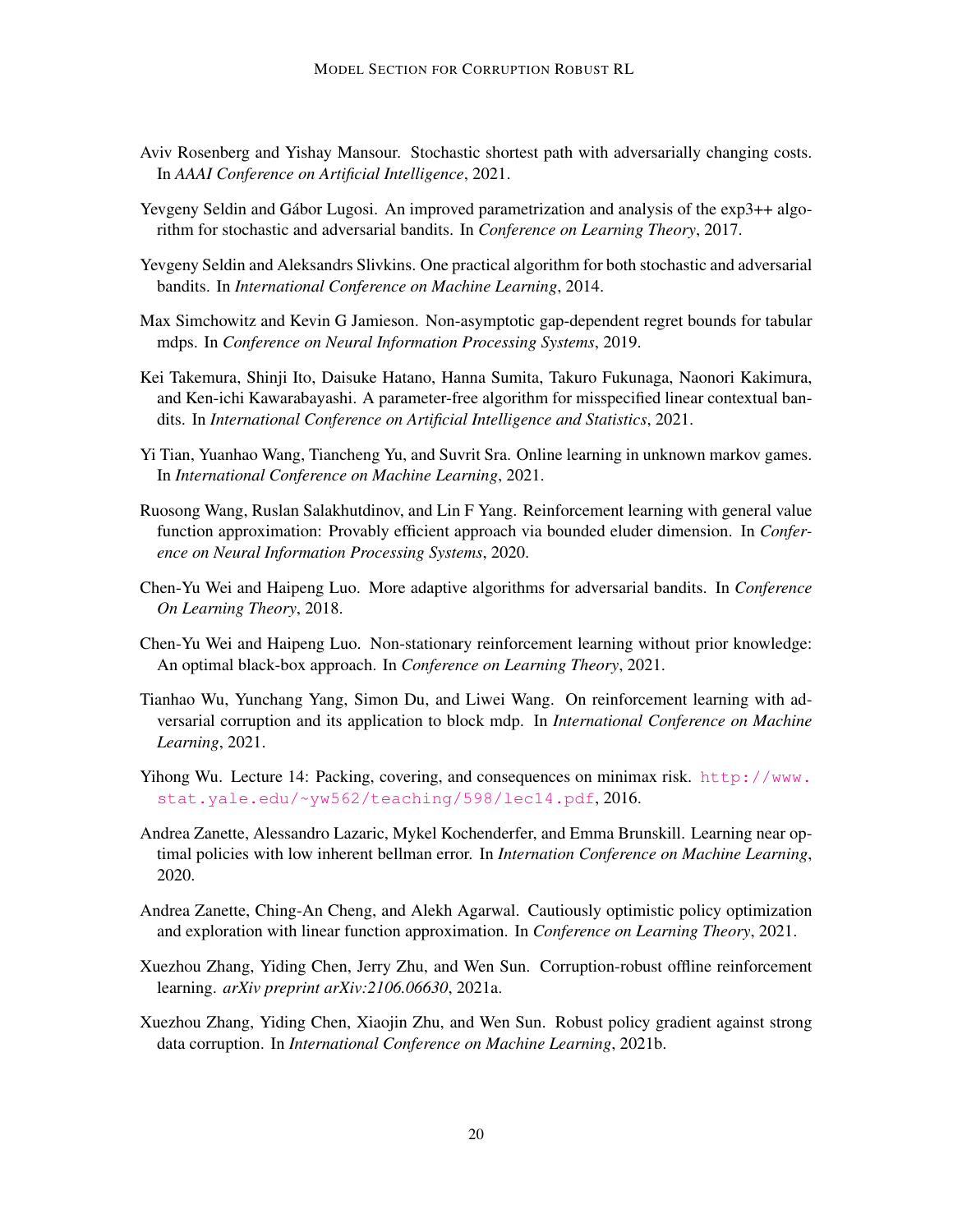Aviv Rosenberg and Yishay Mansour. Stochastic shortest path with adversarially changing costs. In *AAAI Conference on Artificial Intelligence*, 2021.

Yevgeny Seldin and Gábor Lugosi. An improved parametrization and analysis of the exp3++ algorithm for stochastic and adversarial bandits. In *Conference on Learning Theory*, 2017.

Yevgeny Seldin and Aleksandrs Slivkins. One practical algorithm for both stochastic and adversarial bandits. In *International Conference on Machine Learning*, 2014.

Max Simchowitz and Kevin G Jamieson. Non-asymptotic gap-dependent regret bounds for tabular mdps. In *Conference on Neural Information Processing Systems*, 2019.

Kei Takemura, Shinji Ito, Daisuke Hatano, Hanna Sumita, Takuro Fukunaga, Naonori Kakimura, and Ken-ichi Kawarabayashi. A parameter-free algorithm for misspecified linear contextual bandits. In *International Conference on Artificial Intelligence and Statistics*, 2021.

Yi Tian, Yuanhao Wang, Tiancheng Yu, and Suvrit Sra. Online learning in unknown markov games. In *International Conference on Machine Learning*, 2021.

Ruosong Wang, Ruslan Salakhutdinov, and Lin F Yang. Reinforcement learning with general value function approximation: Provably efficient approach via bounded eluder dimension. In *Conference on Neural Information Processing Systems*, 2020.

Chen-Yu Wei and Haipeng Luo. More adaptive algorithms for adversarial bandits. In *Conference On Learning Theory*, 2018.

Chen-Yu Wei and Haipeng Luo. Non-stationary reinforcement learning without prior knowledge: An optimal black-box approach. In *Conference on Learning Theory*, 2021.

Tianhao Wu, Yunchang Yang, Simon Du, and Liwei Wang. On reinforcement learning with adversarial corruption and its application to block mdp. In *International Conference on Machine Learning*, 2021.

Yihong Wu. Lecture 14: Packing, covering, and consequences on minimax risk. http://www.stat.yale.edu/~yw562/teaching/598/lec14.pdf, 2016.

Andrea Zanette, Alessandro Lazaric, Mykel Kochenderfer, and Emma Brunskill. Learning near optimal policies with low inherent bellman error. In *Internation Conference on Machine Learning*, 2020.

Andrea Zanette, Ching-An Cheng, and Alekh Agarwal. Cautiously optimistic policy optimization and exploration with linear function approximation. In *Conference on Learning Theory*, 2021.

Xuezhou Zhang, Yiding Chen, Jerry Zhu, and Wen Sun. Corruption-robust offline reinforcement learning. *arXiv preprint arXiv:2106.06630*, 2021a.

Xuezhou Zhang, Yiding Chen, Xiaojin Zhu, and Wen Sun. Robust policy gradient against strong data corruption. In *International Conference on Machine Learning*, 2021b.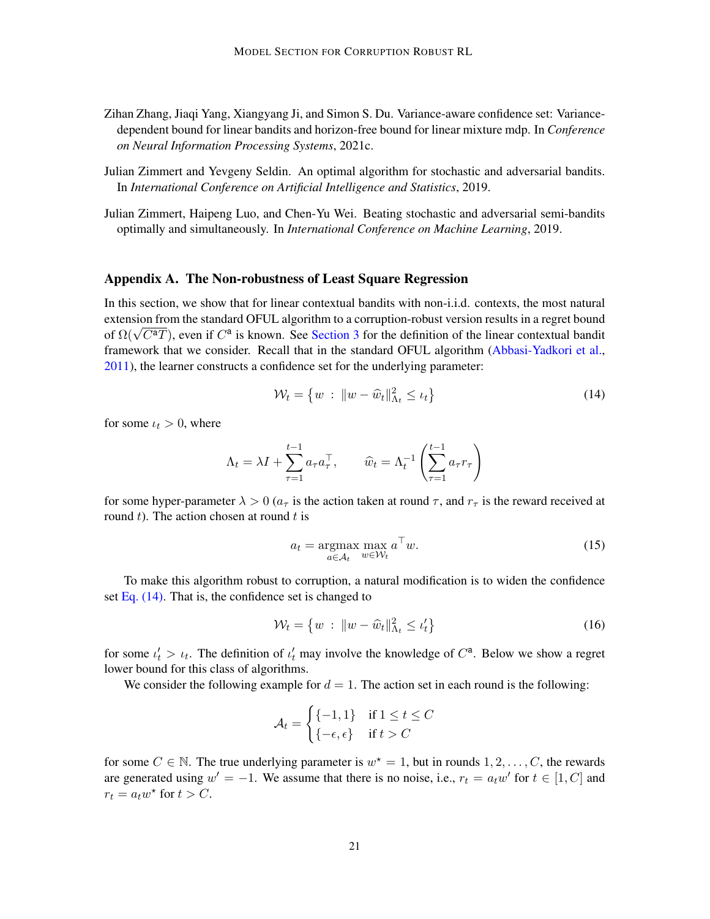Zihan Zhang, Jiaqi Yang, Xiangyang Ji, and Simon S. Du. Variance-aware confidence set: Variance-dependent bound for linear bandits and horizon-free bound for linear mixture mdp. In *Conference on Neural Information Processing Systems*, 2021c.

Julian Zimmert and Yevgeny Seldin. An optimal algorithm for stochastic and adversarial bandits. In *International Conference on Artificial Intelligence and Statistics*, 2019.

Julian Zimmert, Haipeng Luo, and Chen-Yu Wei. Beating stochastic and adversarial semi-bandits optimally and simultaneously. In *International Conference on Machine Learning*, 2019.

## Appendix A. The Non-robustness of Least Square Regression

In this section, we show that for linear contextual bandits with non-i.i.d. contexts, the most natural extension from the standard OFUL algorithm to a corruption-robust version results in a regret bound of $\Omega(\sqrt{C^{\mathsf{a}}T})$, even if $C^{\mathsf{a}}$ is known. See Section 3 for the definition of the linear contextual bandit framework that we consider. Recall that in the standard OFUL algorithm (Abbasi-Yadkori et al., 2011), the learner constructs a confidence set for the underlying parameter:

$$\mathcal{W}_t = \left\{ w \;:\; \|w - \widehat{w}_t\|_{\Lambda_t}^2 \leq \iota_t \right\} \tag{14}$$

for some $\iota_t > 0$, where

$$\Lambda_t = \lambda I + \sum_{\tau=1}^{t-1} a_\tau a_\tau^\top, \qquad \widehat{w}_t = \Lambda_t^{-1} \left( \sum_{\tau=1}^{t-1} a_\tau r_\tau \right)$$

for some hyper-parameter $\lambda > 0$ ($a_\tau$ is the action taken at round $\tau$, and $r_\tau$ is the reward received at round $t$). The action chosen at round $t$ is

$$a_t = \operatorname*{argmax}_{a \in \mathcal{A}_t} \max_{w \in \mathcal{W}_t} a^\top w. \tag{15}$$

To make this algorithm robust to corruption, a natural modification is to widen the confidence set Eq. (14). That is, the confidence set is changed to

$$\mathcal{W}_t = \left\{ w \;:\; \|w - \widehat{w}_t\|_{\Lambda_t}^2 \leq \iota_t' \right\} \tag{16}$$

for some $\iota_t' > \iota_t$. The definition of $\iota_t'$ may involve the knowledge of $C^{\mathsf{a}}$. Below we show a regret lower bound for this class of algorithms.

We consider the following example for $d = 1$. The action set in each round is the following:

$$\mathcal{A}_t = \begin{cases} \{-1, 1\} & \text{if } 1 \leq t \leq C \\ \{-\epsilon, \epsilon\} & \text{if } t > C \end{cases}$$

for some $C \in \mathbb{N}$. The true underlying parameter is $w^\star = 1$, but in rounds $1, 2, \ldots, C$, the rewards are generated using $w' = -1$. We assume that there is no noise, i.e., $r_t = a_t w'$ for $t \in [1, C]$ and $r_t = a_t w^\star$ for $t > C$.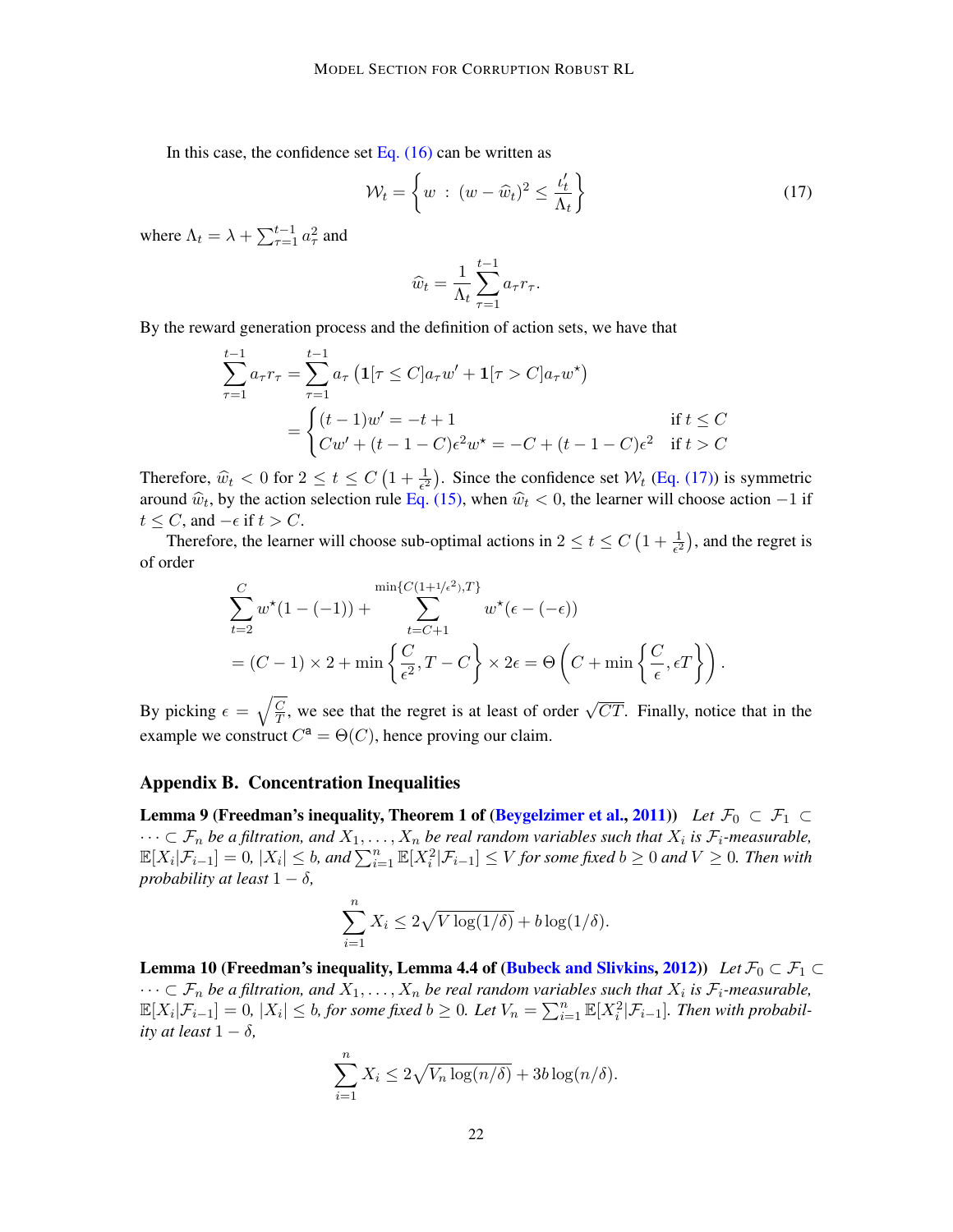In this case, the confidence set Eq. (16) can be written as

$$
\mathcal{W}_t = \left\{ w \;:\; (w - \widehat{w}_t)^2 \le \frac{\iota_t'}{\Lambda_t} \right\} \tag{17}
$$

where $\Lambda_t = \lambda + \sum_{\tau=1}^{t-1} a_\tau^2$ and

$$
\widehat{w}_t = \frac{1}{\Lambda_t} \sum_{\tau=1}^{t-1} a_\tau r_\tau .
$$

By the reward generation process and the definition of action sets, we have that

$$
\begin{aligned}
\sum_{\tau=1}^{t-1} a_\tau r_\tau &= \sum_{\tau=1}^{t-1} a_\tau \left( \mathbf{1}[\tau \le C] a_\tau w' + \mathbf{1}[\tau > C] a_\tau w^\star \right) \\
&= \begin{cases} (t-1) w' = -t + 1 & \text{if } t \le C \\ C w' + (t - 1 - C)\epsilon^2 w^\star = -C + (t - 1 - C)\epsilon^2 & \text{if } t > C \end{cases}
\end{aligned}
$$

Therefore, $\widehat{w}_t < 0$ for $2 \le t \le C\left(1 + \frac{1}{\epsilon^2}\right)$. Since the confidence set $\mathcal{W}_t$ (Eq. (17)) is symmetric around $\widehat{w}_t$, by the action selection rule Eq. (15), when $\widehat{w}_t < 0$, the learner will choose action $-1$ if $t \le C$, and $-\epsilon$ if $t > C$.

Therefore, the learner will choose sub-optimal actions in $2 \le t \le C\left(1 + \frac{1}{\epsilon^2}\right)$, and the regret is of order

$$
\begin{aligned}
&\sum_{t=2}^{C} w^\star (1 - (-1)) + \sum_{t=C+1}^{\min\{C(1+1/\epsilon^2), T\}} w^\star (\epsilon - (-\epsilon)) \\
&= (C - 1) \times 2 + \min\left\{ \frac{C}{\epsilon^2}, T - C \right\} \times 2\epsilon = \Theta\left( C + \min\left\{ \frac{C}{\epsilon}, \epsilon T \right\} \right).
\end{aligned}
$$

By picking $\epsilon = \sqrt{\frac{C}{T}}$, we see that the regret is at least of order $\sqrt{CT}$. Finally, notice that in the example we construct $C^{\mathsf{a}} = \Theta(C)$, hence proving our claim.

## Appendix B. Concentration Inequalities

**Lemma 9 (Freedman's inequality, Theorem 1 of (Beygelzimer et al., 2011))** *Let $\mathcal{F}_0 \subset \mathcal{F}_1 \subset \cdots \subset \mathcal{F}_n$ be a filtration, and $X_1, \ldots, X_n$ be real random variables such that $X_i$ is $\mathcal{F}_i$-measurable, $\mathbb{E}[X_i|\mathcal{F}_{i-1}] = 0$, $|X_i| \le b$, and $\sum_{i=1}^n \mathbb{E}[X_i^2|\mathcal{F}_{i-1}] \le V$ for some fixed $b \ge 0$ and $V \ge 0$. Then with probability at least $1 - \delta$,*

$$
\sum_{i=1}^n X_i \le 2\sqrt{V \log(1/\delta)} + b \log(1/\delta).
$$

**Lemma 10 (Freedman's inequality, Lemma 4.4 of (Bubeck and Slivkins, 2012))** *Let $\mathcal{F}_0 \subset \mathcal{F}_1 \subset \cdots \subset \mathcal{F}_n$ be a filtration, and $X_1, \ldots, X_n$ be real random variables such that $X_i$ is $\mathcal{F}_i$-measurable, $\mathbb{E}[X_i|\mathcal{F}_{i-1}] = 0$, $|X_i| \le b$, for some fixed $b \ge 0$. Let $V_n = \sum_{i=1}^n \mathbb{E}[X_i^2|\mathcal{F}_{i-1}]$. Then with probability at least $1 - \delta$,*

$$
\sum_{i=1}^n X_i \le 2\sqrt{V_n \log(n/\delta)} + 3b \log(n/\delta).
$$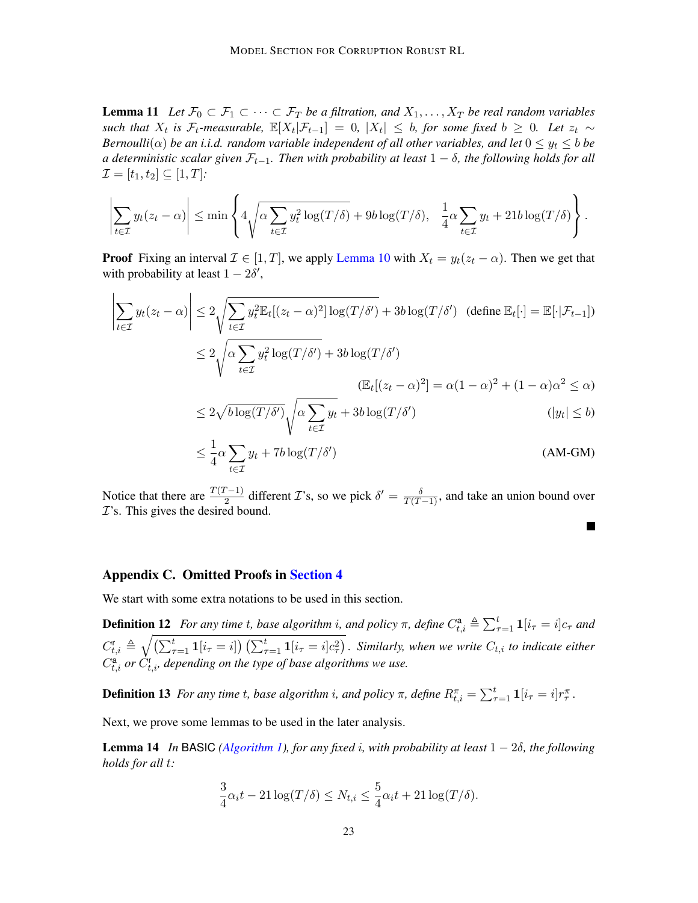**Lemma 11** *Let $\mathcal{F}_0 \subset \mathcal{F}_1 \subset \cdots \subset \mathcal{F}_T$ be a filtration, and $X_1, \ldots, X_T$ be real random variables such that $X_t$ is $\mathcal{F}_t$-measurable, $\mathbb{E}[X_t|\mathcal{F}_{t-1}] = 0$, $|X_t| \le b$, for some fixed $b \ge 0$. Let $z_t \sim$ Bernoulli($\alpha$) be an i.i.d. random variable independent of all other variables, and let $0 \le y_t \le b$ be a deterministic scalar given $\mathcal{F}_{t-1}$. Then with probability at least $1 - \delta$, the following holds for all $\mathcal{I} = [t_1, t_2] \subseteq [1, T]$:*

$$\left|\sum_{t\in\mathcal{I}} y_t(z_t - \alpha)\right| \le \min\left\{4\sqrt{\alpha\sum_{t\in\mathcal{I}} y_t^2 \log(T/\delta)} + 9b\log(T/\delta),\ \ \frac{1}{4}\alpha\sum_{t\in\mathcal{I}} y_t + 21b\log(T/\delta)\right\}.$$

**Proof** Fixing an interval $\mathcal{I} \in [1, T]$, we apply Lemma 10 with $X_t = y_t(z_t - \alpha)$. Then we get that with probability at least $1 - 2\delta'$,

$$\begin{aligned}
\left|\sum_{t\in\mathcal{I}} y_t(z_t - \alpha)\right| &\le 2\sqrt{\sum_{t\in\mathcal{I}} y_t^2 \mathbb{E}_t[(z_t-\alpha)^2]\log(T/\delta')} + 3b\log(T/\delta') \quad (\text{define } \mathbb{E}_t[\cdot] = \mathbb{E}[\cdot|\mathcal{F}_{t-1}]) \\
&\le 2\sqrt{\alpha\sum_{t\in\mathcal{I}} y_t^2 \log(T/\delta')} + 3b\log(T/\delta') \\
&\qquad\qquad (\mathbb{E}_t[(z_t-\alpha)^2] = \alpha(1-\alpha)^2 + (1-\alpha)\alpha^2 \le \alpha) \\
&\le 2\sqrt{b\log(T/\delta')}\sqrt{\alpha\sum_{t\in\mathcal{I}} y_t} + 3b\log(T/\delta') \qquad (|y_t| \le b) \\
&\le \frac{1}{4}\alpha\sum_{t\in\mathcal{I}} y_t + 7b\log(T/\delta') \qquad \text{(AM-GM)}
\end{aligned}$$

Notice that there are $\frac{T(T-1)}{2}$ different $\mathcal{I}$'s, so we pick $\delta' = \frac{\delta}{T(T-1)}$, and take an union bound over $\mathcal{I}$'s. This gives the desired bound. ■

## Appendix C. Omitted Proofs in Section 4

We start with some extra notations to be used in this section.

**Definition 12** *For any time $t$, base algorithm $i$, and policy $\pi$, define $C^{\mathsf{a}}_{t,i} \triangleq \sum_{\tau=1}^t \mathbf{1}[i_\tau = i]c_\tau$ and $C^{\mathsf{r}}_{t,i} \triangleq \sqrt{\left(\sum_{\tau=1}^t \mathbf{1}[i_\tau = i]\right)\left(\sum_{\tau=1}^t \mathbf{1}[i_\tau = i]c_\tau^2\right)}$. Similarly, when we write $C_{t,i}$ to indicate either $C^{\mathsf{a}}_{t,i}$ or $C^{\mathsf{r}}_{t,i}$, depending on the type of base algorithms we use.*

**Definition 13** *For any time $t$, base algorithm $i$, and policy $\pi$, define $R^\pi_{t,i} = \sum_{\tau=1}^t \mathbf{1}[i_\tau = i]r^\pi_\tau$.*

Next, we prove some lemmas to be used in the later analysis.

**Lemma 14** *In BASIC (Algorithm 1), for any fixed $i$, with probability at least $1 - 2\delta$, the following holds for all $t$:*

$$\frac{3}{4}\alpha_i t - 21\log(T/\delta) \le N_{t,i} \le \frac{5}{4}\alpha_i t + 21\log(T/\delta).$$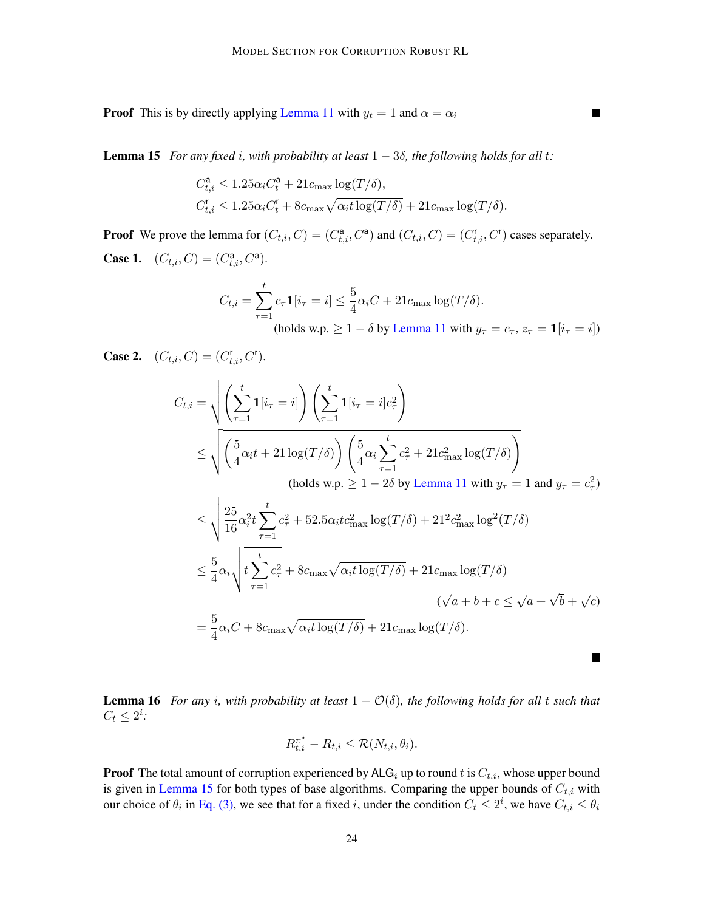**Proof** This is by directly applying Lemma 11 with $y_t = 1$ and $\alpha = \alpha_i$ ∎

**Lemma 15** *For any fixed $i$, with probability at least $1 - 3\delta$, the following holds for all $t$:*

$$C^{\mathsf{a}}_{t,i} \le 1.25\alpha_i C^{\mathsf{a}}_t + 21 c_{\max} \log(T/\delta),$$

$$C^{\mathsf{r}}_{t,i} \le 1.25\alpha_i C^{\mathsf{r}}_t + 8 c_{\max} \sqrt{\alpha_i t \log(T/\delta)} + 21 c_{\max} \log(T/\delta).$$

**Proof** We prove the lemma for $(C_{t,i}, C) = (C^{\mathsf{a}}_{t,i}, C^{\mathsf{a}})$ and $(C_{t,i}, C) = (C^{\mathsf{r}}_{t,i}, C^{\mathsf{r}})$ cases separately.

**Case 1.** $(C_{t,i}, C) = (C^{\mathsf{a}}_{t,i}, C^{\mathsf{a}})$.

$$C_{t,i} = \sum_{\tau=1}^{t} c_\tau \mathbf{1}[i_\tau = i] \le \frac{5}{4}\alpha_i C + 21 c_{\max} \log(T/\delta).$$

(holds w.p. $\ge 1 - \delta$ by Lemma 11 with $y_\tau = c_\tau$, $z_\tau = \mathbf{1}[i_\tau = i]$)

**Case 2.** $(C_{t,i}, C) = (C^{\mathsf{r}}_{t,i}, C^{\mathsf{r}})$.

$$
\begin{aligned}
C_{t,i} &= \sqrt{\left(\sum_{\tau=1}^{t} \mathbf{1}[i_\tau = i]\right)\left(\sum_{\tau=1}^{t} \mathbf{1}[i_\tau = i] c_\tau^2\right)} \\
&\le \sqrt{\left(\frac{5}{4}\alpha_i t + 21\log(T/\delta)\right)\left(\frac{5}{4}\alpha_i \sum_{\tau=1}^{t} c_\tau^2 + 21 c_{\max}^2 \log(T/\delta)\right)} \\
&\qquad \text{(holds w.p. } \ge 1 - 2\delta \text{ by Lemma 11 with } y_\tau = 1 \text{ and } y_\tau = c_\tau^2\text{)} \\
&\le \sqrt{\frac{25}{16}\alpha_i^2 t \sum_{\tau=1}^{t} c_\tau^2 + 52.5\alpha_i t c_{\max}^2 \log(T/\delta) + 21^2 c_{\max}^2 \log^2(T/\delta)} \\
&\le \frac{5}{4}\alpha_i \sqrt{t \sum_{\tau=1}^{t} c_\tau^2} + 8 c_{\max}\sqrt{\alpha_i t \log(T/\delta)} + 21 c_{\max}\log(T/\delta) \\
&\qquad (\sqrt{a+b+c} \le \sqrt{a} + \sqrt{b} + \sqrt{c}) \\
&= \frac{5}{4}\alpha_i C + 8 c_{\max}\sqrt{\alpha_i t \log(T/\delta)} + 21 c_{\max}\log(T/\delta).
\end{aligned}
$$

∎

**Lemma 16** *For any $i$, with probability at least $1 - \mathcal{O}(\delta)$, the following holds for all $t$ such that $C_t \le 2^i$:*

$$R^{\pi^\star}_{t,i} - R_{t,i} \le \mathcal{R}(N_{t,i}, \theta_i).$$

**Proof** The total amount of corruption experienced by $\mathsf{ALG}_i$ up to round $t$ is $C_{t,i}$, whose upper bound is given in Lemma 15 for both types of base algorithms. Comparing the upper bounds of $C_{t,i}$ with our choice of $\theta_i$ in Eq. (3), we see that for a fixed $i$, under the condition $C_t \le 2^i$, we have $C_{t,i} \le \theta_i$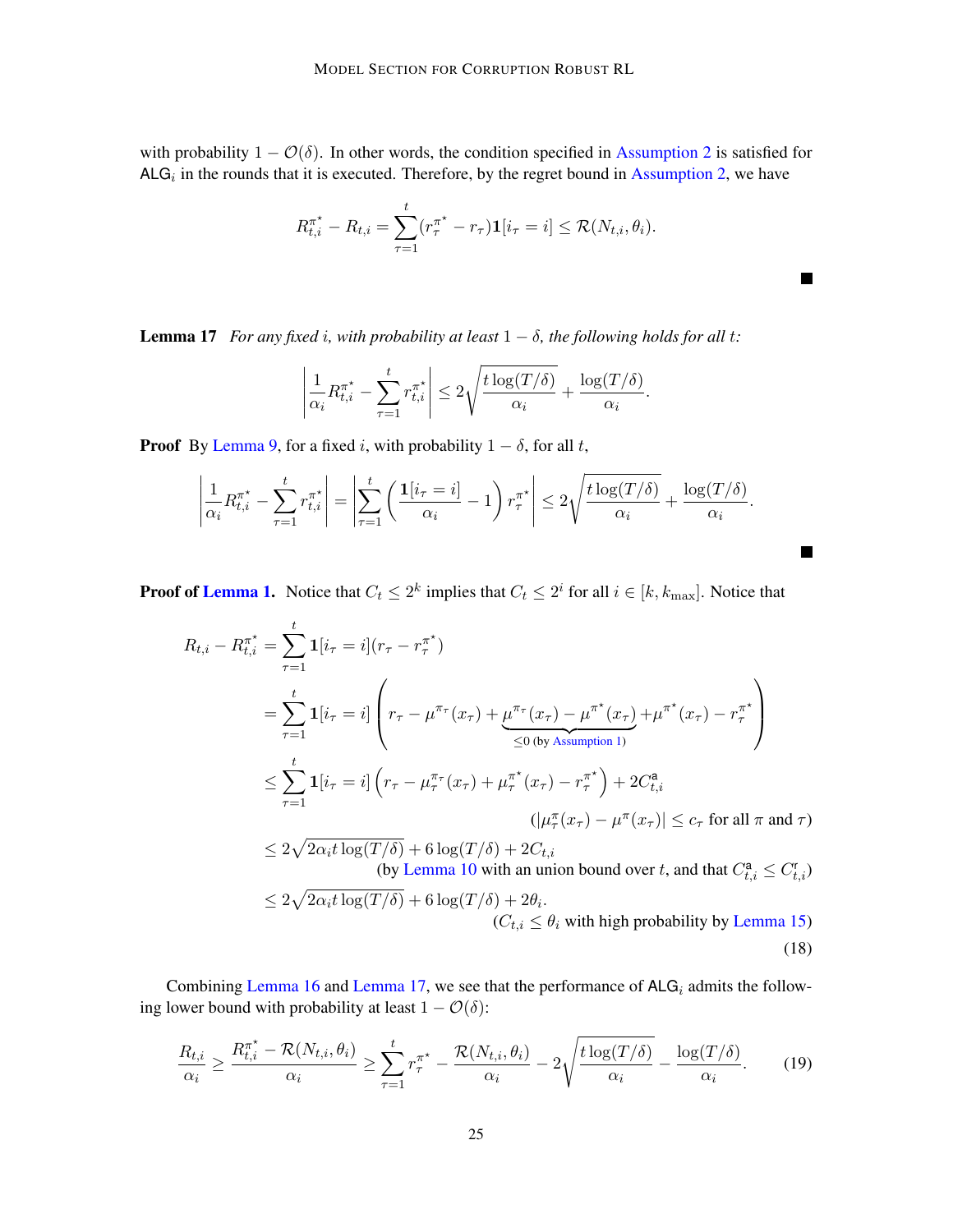with probability $1 - \mathcal{O}(\delta)$. In other words, the condition specified in Assumption 2 is satisfied for $\mathsf{ALG}_i$ in the rounds that it is executed. Therefore, by the regret bound in Assumption 2, we have

$$R_{t,i}^{\pi^\star} - R_{t,i} = \sum_{\tau=1}^{t} (r_\tau^{\pi^\star} - r_\tau) \mathbf{1}[i_\tau = i] \le \mathcal{R}(N_{t,i}, \theta_i).$$

■

**Lemma 17** *For any fixed $i$, with probability at least $1 - \delta$, the following holds for all $t$:*

$$\left| \frac{1}{\alpha_i} R_{t,i}^{\pi^\star} - \sum_{\tau=1}^{t} r_{t,i}^{\pi^\star} \right| \le 2\sqrt{\frac{t \log(T/\delta)}{\alpha_i}} + \frac{\log(T/\delta)}{\alpha_i}.$$

**Proof** By Lemma 9, for a fixed $i$, with probability $1 - \delta$, for all $t$,

$$\left| \frac{1}{\alpha_i} R_{t,i}^{\pi^\star} - \sum_{\tau=1}^{t} r_{t,i}^{\pi^\star} \right| = \left| \sum_{\tau=1}^{t} \left( \frac{\mathbf{1}[i_\tau = i]}{\alpha_i} - 1 \right) r_\tau^{\pi^\star} \right| \le 2\sqrt{\frac{t \log(T/\delta)}{\alpha_i}} + \frac{\log(T/\delta)}{\alpha_i}.$$

■

**Proof of Lemma 1.** Notice that $C_t \le 2^k$ implies that $C_t \le 2^i$ for all $i \in [k, k_{\max}]$. Notice that

$$\begin{aligned}
R_{t,i} - R_{t,i}^{\pi^\star} &= \sum_{\tau=1}^{t} \mathbf{1}[i_\tau = i](r_\tau - r_\tau^{\pi^\star}) \\
&= \sum_{\tau=1}^{t} \mathbf{1}[i_\tau = i] \left( r_\tau - \mu^{\pi_\tau}(x_\tau) + \underbrace{\mu^{\pi_\tau}(x_\tau) - \mu^{\pi^\star}(x_\tau)}_{\le 0 \text{ (by Assumption 1)}} + \mu^{\pi^\star}(x_\tau) - r_\tau^{\pi^\star} \right) \\
&\le \sum_{\tau=1}^{t} \mathbf{1}[i_\tau = i] \left( r_\tau - \mu_\tau^{\pi_\tau}(x_\tau) + \mu_\tau^{\pi^\star}(x_\tau) - r_\tau^{\pi^\star} \right) + 2C_{t,i}^{\mathsf{a}} \\
&\qquad\qquad (|\mu_\tau^{\pi}(x_\tau) - \mu^{\pi}(x_\tau)| \le c_\tau \text{ for all } \pi \text{ and } \tau) \\
&\le 2\sqrt{2\alpha_i t \log(T/\delta)} + 6\log(T/\delta) + 2C_{t,i} \\
&\qquad\qquad \text{(by Lemma 10 with an union bound over } t \text{, and that } C_{t,i}^{\mathsf{a}} \le C_{t,i}^{\mathsf{r}}) \\
&\le 2\sqrt{2\alpha_i t \log(T/\delta)} + 6\log(T/\delta) + 2\theta_i. \\
&\qquad\qquad (C_{t,i} \le \theta_i \text{ with high probability by Lemma 15})
\end{aligned} \tag{18}$$

Combining Lemma 16 and Lemma 17, we see that the performance of $\mathsf{ALG}_i$ admits the following lower bound with probability at least $1 - \mathcal{O}(\delta)$:

$$\frac{R_{t,i}}{\alpha_i} \ge \frac{R_{t,i}^{\pi^\star} - \mathcal{R}(N_{t,i}, \theta_i)}{\alpha_i} \ge \sum_{\tau=1}^{t} r_\tau^{\pi^\star} - \frac{\mathcal{R}(N_{t,i}, \theta_i)}{\alpha_i} - 2\sqrt{\frac{t \log(T/\delta)}{\alpha_i}} - \frac{\log(T/\delta)}{\alpha_i}. \tag{19}$$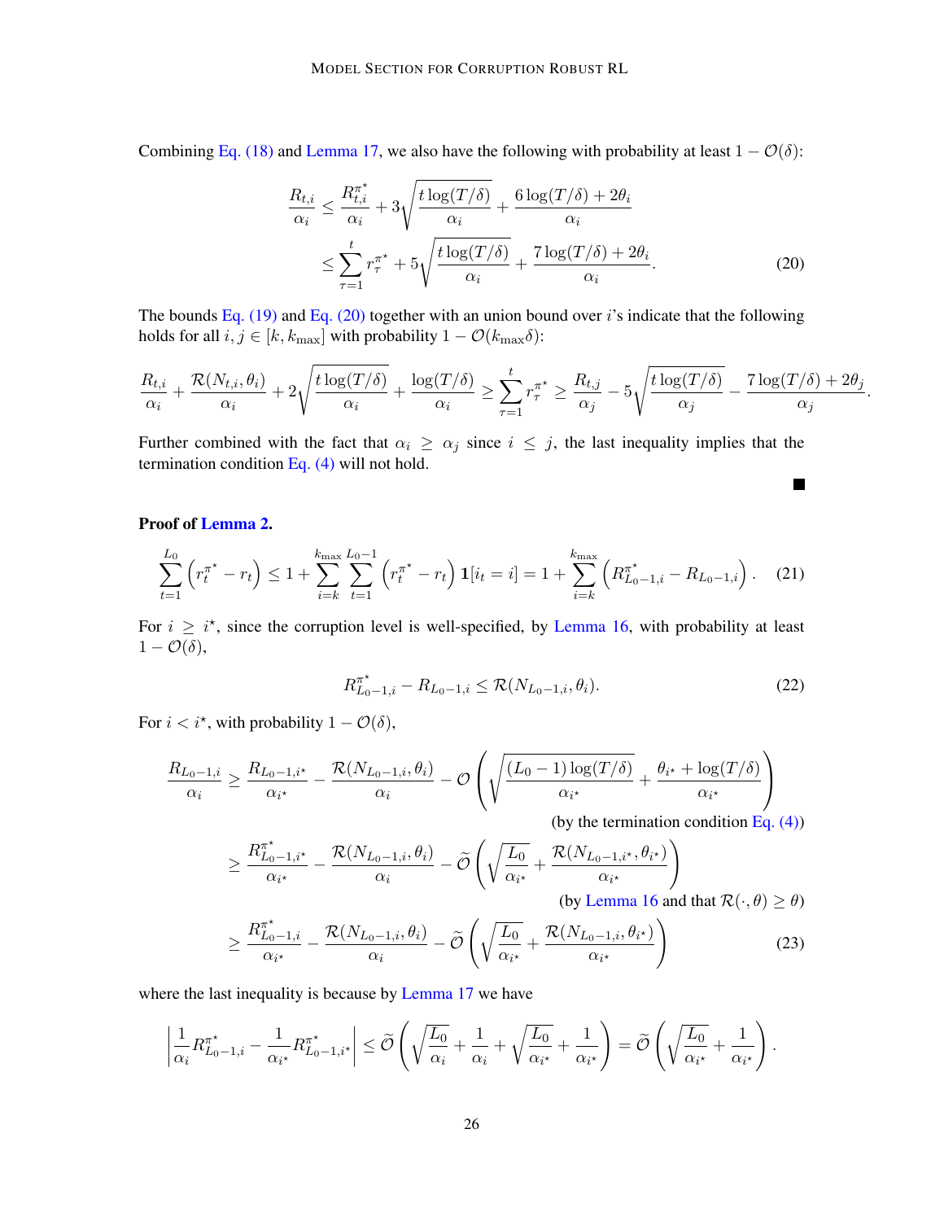Combining Eq. (18) and Lemma 17, we also have the following with probability at least $1 - \mathcal{O}(\delta)$:

$$
\begin{aligned}
\frac{R_{t,i}}{\alpha_i} &\leq \frac{R^{\pi^\star}_{t,i}}{\alpha_i} + 3\sqrt{\frac{t\log(T/\delta)}{\alpha_i}} + \frac{6\log(T/\delta) + 2\theta_i}{\alpha_i} \\
&\leq \sum_{\tau=1}^{t} r^{\pi^\star}_\tau + 5\sqrt{\frac{t\log(T/\delta)}{\alpha_i}} + \frac{7\log(T/\delta) + 2\theta_i}{\alpha_i}. \qquad (20)
\end{aligned}
$$

The bounds Eq. (19) and Eq. (20) together with an union bound over $i$'s indicate that the following holds for all $i, j \in [k, k_{\max}]$ with probability $1 - \mathcal{O}(k_{\max}\delta)$:

$$
\frac{R_{t,i}}{\alpha_i} + \frac{\mathcal{R}(N_{t,i}, \theta_i)}{\alpha_i} + 2\sqrt{\frac{t\log(T/\delta)}{\alpha_i}} + \frac{\log(T/\delta)}{\alpha_i} \geq \sum_{\tau=1}^{t} r^{\pi^\star}_\tau \geq \frac{R_{t,j}}{\alpha_j} - 5\sqrt{\frac{t\log(T/\delta)}{\alpha_j}} - \frac{7\log(T/\delta) + 2\theta_j}{\alpha_j}.
$$

Further combined with the fact that $\alpha_i \geq \alpha_j$ since $i \leq j$, the last inequality implies that the termination condition Eq. (4) will not hold. ■

**Proof of Lemma 2.**

$$
\sum_{t=1}^{L_0} \left( r^{\pi^\star}_t - r_t \right) \leq 1 + \sum_{i=k}^{k_{\max}} \sum_{t=1}^{L_0 - 1} \left( r^{\pi^\star}_t - r_t \right) \mathbf{1}[i_t = i] = 1 + \sum_{i=k}^{k_{\max}} \left( R^{\pi^\star}_{L_0-1,i} - R_{L_0-1,i} \right). \qquad (21)
$$

For $i \geq i^\star$, since the corruption level is well-specified, by Lemma 16, with probability at least $1 - \mathcal{O}(\delta)$,

$$
R^{\pi^\star}_{L_0-1,i} - R_{L_0-1,i} \leq \mathcal{R}(N_{L_0-1,i}, \theta_i). \qquad (22)
$$

For $i < i^\star$, with probability $1 - \mathcal{O}(\delta)$,

$$
\begin{aligned}
\frac{R_{L_0-1,i}}{\alpha_i} &\geq \frac{R_{L_0-1,i^\star}}{\alpha_{i^\star}} - \frac{\mathcal{R}(N_{L_0-1,i}, \theta_i)}{\alpha_i} - \mathcal{O}\left( \sqrt{\frac{(L_0-1)\log(T/\delta)}{\alpha_{i^\star}}} + \frac{\theta_{i^\star} + \log(T/\delta)}{\alpha_{i^\star}} \right) \\
&\qquad\qquad \text{(by the termination condition Eq. (4))} \\
&\geq \frac{R^{\pi^\star}_{L_0-1,i^\star}}{\alpha_{i^\star}} - \frac{\mathcal{R}(N_{L_0-1,i}, \theta_i)}{\alpha_i} - \widetilde{\mathcal{O}}\left( \sqrt{\frac{L_0}{\alpha_{i^\star}}} + \frac{\mathcal{R}(N_{L_0-1,i^\star}, \theta_{i^\star})}{\alpha_{i^\star}} \right) \\
&\qquad\qquad \text{(by Lemma 16 and that } \mathcal{R}(\cdot, \theta) \geq \theta) \\
&\geq \frac{R^{\pi^\star}_{L_0-1,i}}{\alpha_{i^\star}} - \frac{\mathcal{R}(N_{L_0-1,i}, \theta_i)}{\alpha_i} - \widetilde{\mathcal{O}}\left( \sqrt{\frac{L_0}{\alpha_{i^\star}}} + \frac{\mathcal{R}(N_{L_0-1,i}, \theta_{i^\star})}{\alpha_{i^\star}} \right) \qquad (23)
\end{aligned}
$$

where the last inequality is because by Lemma 17 we have

$$
\left| \frac{1}{\alpha_i} R^{\pi^\star}_{L_0-1,i} - \frac{1}{\alpha_{i^\star}} R^{\pi^\star}_{L_0-1,i^\star} \right| \leq \widetilde{\mathcal{O}}\left( \sqrt{\frac{L_0}{\alpha_i}} + \frac{1}{\alpha_i} + \sqrt{\frac{L_0}{\alpha_{i^\star}}} + \frac{1}{\alpha_{i^\star}} \right) = \widetilde{\mathcal{O}}\left( \sqrt{\frac{L_0}{\alpha_{i^\star}}} + \frac{1}{\alpha_{i^\star}} \right).
$$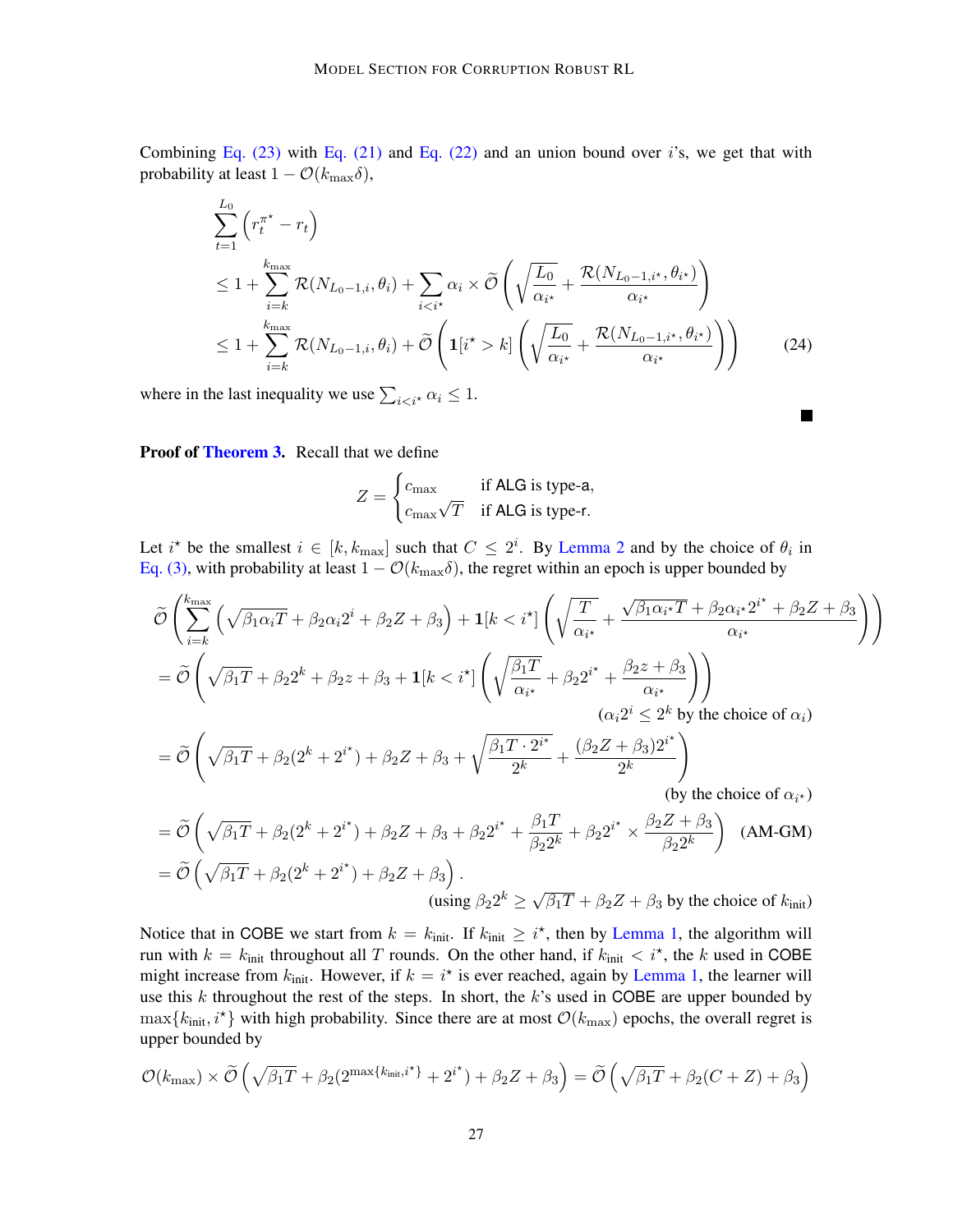Combining Eq. (23) with Eq. (21) and Eq. (22) and an union bound over $i$'s, we get that with probability at least $1 - \mathcal{O}(k_{\max}\delta)$,

$$
\begin{aligned}
&\sum_{t=1}^{L_0} \left( r_t^{\pi^\star} - r_t \right) \\
&\leq 1 + \sum_{i=k}^{k_{\max}} \mathcal{R}(N_{L_0-1,i}, \theta_i) + \sum_{i<i^\star} \alpha_i \times \widetilde{\mathcal{O}}\left( \sqrt{\frac{L_0}{\alpha_{i^\star}}} + \frac{\mathcal{R}(N_{L_0-1,i^\star}, \theta_{i^\star})}{\alpha_{i^\star}} \right) \\
&\leq 1 + \sum_{i=k}^{k_{\max}} \mathcal{R}(N_{L_0-1,i}, \theta_i) + \widetilde{\mathcal{O}}\left( \mathbf{1}[i^\star > k] \left( \sqrt{\frac{L_0}{\alpha_{i^\star}}} + \frac{\mathcal{R}(N_{L_0-1,i^\star}, \theta_{i^\star})}{\alpha_{i^\star}} \right) \right)
\end{aligned}
\tag{24}
$$

where in the last inequality we use $\sum_{i<i^\star} \alpha_i \leq 1$.

■

**Proof of Theorem 3.** Recall that we define

$$
Z = \begin{cases} c_{\max} & \text{if ALG is type-a,} \\ c_{\max}\sqrt{T} & \text{if ALG is type-r.} \end{cases}
$$

Let $i^\star$ be the smallest $i \in [k, k_{\max}]$ such that $C \leq 2^i$. By Lemma 2 and by the choice of $\theta_i$ in Eq. (3), with probability at least $1 - \mathcal{O}(k_{\max}\delta)$, the regret within an epoch is upper bounded by

$$
\begin{aligned}
&\widetilde{\mathcal{O}}\left( \sum_{i=k}^{k_{\max}} \left( \sqrt{\beta_1 \alpha_i T} + \beta_2 \alpha_i 2^i + \beta_2 Z + \beta_3 \right) + \mathbf{1}[k < i^\star] \left( \sqrt{\frac{T}{\alpha_{i^\star}}} + \frac{\sqrt{\beta_1 \alpha_{i^\star} T} + \beta_2 \alpha_{i^\star} 2^{i^\star} + \beta_2 Z + \beta_3}{\alpha_{i^\star}} \right) \right) \\
&= \widetilde{\mathcal{O}}\left( \sqrt{\beta_1 T} + \beta_2 2^k + \beta_2 z + \beta_3 + \mathbf{1}[k < i^\star] \left( \sqrt{\frac{\beta_1 T}{\alpha_{i^\star}}} + \beta_2 2^{i^\star} + \frac{\beta_2 z + \beta_3}{\alpha_{i^\star}} \right) \right) \\
&\hspace{20em} (\alpha_i 2^i \leq 2^k \text{ by the choice of } \alpha_i) \\
&= \widetilde{\mathcal{O}}\left( \sqrt{\beta_1 T} + \beta_2 (2^k + 2^{i^\star}) + \beta_2 Z + \beta_3 + \sqrt{\frac{\beta_1 T \cdot 2^{i^\star}}{2^k}} + \frac{(\beta_2 Z + \beta_3) 2^{i^\star}}{2^k} \right) \\
&\hspace{20em} (\text{by the choice of } \alpha_{i^\star}) \\
&= \widetilde{\mathcal{O}}\left( \sqrt{\beta_1 T} + \beta_2 (2^k + 2^{i^\star}) + \beta_2 Z + \beta_3 + \beta_2 2^{i^\star} + \frac{\beta_1 T}{\beta_2 2^k} + \beta_2 2^{i^\star} \times \frac{\beta_2 Z + \beta_3}{\beta_2 2^k} \right) \quad \text{(AM-GM)} \\
&= \widetilde{\mathcal{O}}\left( \sqrt{\beta_1 T} + \beta_2 (2^k + 2^{i^\star}) + \beta_2 Z + \beta_3 \right). \\
&\hspace{14em} (\text{using } \beta_2 2^k \geq \sqrt{\beta_1 T} + \beta_2 Z + \beta_3 \text{ by the choice of } k_{\text{init}})
\end{aligned}
$$

Notice that in COBE we start from $k = k_{\text{init}}$. If $k_{\text{init}} \geq i^\star$, then by Lemma 1, the algorithm will run with $k = k_{\text{init}}$ throughout all $T$ rounds. On the other hand, if $k_{\text{init}} < i^\star$, the $k$ used in COBE might increase from $k_{\text{init}}$. However, if $k = i^\star$ is ever reached, again by Lemma 1, the learner will use this $k$ throughout the rest of the steps. In short, the $k$'s used in COBE are upper bounded by $\max\{k_{\text{init}}, i^\star\}$ with high probability. Since there are at most $\mathcal{O}(k_{\max})$ epochs, the overall regret is upper bounded by

$$
\mathcal{O}(k_{\max}) \times \widetilde{\mathcal{O}}\left( \sqrt{\beta_1 T} + \beta_2 (2^{\max\{k_{\text{init}}, i^\star\}} + 2^{i^\star}) + \beta_2 Z + \beta_3 \right) = \widetilde{\mathcal{O}}\left( \sqrt{\beta_1 T} + \beta_2 (C + Z) + \beta_3 \right)
$$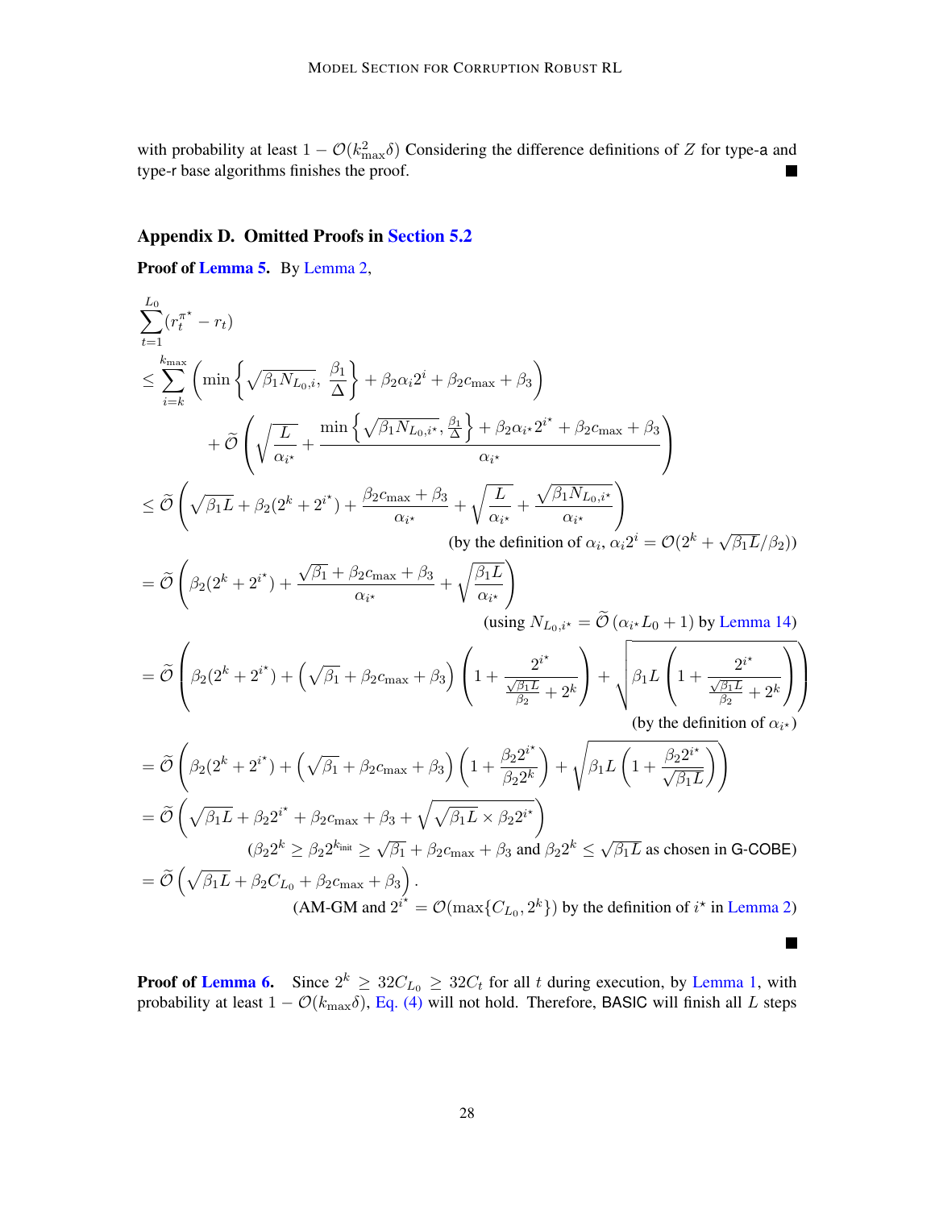with probability at least $1 - \mathcal{O}(k_{\max}^2 \delta)$ Considering the difference definitions of $Z$ for type-a and type-r base algorithms finishes the proof. ∎

## Appendix D. Omitted Proofs in Section 5.2

**Proof of Lemma 5.** By Lemma 2,

$$
\begin{aligned}
&\sum_{t=1}^{L_0} (r_t^{\pi^\star} - r_t) \\
&\le \sum_{i=k}^{k_{\max}} \left( \min\left\{ \sqrt{\beta_1 N_{L_0,i}},\, \frac{\beta_1}{\Delta} \right\} + \beta_2 \alpha_i 2^i + \beta_2 c_{\max} + \beta_3 \right) \\
&\qquad + \widetilde{\mathcal{O}}\left( \sqrt{\frac{L}{\alpha_{i^\star}}} + \frac{\min\left\{ \sqrt{\beta_1 N_{L_0,i^\star}}, \frac{\beta_1}{\Delta} \right\} + \beta_2 \alpha_{i^\star} 2^{i^\star} + \beta_2 c_{\max} + \beta_3}{\alpha_{i^\star}} \right) \\
&\le \widetilde{\mathcal{O}}\left( \sqrt{\beta_1 L} + \beta_2 (2^k + 2^{i^\star}) + \frac{\beta_2 c_{\max} + \beta_3}{\alpha_{i^\star}} + \sqrt{\frac{L}{\alpha_{i^\star}}} + \frac{\sqrt{\beta_1 N_{L_0,i^\star}}}{\alpha_{i^\star}} \right) \\
&\hspace{6cm} \text{(by the definition of } \alpha_i,\ \alpha_i 2^i = \mathcal{O}(2^k + \sqrt{\beta_1 L}/\beta_2)) \\
&= \widetilde{\mathcal{O}}\left( \beta_2 (2^k + 2^{i^\star}) + \frac{\sqrt{\beta_1} + \beta_2 c_{\max} + \beta_3}{\alpha_{i^\star}} + \sqrt{\frac{\beta_1 L}{\alpha_{i^\star}}} \right) \\
&\hspace{6cm} \text{(using } N_{L_0,i^\star} = \widetilde{\mathcal{O}}\left(\alpha_{i^\star} L_0 + 1\right) \text{ by Lemma 14)} \\
&= \widetilde{\mathcal{O}}\left( \beta_2 (2^k + 2^{i^\star}) + \left( \sqrt{\beta_1} + \beta_2 c_{\max} + \beta_3 \right) \left( 1 + \frac{2^{i^\star}}{\frac{\sqrt{\beta_1 L}}{\beta_2} + 2^k} \right) + \sqrt{\beta_1 L \left( 1 + \frac{2^{i^\star}}{\frac{\sqrt{\beta_1 L}}{\beta_2} + 2^k} \right)} \right) \\
&\hspace{6cm} \text{(by the definition of } \alpha_{i^\star}) \\
&= \widetilde{\mathcal{O}}\left( \beta_2 (2^k + 2^{i^\star}) + \left( \sqrt{\beta_1} + \beta_2 c_{\max} + \beta_3 \right) \left( 1 + \frac{\beta_2 2^{i^\star}}{\beta_2 2^k} \right) + \sqrt{\beta_1 L \left( 1 + \frac{\beta_2 2^{i^\star}}{\sqrt{\beta_1 L}} \right)} \right) \\
&= \widetilde{\mathcal{O}}\left( \sqrt{\beta_1 L} + \beta_2 2^{i^\star} + \beta_2 c_{\max} + \beta_3 + \sqrt{\sqrt{\beta_1 L} \times \beta_2 2^{i^\star}} \right) \\
&\hspace{3cm} (\beta_2 2^k \ge \beta_2 2^{k_{\text{init}}} \ge \sqrt{\beta_1} + \beta_2 c_{\max} + \beta_3 \text{ and } \beta_2 2^k \le \sqrt{\beta_1 L} \text{ as chosen in G-COBE}) \\
&= \widetilde{\mathcal{O}}\left( \sqrt{\beta_1 L} + \beta_2 C_{L_0} + \beta_2 c_{\max} + \beta_3 \right). \\
&\hspace{3cm} \text{(AM-GM and } 2^{i^\star} = \mathcal{O}(\max\{C_{L_0}, 2^k\}) \text{ by the definition of } i^\star \text{ in Lemma 2)}
\end{aligned}
$$

∎

**Proof of Lemma 6.** Since $2^k \ge 32 C_{L_0} \ge 32 C_t$ for all $t$ during execution, by Lemma 1, with probability at least $1 - \mathcal{O}(k_{\max}\delta)$, Eq. (4) will not hold. Therefore, BASIC will finish all $L$ steps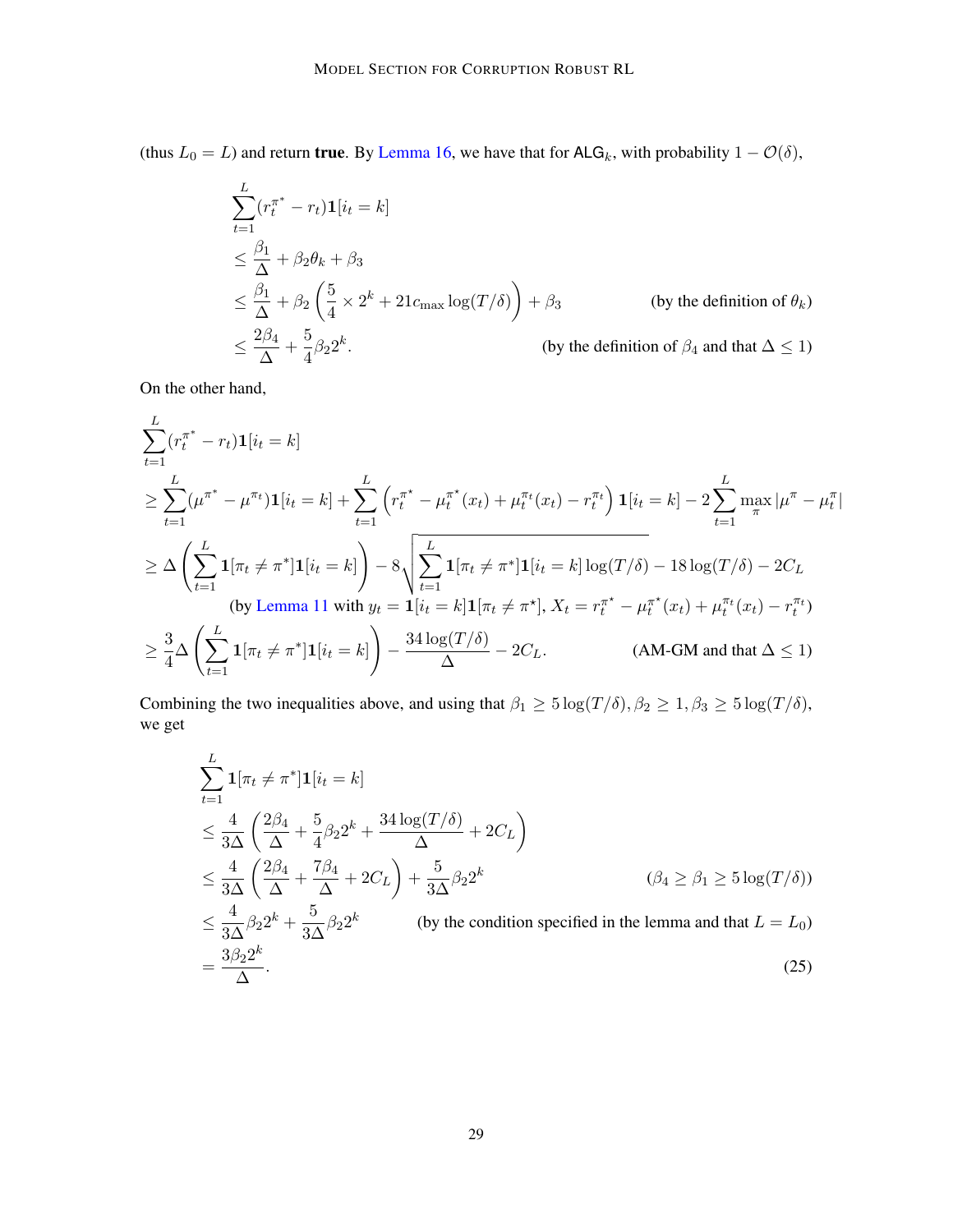(thus $L_0 = L$) and return **true**. By Lemma 16, we have that for $\mathsf{ALG}_k$, with probability $1 - \mathcal{O}(\delta)$,

$$
\begin{aligned}
&\sum_{t=1}^{L} (r_t^{\pi^*} - r_t)\mathbf{1}[i_t = k] \\
&\leq \frac{\beta_1}{\Delta} + \beta_2 \theta_k + \beta_3 \\
&\leq \frac{\beta_1}{\Delta} + \beta_2 \left( \frac{5}{4} \times 2^k + 21 c_{\max} \log(T/\delta) \right) + \beta_3 && \text{(by the definition of } \theta_k\text{)} \\
&\leq \frac{2\beta_4}{\Delta} + \frac{5}{4}\beta_2 2^k. && \text{(by the definition of } \beta_4 \text{ and that } \Delta \leq 1\text{)}
\end{aligned}
$$

On the other hand,

$$
\begin{aligned}
&\sum_{t=1}^{L} (r_t^{\pi^*} - r_t)\mathbf{1}[i_t = k] \\
&\geq \sum_{t=1}^{L} (\mu^{\pi^*} - \mu^{\pi_t})\mathbf{1}[i_t = k] + \sum_{t=1}^{L} \left( r_t^{\pi^\star} - \mu_t^{\pi^\star}(x_t) + \mu_t^{\pi_t}(x_t) - r_t^{\pi_t} \right) \mathbf{1}[i_t = k] - 2\sum_{t=1}^{L} \max_{\pi} |\mu^{\pi} - \mu_t^{\pi}| \\
&\geq \Delta \left( \sum_{t=1}^{L} \mathbf{1}[\pi_t \neq \pi^*]\mathbf{1}[i_t = k] \right) - 8\sqrt{\sum_{t=1}^{L} \mathbf{1}[\pi_t \neq \pi^*]\mathbf{1}[i_t = k] \log(T/\delta)} - 18\log(T/\delta) - 2C_L \\
&\qquad \text{(by Lemma 11 with } y_t = \mathbf{1}[i_t = k]\mathbf{1}[\pi_t \neq \pi^\star],\ X_t = r_t^{\pi^\star} - \mu_t^{\pi^\star}(x_t) + \mu_t^{\pi_t}(x_t) - r_t^{\pi_t}\text{)} \\
&\geq \frac{3}{4}\Delta \left( \sum_{t=1}^{L} \mathbf{1}[\pi_t \neq \pi^*]\mathbf{1}[i_t = k] \right) - \frac{34\log(T/\delta)}{\Delta} - 2C_L. && \text{(AM-GM and that } \Delta \leq 1\text{)}
\end{aligned}
$$

Combining the two inequalities above, and using that $\beta_1 \geq 5\log(T/\delta), \beta_2 \geq 1, \beta_3 \geq 5\log(T/\delta)$, we get

$$
\begin{aligned}
&\sum_{t=1}^{L} \mathbf{1}[\pi_t \neq \pi^*]\mathbf{1}[i_t = k] \\
&\leq \frac{4}{3\Delta} \left( \frac{2\beta_4}{\Delta} + \frac{5}{4}\beta_2 2^k + \frac{34\log(T/\delta)}{\Delta} + 2C_L \right) \\
&\leq \frac{4}{3\Delta} \left( \frac{2\beta_4}{\Delta} + \frac{7\beta_4}{\Delta} + 2C_L \right) + \frac{5}{3\Delta}\beta_2 2^k && (\beta_4 \geq \beta_1 \geq 5\log(T/\delta)) \\
&\leq \frac{4}{3\Delta}\beta_2 2^k + \frac{5}{3\Delta}\beta_2 2^k && \text{(by the condition specified in the lemma and that } L = L_0\text{)} \\
&= \frac{3\beta_2 2^k}{\Delta}.
\end{aligned}
\tag{25}
$$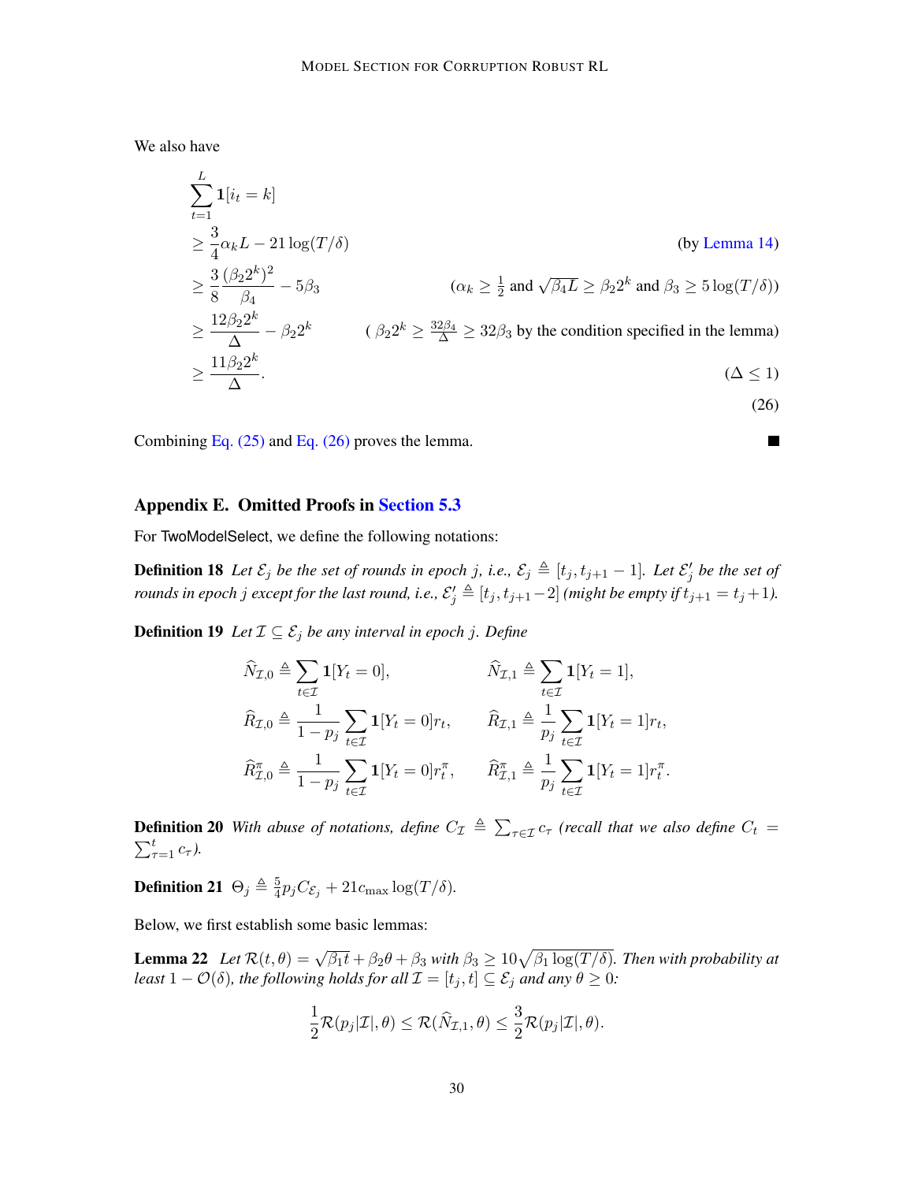We also have

$$
\begin{aligned}
&\sum_{t=1}^{L} \mathbf{1}[i_t = k] \\
&\geq \frac{3}{4}\alpha_k L - 21\log(T/\delta) && \text{(by Lemma 14)} \\
&\geq \frac{3}{8}\frac{(\beta_2 2^k)^2}{\beta_4} - 5\beta_3 && \left(\alpha_k \geq \tfrac{1}{2} \text{ and } \sqrt{\beta_4 L} \geq \beta_2 2^k \text{ and } \beta_3 \geq 5\log(T/\delta)\right) \\
&\geq \frac{12\beta_2 2^k}{\Delta} - \beta_2 2^k && \left(\beta_2 2^k \geq \tfrac{32\beta_4}{\Delta} \geq 32\beta_3 \text{ by the condition specified in the lemma}\right) \\
&\geq \frac{11\beta_2 2^k}{\Delta}. && (\Delta \leq 1)
\end{aligned}
\tag{26}
$$

Combining Eq. (25) and Eq. (26) proves the lemma. ■

## Appendix E. Omitted Proofs in Section 5.3

For TwoModelSelect, we define the following notations:

**Definition 18** *Let $\mathcal{E}_j$ be the set of rounds in epoch $j$, i.e., $\mathcal{E}_j \triangleq [t_j, t_{j+1}-1]$. Let $\mathcal{E}_j'$ be the set of rounds in epoch $j$ except for the last round, i.e., $\mathcal{E}_j' \triangleq [t_j, t_{j+1}-2]$ (might be empty if $t_{j+1} = t_j + 1$).*

**Definition 19** *Let $\mathcal{I} \subseteq \mathcal{E}_j$ be any interval in epoch $j$. Define*

$$
\begin{aligned}
\widehat{N}_{\mathcal{I},0} &\triangleq \sum_{t\in\mathcal{I}} \mathbf{1}[Y_t = 0], & \widehat{N}_{\mathcal{I},1} &\triangleq \sum_{t\in\mathcal{I}} \mathbf{1}[Y_t = 1], \\
\widehat{R}_{\mathcal{I},0} &\triangleq \frac{1}{1-p_j}\sum_{t\in\mathcal{I}} \mathbf{1}[Y_t = 0] r_t, & \widehat{R}_{\mathcal{I},1} &\triangleq \frac{1}{p_j}\sum_{t\in\mathcal{I}} \mathbf{1}[Y_t = 1] r_t, \\
\widehat{R}^{\pi}_{\mathcal{I},0} &\triangleq \frac{1}{1-p_j}\sum_{t\in\mathcal{I}} \mathbf{1}[Y_t = 0] r^{\pi}_t, & \widehat{R}^{\pi}_{\mathcal{I},1} &\triangleq \frac{1}{p_j}\sum_{t\in\mathcal{I}} \mathbf{1}[Y_t = 1] r^{\pi}_t.
\end{aligned}
$$

**Definition 20** *With abuse of notations, define $C_{\mathcal{I}} \triangleq \sum_{\tau\in\mathcal{I}} c_\tau$ (recall that we also define $C_t = \sum_{\tau=1}^{t} c_\tau$).*

**Definition 21** $\Theta_j \triangleq \frac{5}{4} p_j C_{\mathcal{E}_j} + 21 c_{\max} \log(T/\delta)$.

Below, we first establish some basic lemmas:

**Lemma 22** *Let $\mathcal{R}(t,\theta) = \sqrt{\beta_1 t} + \beta_2\theta + \beta_3$ with $\beta_3 \geq 10\sqrt{\beta_1 \log(T/\delta)}$. Then with probability at least $1 - \mathcal{O}(\delta)$, the following holds for all $\mathcal{I} = [t_j, t] \subseteq \mathcal{E}_j$ and any $\theta \geq 0$:*

$$
\frac{1}{2}\mathcal{R}(p_j|\mathcal{I}|, \theta) \leq \mathcal{R}(\widehat{N}_{\mathcal{I},1}, \theta) \leq \frac{3}{2}\mathcal{R}(p_j|\mathcal{I}|, \theta).
$$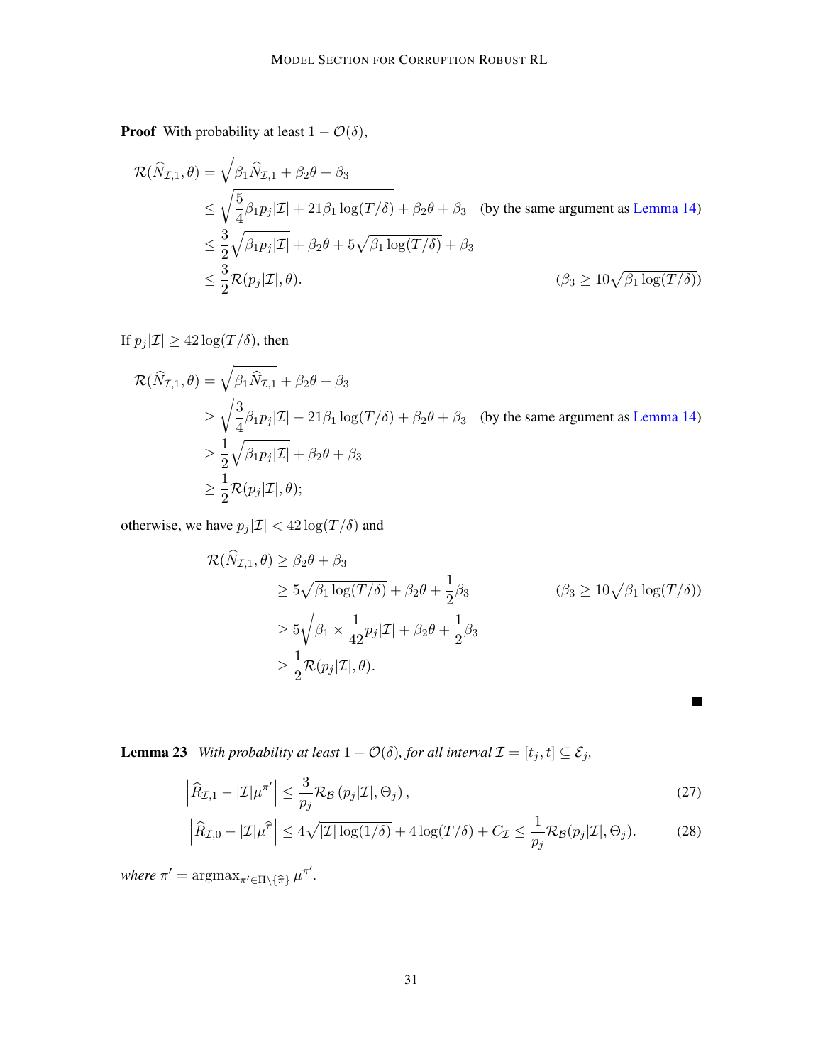**Proof** With probability at least $1 - \mathcal{O}(\delta)$,

$$
\begin{aligned}
\mathcal{R}(\widehat{N}_{\mathcal{I},1}, \theta) &= \sqrt{\beta_1 \widehat{N}_{\mathcal{I},1}} + \beta_2\theta + \beta_3 \\
&\leq \sqrt{\frac{5}{4}\beta_1 p_j |\mathcal{I}| + 21\beta_1 \log(T/\delta)} + \beta_2\theta + \beta_3 \quad \text{(by the same argument as Lemma 14)} \\
&\leq \frac{3}{2}\sqrt{\beta_1 p_j |\mathcal{I}|} + \beta_2\theta + 5\sqrt{\beta_1 \log(T/\delta)} + \beta_3 \\
&\leq \frac{3}{2}\mathcal{R}(p_j|\mathcal{I}|, \theta). \qquad\qquad (\beta_3 \geq 10\sqrt{\beta_1 \log(T/\delta)})
\end{aligned}
$$

If $p_j|\mathcal{I}| \geq 42\log(T/\delta)$, then

$$
\begin{aligned}
\mathcal{R}(\widehat{N}_{\mathcal{I},1}, \theta) &= \sqrt{\beta_1 \widehat{N}_{\mathcal{I},1}} + \beta_2\theta + \beta_3 \\
&\geq \sqrt{\frac{3}{4}\beta_1 p_j |\mathcal{I}| - 21\beta_1 \log(T/\delta)} + \beta_2\theta + \beta_3 \quad \text{(by the same argument as Lemma 14)} \\
&\geq \frac{1}{2}\sqrt{\beta_1 p_j |\mathcal{I}|} + \beta_2\theta + \beta_3 \\
&\geq \frac{1}{2}\mathcal{R}(p_j|\mathcal{I}|, \theta);
\end{aligned}
$$

otherwise, we have $p_j|\mathcal{I}| < 42\log(T/\delta)$ and

$$
\begin{aligned}
\mathcal{R}(\widehat{N}_{\mathcal{I},1}, \theta) &\geq \beta_2\theta + \beta_3 \\
&\geq 5\sqrt{\beta_1 \log(T/\delta)} + \beta_2\theta + \frac{1}{2}\beta_3 \qquad\qquad (\beta_3 \geq 10\sqrt{\beta_1 \log(T/\delta)}) \\
&\geq 5\sqrt{\beta_1 \times \frac{1}{42}p_j|\mathcal{I}|} + \beta_2\theta + \frac{1}{2}\beta_3 \\
&\geq \frac{1}{2}\mathcal{R}(p_j|\mathcal{I}|, \theta).
\end{aligned}
$$

■

**Lemma 23** *With probability at least $1 - \mathcal{O}(\delta)$, for all interval $\mathcal{I} = [t_j, t] \subseteq \mathcal{E}_j$,*

$$
\left| \widehat{R}_{\mathcal{I},1} - |\mathcal{I}|\mu^{\pi'} \right| \leq \frac{3}{p_j}\mathcal{R}_{\mathcal{B}}\left(p_j|\mathcal{I}|, \Theta_j\right), \tag{27}
$$

$$
\left| \widehat{R}_{\mathcal{I},0} - |\mathcal{I}|\mu^{\widehat{\pi}} \right| \leq 4\sqrt{|\mathcal{I}|\log(1/\delta)} + 4\log(T/\delta) + C_{\mathcal{I}} \leq \frac{1}{p_j}\mathcal{R}_{\mathcal{B}}(p_j|\mathcal{I}|, \Theta_j). \tag{28}
$$

*where $\pi' = \operatorname{argmax}_{\pi' \in \Pi \setminus \{\widehat{\pi}\}} \mu^{\pi'}$.*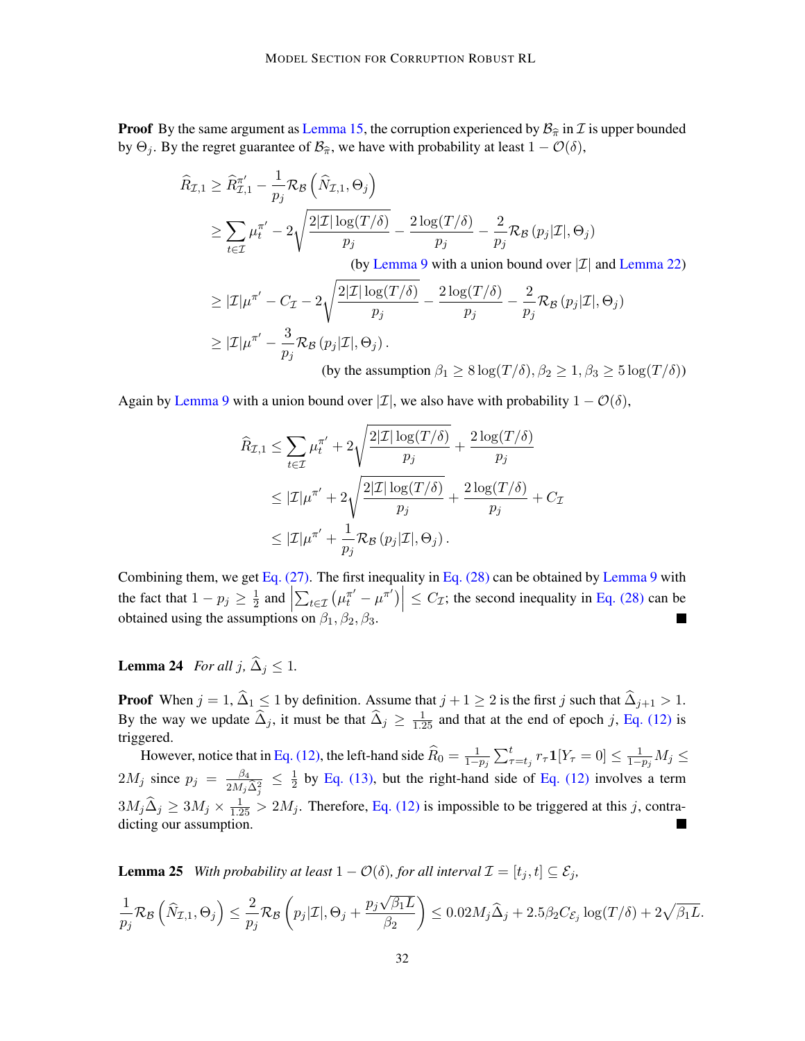**Proof** By the same argument as Lemma 15, the corruption experienced by $\mathcal{B}_{\widehat{\pi}}$ in $\mathcal{I}$ is upper bounded by $\Theta_j$. By the regret guarantee of $\mathcal{B}_{\widehat{\pi}}$, we have with probability at least $1-\mathcal{O}(\delta)$,

$$
\begin{aligned}
\widehat{R}_{\mathcal{I},1} &\geq \widehat{R}^{\pi'}_{\mathcal{I},1} - \frac{1}{p_j}\mathcal{R}_{\mathcal{B}}\left(\widehat{N}_{\mathcal{I},1}, \Theta_j\right) \\
&\geq \sum_{t\in\mathcal{I}} \mu_t^{\pi'} - 2\sqrt{\frac{2|\mathcal{I}|\log(T/\delta)}{p_j}} - \frac{2\log(T/\delta)}{p_j} - \frac{2}{p_j}\mathcal{R}_{\mathcal{B}}\left(p_j|\mathcal{I}|, \Theta_j\right) \\
&\qquad\qquad\qquad\qquad \text{(by Lemma 9 with a union bound over } |\mathcal{I}| \text{ and Lemma 22)} \\
&\geq |\mathcal{I}|\mu^{\pi'} - C_{\mathcal{I}} - 2\sqrt{\frac{2|\mathcal{I}|\log(T/\delta)}{p_j}} - \frac{2\log(T/\delta)}{p_j} - \frac{2}{p_j}\mathcal{R}_{\mathcal{B}}\left(p_j|\mathcal{I}|, \Theta_j\right) \\
&\geq |\mathcal{I}|\mu^{\pi'} - \frac{3}{p_j}\mathcal{R}_{\mathcal{B}}\left(p_j|\mathcal{I}|, \Theta_j\right). \\
&\qquad\qquad\qquad \text{(by the assumption } \beta_1 \geq 8\log(T/\delta), \beta_2 \geq 1, \beta_3 \geq 5\log(T/\delta))
\end{aligned}
$$

Again by Lemma 9 with a union bound over $|\mathcal{I}|$, we also have with probability $1-\mathcal{O}(\delta)$,

$$
\begin{aligned}
\widehat{R}_{\mathcal{I},1} &\leq \sum_{t\in\mathcal{I}} \mu_t^{\pi'} + 2\sqrt{\frac{2|\mathcal{I}|\log(T/\delta)}{p_j}} + \frac{2\log(T/\delta)}{p_j} \\
&\leq |\mathcal{I}|\mu^{\pi'} + 2\sqrt{\frac{2|\mathcal{I}|\log(T/\delta)}{p_j}} + \frac{2\log(T/\delta)}{p_j} + C_{\mathcal{I}} \\
&\leq |\mathcal{I}|\mu^{\pi'} + \frac{1}{p_j}\mathcal{R}_{\mathcal{B}}\left(p_j|\mathcal{I}|, \Theta_j\right).
\end{aligned}
$$

Combining them, we get Eq. (27). The first inequality in Eq. (28) can be obtained by Lemma 9 with the fact that $1-p_j \geq \frac{1}{2}$ and $\left|\sum_{t\in\mathcal{I}}\left(\mu_t^{\pi'} - \mu^{\pi'}\right)\right| \leq C_{\mathcal{I}}$; the second inequality in Eq. (28) can be obtained using the assumptions on $\beta_1, \beta_2, \beta_3$. ∎

**Lemma 24** *For all $j$, $\widehat{\Delta}_j \leq 1$.*

**Proof** When $j=1$, $\widehat{\Delta}_1 \leq 1$ by definition. Assume that $j+1 \geq 2$ is the first $j$ such that $\widehat{\Delta}_{j+1} > 1$. By the way we update $\widehat{\Delta}_j$, it must be that $\widehat{\Delta}_j \geq \frac{1}{1.25}$ and that at the end of epoch $j$, Eq. (12) is triggered.

However, notice that in Eq. (12), the left-hand side $\widehat{R}_0 = \frac{1}{1-p_j}\sum_{\tau=t_j}^{t} r_\tau \mathbf{1}[Y_\tau = 0] \leq \frac{1}{1-p_j}M_j \leq 2M_j$ since $p_j = \frac{\beta_4}{2M_j\widehat{\Delta}_j^2} \leq \frac{1}{2}$ by Eq. (13), but the right-hand side of Eq. (12) involves a term $3M_j\widehat{\Delta}_j \geq 3M_j \times \frac{1}{1.25} > 2M_j$. Therefore, Eq. (12) is impossible to be triggered at this $j$, contradicting our assumption. ∎

**Lemma 25** *With probability at least $1-\mathcal{O}(\delta)$, for all interval $\mathcal{I} = [t_j, t] \subseteq \mathcal{E}_j$,*

$$
\frac{1}{p_j}\mathcal{R}_{\mathcal{B}}\left(\widehat{N}_{\mathcal{I},1}, \Theta_j\right) \leq \frac{2}{p_j}\mathcal{R}_{\mathcal{B}}\left(p_j|\mathcal{I}|, \Theta_j + \frac{p_j\sqrt{\beta_1 L}}{\beta_2}\right) \leq 0.02M_j\widehat{\Delta}_j + 2.5\beta_2 C_{\mathcal{E}_j}\log(T/\delta) + 2\sqrt{\beta_1 L}.
$$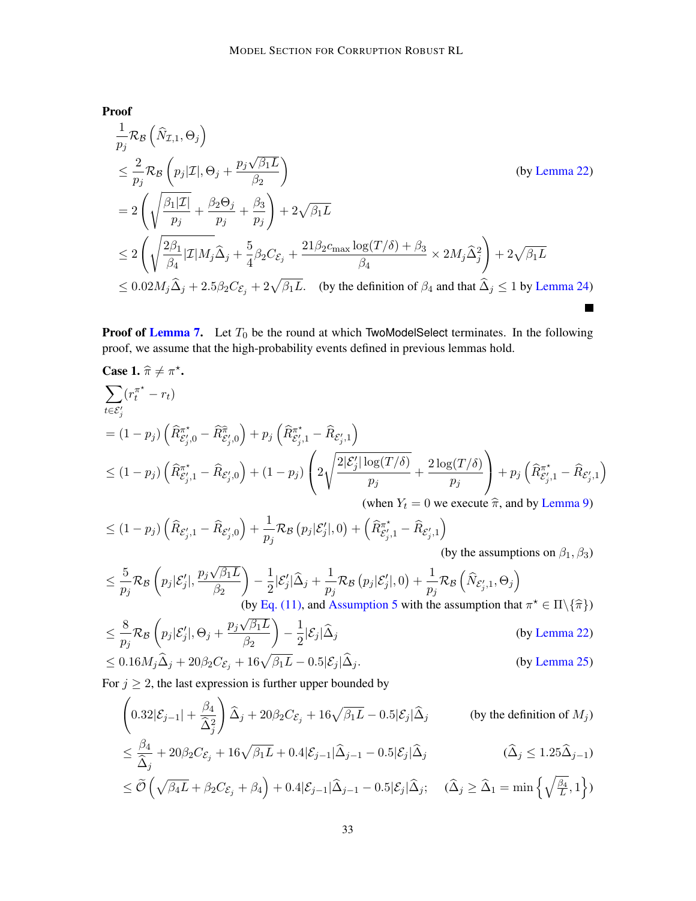**Proof**

$$
\begin{aligned}
&\frac{1}{p_j}\mathcal{R}_{\mathcal{B}}\left(\widehat{N}_{\mathcal{I},1}, \Theta_j\right) \\
&\leq \frac{2}{p_j}\mathcal{R}_{\mathcal{B}}\left(p_j|\mathcal{I}|, \Theta_j + \frac{p_j\sqrt{\beta_1 L}}{\beta_2}\right) && \text{(by Lemma 22)} \\
&= 2\left(\sqrt{\frac{\beta_1|\mathcal{I}|}{p_j}} + \frac{\beta_2\Theta_j}{p_j} + \frac{\beta_3}{p_j}\right) + 2\sqrt{\beta_1 L} \\
&\leq 2\left(\sqrt{\frac{2\beta_1}{\beta_4}|\mathcal{I}|M_j\widehat{\Delta}_j} + \frac{5}{4}\beta_2 C_{\mathcal{E}_j} + \frac{21\beta_2 c_{\max}\log(T/\delta) + \beta_3}{\beta_4} \times 2M_j\widehat{\Delta}_j^2\right) + 2\sqrt{\beta_1 L} \\
&\leq 0.02M_j\widehat{\Delta}_j + 2.5\beta_2 C_{\mathcal{E}_j} + 2\sqrt{\beta_1 L}. \quad \text{(by the definition of } \beta_4 \text{ and that } \widehat{\Delta}_j \leq 1 \text{ by Lemma 24)}
\end{aligned}
$$

■

**Proof of Lemma 7.** Let $T_0$ be the round at which TwoModelSelect terminates. In the following proof, we assume that the high-probability events defined in previous lemmas hold.

**Case 1.** $\widehat{\pi} \neq \pi^\star$.

$$
\begin{aligned}
&\sum_{t\in\mathcal{E}_j'}(r_t^{\pi^\star} - r_t) \\
&= (1-p_j)\left(\widehat{R}^{\pi^\star}_{\mathcal{E}_j',0} - \widehat{R}^{\widehat{\pi}}_{\mathcal{E}_j',0}\right) + p_j\left(\widehat{R}^{\pi^\star}_{\mathcal{E}_j',1} - \widehat{R}_{\mathcal{E}_j',1}\right) \\
&\leq (1-p_j)\left(\widehat{R}^{\pi^\star}_{\mathcal{E}_j',1} - \widehat{R}_{\mathcal{E}_j',0}\right) + (1-p_j)\left(2\sqrt{\frac{2|\mathcal{E}_j'|\log(T/\delta)}{p_j}} + \frac{2\log(T/\delta)}{p_j}\right) + p_j\left(\widehat{R}^{\pi^\star}_{\mathcal{E}_j',1} - \widehat{R}_{\mathcal{E}_j',1}\right) \\
&\qquad\qquad\qquad\qquad\qquad\qquad\qquad\qquad \text{(when } Y_t = 0 \text{ we execute } \widehat{\pi}\text{, and by Lemma 9)} \\
&\leq (1-p_j)\left(\widehat{R}_{\mathcal{E}_j',1} - \widehat{R}_{\mathcal{E}_j',0}\right) + \frac{1}{p_j}\mathcal{R}_{\mathcal{B}}\left(p_j|\mathcal{E}_j'|, 0\right) + \left(\widehat{R}^{\pi^\star}_{\mathcal{E}_j',1} - \widehat{R}_{\mathcal{E}_j',1}\right) \\
&\qquad\qquad\qquad\qquad\qquad\qquad\qquad\qquad \text{(by the assumptions on } \beta_1, \beta_3\text{)} \\
&\leq \frac{5}{p_j}\mathcal{R}_{\mathcal{B}}\left(p_j|\mathcal{E}_j'|, \frac{p_j\sqrt{\beta_1 L}}{\beta_2}\right) - \frac{1}{2}|\mathcal{E}_j'|\widehat{\Delta}_j + \frac{1}{p_j}\mathcal{R}_{\mathcal{B}}\left(p_j|\mathcal{E}_j'|, 0\right) + \frac{1}{p_j}\mathcal{R}_{\mathcal{B}}\left(\widehat{N}_{\mathcal{E}_j',1}, \Theta_j\right) \\
&\qquad\qquad \text{(by Eq. (11), and Assumption 5 with the assumption that } \pi^\star \in \Pi\backslash\{\widehat{\pi}\}\text{)} \\
&\leq \frac{8}{p_j}\mathcal{R}_{\mathcal{B}}\left(p_j|\mathcal{E}_j'|, \Theta_j + \frac{p_j\sqrt{\beta_1 L}}{\beta_2}\right) - \frac{1}{2}|\mathcal{E}_j|\widehat{\Delta}_j && \text{(by Lemma 22)} \\
&\leq 0.16M_j\widehat{\Delta}_j + 20\beta_2 C_{\mathcal{E}_j} + 16\sqrt{\beta_1 L} - 0.5|\mathcal{E}_j|\widehat{\Delta}_j. && \text{(by Lemma 25)}
\end{aligned}
$$

For $j \geq 2$, the last expression is further upper bounded by

$$
\begin{aligned}
&\left(0.32|\mathcal{E}_{j-1}| + \frac{\beta_4}{\widehat{\Delta}_j^2}\right)\widehat{\Delta}_j + 20\beta_2 C_{\mathcal{E}_j} + 16\sqrt{\beta_1 L} - 0.5|\mathcal{E}_j|\widehat{\Delta}_j && \text{(by the definition of } M_j\text{)} \\
&\leq \frac{\beta_4}{\widehat{\Delta}_j} + 20\beta_2 C_{\mathcal{E}_j} + 16\sqrt{\beta_1 L} + 0.4|\mathcal{E}_{j-1}|\widehat{\Delta}_{j-1} - 0.5|\mathcal{E}_j|\widehat{\Delta}_j && (\widehat{\Delta}_j \leq 1.25\widehat{\Delta}_{j-1}) \\
&\leq \widetilde{\mathcal{O}}\left(\sqrt{\beta_4 L} + \beta_2 C_{\mathcal{E}_j} + \beta_4\right) + 0.4|\mathcal{E}_{j-1}|\widehat{\Delta}_{j-1} - 0.5|\mathcal{E}_j|\widehat{\Delta}_j; && \left(\widehat{\Delta}_j \geq \widehat{\Delta}_1 = \min\left\{\sqrt{\tfrac{\beta_4}{L}}, 1\right\}\right)
\end{aligned}
$$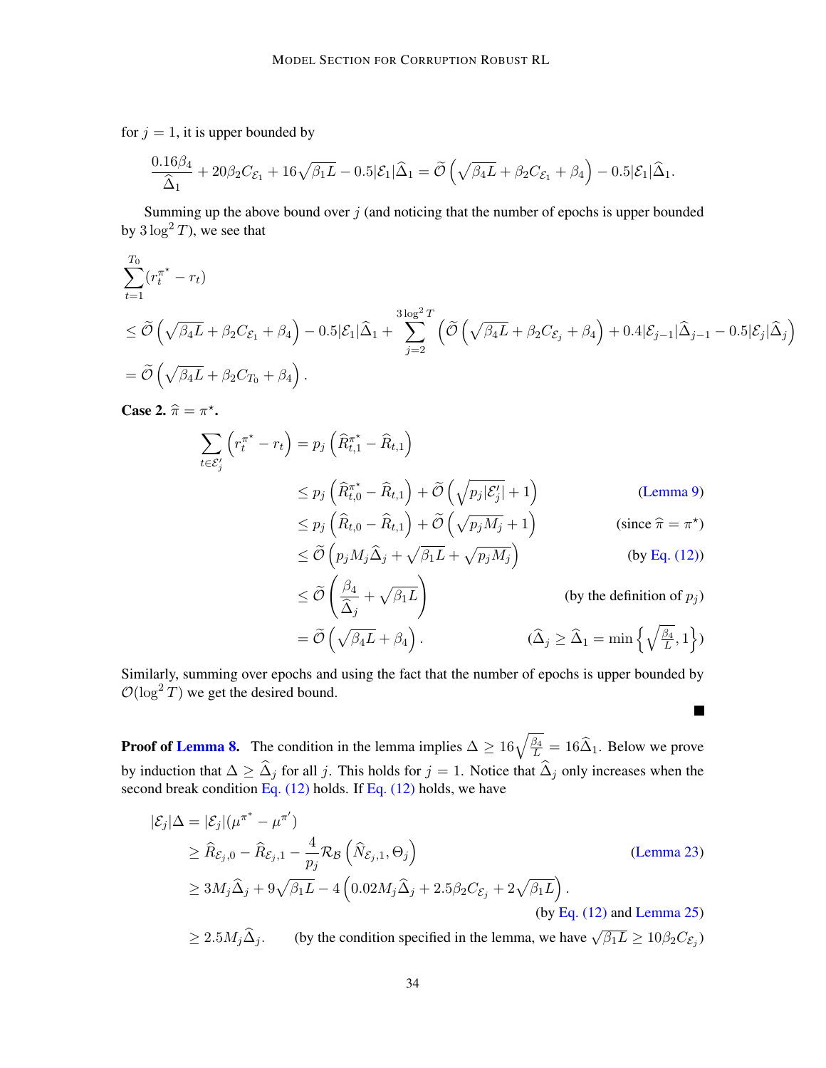for $j = 1$, it is upper bounded by

$$\frac{0.16\beta_4}{\widehat{\Delta}_1} + 20\beta_2 C_{\mathcal{E}_1} + 16\sqrt{\beta_1 L} - 0.5|\mathcal{E}_1|\widehat{\Delta}_1 = \widetilde{\mathcal{O}}\left(\sqrt{\beta_4 L} + \beta_2 C_{\mathcal{E}_1} + \beta_4\right) - 0.5|\mathcal{E}_1|\widehat{\Delta}_1.$$

Summing up the above bound over $j$ (and noticing that the number of epochs is upper bounded by $3\log^2 T$), we see that

$$\begin{aligned}
&\sum_{t=1}^{T_0}(r_t^{\pi^\star} - r_t) \\
&\leq \widetilde{\mathcal{O}}\left(\sqrt{\beta_4 L} + \beta_2 C_{\mathcal{E}_1} + \beta_4\right) - 0.5|\mathcal{E}_1|\widehat{\Delta}_1 + \sum_{j=2}^{3\log^2 T}\left(\widetilde{\mathcal{O}}\left(\sqrt{\beta_4 L} + \beta_2 C_{\mathcal{E}_j} + \beta_4\right) + 0.4|\mathcal{E}_{j-1}|\widehat{\Delta}_{j-1} - 0.5|\mathcal{E}_j|\widehat{\Delta}_j\right) \\
&= \widetilde{\mathcal{O}}\left(\sqrt{\beta_4 L} + \beta_2 C_{T_0} + \beta_4\right).
\end{aligned}$$

**Case 2.** $\widehat{\pi} = \pi^\star$**.**

$$\begin{aligned}
\sum_{t\in\mathcal{E}_j'}\left(r_t^{\pi^\star} - r_t\right) &= p_j\left(\widehat{R}_{t,1}^{\pi^\star} - \widehat{R}_{t,1}\right) \\
&\leq p_j\left(\widehat{R}_{t,0}^{\pi^\star} - \widehat{R}_{t,1}\right) + \widetilde{\mathcal{O}}\left(\sqrt{p_j|\mathcal{E}_j'|} + 1\right) && \text{(Lemma 9)} \\
&\leq p_j\left(\widehat{R}_{t,0} - \widehat{R}_{t,1}\right) + \widetilde{\mathcal{O}}\left(\sqrt{p_j M_j} + 1\right) && (\text{since } \widehat{\pi} = \pi^\star) \\
&\leq \widetilde{\mathcal{O}}\left(p_j M_j \widehat{\Delta}_j + \sqrt{\beta_1 L} + \sqrt{p_j M_j}\right) && \text{(by Eq. (12))} \\
&\leq \widetilde{\mathcal{O}}\left(\frac{\beta_4}{\widehat{\Delta}_j} + \sqrt{\beta_1 L}\right) && (\text{by the definition of } p_j) \\
&= \widetilde{\mathcal{O}}\left(\sqrt{\beta_4 L} + \beta_4\right). && \left(\widehat{\Delta}_j \geq \widehat{\Delta}_1 = \min\left\{\sqrt{\tfrac{\beta_4}{L}}, 1\right\}\right)
\end{aligned}$$

Similarly, summing over epochs and using the fact that the number of epochs is upper bounded by $\mathcal{O}(\log^2 T)$ we get the desired bound. ∎

**Proof of Lemma 8.** The condition in the lemma implies $\Delta \geq 16\sqrt{\frac{\beta_4}{L}} = 16\widehat{\Delta}_1$. Below we prove by induction that $\Delta \geq \widehat{\Delta}_j$ for all $j$. This holds for $j = 1$. Notice that $\widehat{\Delta}_j$ only increases when the second break condition Eq. (12) holds. If Eq. (12) holds, we have

$$\begin{aligned}
|\mathcal{E}_j|\Delta &= |\mathcal{E}_j|(\mu^{\pi^*} - \mu^{\pi'}) \\
&\geq \widehat{R}_{\mathcal{E}_j,0} - \widehat{R}_{\mathcal{E}_j,1} - \frac{4}{p_j}\mathcal{R}_{\mathcal{B}}\left(\widehat{N}_{\mathcal{E}_j,1}, \Theta_j\right) && \text{(Lemma 23)} \\
&\geq 3M_j\widehat{\Delta}_j + 9\sqrt{\beta_1 L} - 4\left(0.02M_j\widehat{\Delta}_j + 2.5\beta_2 C_{\mathcal{E}_j} + 2\sqrt{\beta_1 L}\right). \\
& && \text{(by Eq. (12) and Lemma 25)} \\
&\geq 2.5M_j\widehat{\Delta}_j. && \left(\text{by the condition specified in the lemma, we have } \sqrt{\beta_1 L} \geq 10\beta_2 C_{\mathcal{E}_j}\right)
\end{aligned}$$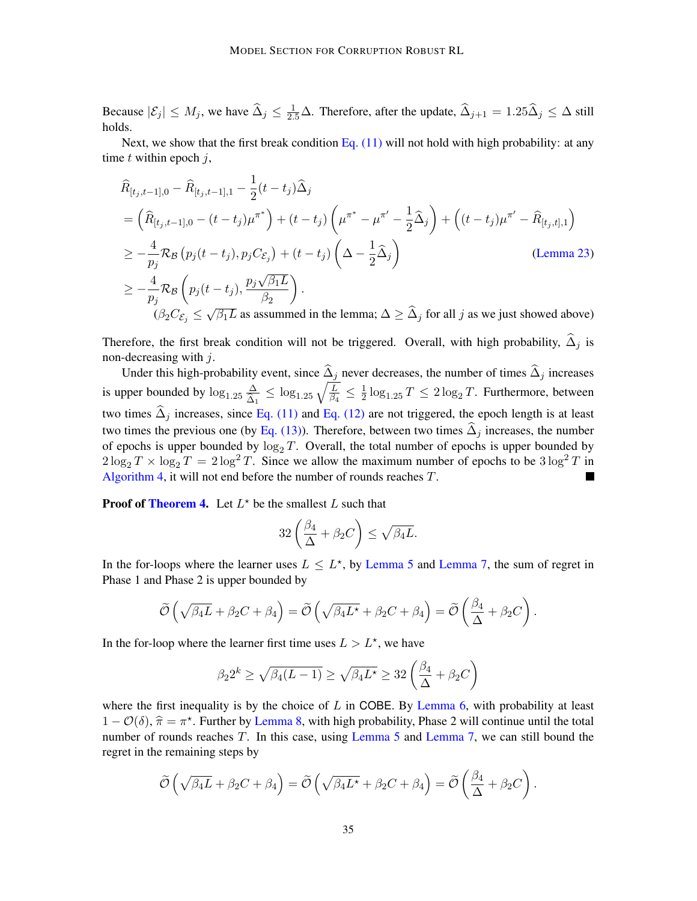Because $|\mathcal{E}_j| \leq M_j$, we have $\widehat{\Delta}_j \leq \frac{1}{2.5}\Delta$. Therefore, after the update, $\widehat{\Delta}_{j+1} = 1.25\widehat{\Delta}_j \leq \Delta$ still holds.

Next, we show that the first break condition Eq. (11) will not hold with high probability: at any time $t$ within epoch $j$,

$$
\begin{aligned}
&\widehat{R}_{[t_j,t-1],0} - \widehat{R}_{[t_j,t-1],1} - \frac{1}{2}(t-t_j)\widehat{\Delta}_j \\
&= \left(\widehat{R}_{[t_j,t-1],0} - (t-t_j)\mu^{\pi^*}\right) + (t-t_j)\left(\mu^{\pi^*} - \mu^{\pi'} - \frac{1}{2}\widehat{\Delta}_j\right) + \left((t-t_j)\mu^{\pi'} - \widehat{R}_{[t_j,t],1}\right) \\
&\geq -\frac{4}{p_j}\mathcal{R}_{\mathcal{B}}\left(p_j(t-t_j), p_j C_{\mathcal{E}_j}\right) + (t-t_j)\left(\Delta - \frac{1}{2}\widehat{\Delta}_j\right) \qquad \text{(Lemma 23)} \\
&\geq -\frac{4}{p_j}\mathcal{R}_{\mathcal{B}}\left(p_j(t-t_j), \frac{p_j\sqrt{\beta_1 L}}{\beta_2}\right).
\end{aligned}
$$

($\beta_2 C_{\mathcal{E}_j} \leq \sqrt{\beta_1 L}$ as assummed in the lemma; $\Delta \geq \widehat{\Delta}_j$ for all $j$ as we just showed above)

Therefore, the first break condition will not be triggered. Overall, with high probability, $\widehat{\Delta}_j$ is non-decreasing with $j$.

Under this high-probability event, since $\widehat{\Delta}_j$ never decreases, the number of times $\widehat{\Delta}_j$ increases is upper bounded by $\log_{1.25}\frac{\Delta}{\widehat{\Delta}_1} \leq \log_{1.25}\sqrt{\frac{L}{\beta_4}} \leq \frac{1}{2}\log_{1.25} T \leq 2\log_2 T$. Furthermore, between two times $\widehat{\Delta}_j$ increases, since Eq. (11) and Eq. (12) are not triggered, the epoch length is at least two times the previous one (by Eq. (13)). Therefore, between two times $\widehat{\Delta}_j$ increases, the number of epochs is upper bounded by $\log_2 T$. Overall, the total number of epochs is upper bounded by $2\log_2 T \times \log_2 T = 2\log^2 T$. Since we allow the maximum number of epochs to be $3\log^2 T$ in Algorithm 4, it will not end before the number of rounds reaches $T$. ∎

**Proof of Theorem 4.** Let $L^\star$ be the smallest $L$ such that

$$
32\left(\frac{\beta_4}{\Delta} + \beta_2 C\right) \leq \sqrt{\beta_4 L}.
$$

In the for-loops where the learner uses $L \leq L^\star$, by Lemma 5 and Lemma 7, the sum of regret in Phase 1 and Phase 2 is upper bounded by

$$
\widetilde{\mathcal{O}}\left(\sqrt{\beta_4 L} + \beta_2 C + \beta_4\right) = \widetilde{\mathcal{O}}\left(\sqrt{\beta_4 L^\star} + \beta_2 C + \beta_4\right) = \widetilde{\mathcal{O}}\left(\frac{\beta_4}{\Delta} + \beta_2 C\right).
$$

In the for-loop where the learner first time uses $L > L^\star$, we have

$$
\beta_2 2^k \geq \sqrt{\beta_4(L-1)} \geq \sqrt{\beta_4 L^\star} \geq 32\left(\frac{\beta_4}{\Delta} + \beta_2 C\right)
$$

where the first inequality is by the choice of $L$ in COBE. By Lemma 6, with probability at least $1 - \mathcal{O}(\delta)$, $\widehat{\pi} = \pi^\star$. Further by Lemma 8, with high probability, Phase 2 will continue until the total number of rounds reaches $T$. In this case, using Lemma 5 and Lemma 7, we can still bound the regret in the remaining steps by

$$
\widetilde{\mathcal{O}}\left(\sqrt{\beta_4 L} + \beta_2 C + \beta_4\right) = \widetilde{\mathcal{O}}\left(\sqrt{\beta_4 L^\star} + \beta_2 C + \beta_4\right) = \widetilde{\mathcal{O}}\left(\frac{\beta_4}{\Delta} + \beta_2 C\right).
$$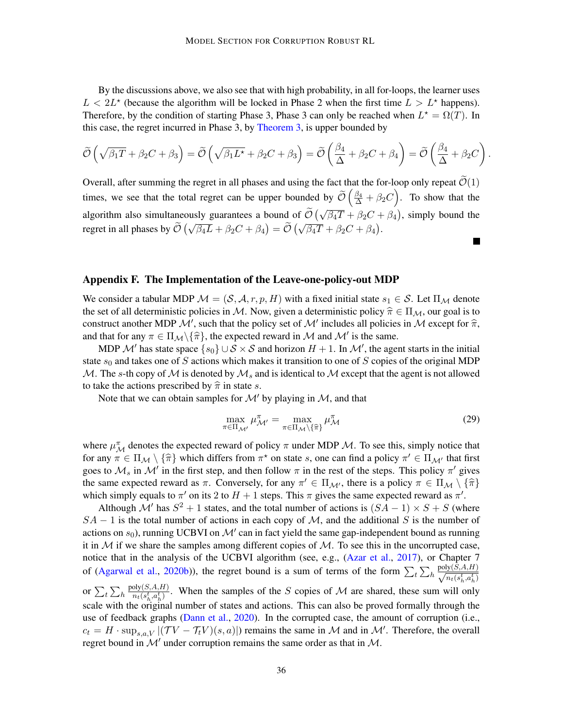By the discussions above, we also see that with high probability, in all for-loops, the learner uses $L < 2L^\star$ (because the algorithm will be locked in Phase 2 when the first time $L > L^\star$ happens). Therefore, by the condition of starting Phase 3, Phase 3 can only be reached when $L^\star = \Omega(T)$. In this case, the regret incurred in Phase 3, by Theorem 3, is upper bounded by

$$\widetilde{\mathcal{O}}\left(\sqrt{\beta_1 T} + \beta_2 C + \beta_3\right) = \widetilde{\mathcal{O}}\left(\sqrt{\beta_1 L^\star} + \beta_2 C + \beta_3\right) = \widetilde{\mathcal{O}}\left(\frac{\beta_4}{\Delta} + \beta_2 C + \beta_4\right) = \widetilde{\mathcal{O}}\left(\frac{\beta_4}{\Delta} + \beta_2 C\right).$$

Overall, after summing the regret in all phases and using the fact that the for-loop only repeat $\widetilde{\mathcal{O}}(1)$ times, we see that the total regret can be upper bounded by $\widetilde{\mathcal{O}}\left(\frac{\beta_4}{\Delta} + \beta_2 C\right)$. To show that the algorithm also simultaneously guarantees a bound of $\widetilde{\mathcal{O}}\left(\sqrt{\beta_4 T} + \beta_2 C + \beta_4\right)$, simply bound the regret in all phases by $\widetilde{\mathcal{O}}\left(\sqrt{\beta_4 L} + \beta_2 C + \beta_4\right) = \widetilde{\mathcal{O}}\left(\sqrt{\beta_4 T} + \beta_2 C + \beta_4\right)$. ∎

## Appendix F. The Implementation of the Leave-one-policy-out MDP

We consider a tabular MDP $\mathcal{M} = (\mathcal{S}, \mathcal{A}, r, p, H)$ with a fixed initial state $s_1 \in \mathcal{S}$. Let $\Pi_{\mathcal{M}}$ denote the set of all deterministic policies in $\mathcal{M}$. Now, given a deterministic policy $\widehat{\pi} \in \Pi_{\mathcal{M}}$, our goal is to construct another MDP $\mathcal{M}'$, such that the policy set of $\mathcal{M}'$ includes all policies in $\mathcal{M}$ except for $\widehat{\pi}$, and that for any $\pi \in \Pi_{\mathcal{M}} \backslash \{\widehat{\pi}\}$, the expected reward in $\mathcal{M}$ and $\mathcal{M}'$ is the same.

MDP $\mathcal{M}'$ has state space $\{s_0\} \cup \mathcal{S} \times \mathcal{S}$ and horizon $H + 1$. In $\mathcal{M}'$, the agent starts in the initial state $s_0$ and takes one of $S$ actions which makes it transition to one of $S$ copies of the original MDP $\mathcal{M}$. The $s$-th copy of $\mathcal{M}$ is denoted by $\mathcal{M}_s$ and is identical to $\mathcal{M}$ except that the agent is not allowed to take the actions prescribed by $\widehat{\pi}$ in state $s$.

Note that we can obtain samples for $\mathcal{M}'$ by playing in $\mathcal{M}$, and that

$$\max_{\pi \in \Pi_{\mathcal{M}'}} \mu_{\mathcal{M}'}^{\pi} = \max_{\pi \in \Pi_{\mathcal{M}} \backslash \{\widehat{\pi}\}} \mu_{\mathcal{M}}^{\pi} \tag{29}$$

where $\mu_{\mathcal{M}}^{\pi}$ denotes the expected reward of policy $\pi$ under MDP $\mathcal{M}$. To see this, simply notice that for any $\pi \in \Pi_{\mathcal{M}} \setminus \{\widehat{\pi}\}$ which differs from $\pi^\star$ on state $s$, one can find a policy $\pi' \in \Pi_{\mathcal{M}'}$ that first goes to $\mathcal{M}_s$ in $\mathcal{M}'$ in the first step, and then follow $\pi$ in the rest of the steps. This policy $\pi'$ gives the same expected reward as $\pi$. Conversely, for any $\pi' \in \Pi_{\mathcal{M}'}$, there is a policy $\pi \in \Pi_{\mathcal{M}} \setminus \{\widehat{\pi}\}$ which simply equals to $\pi'$ on its 2 to $H + 1$ steps. This $\pi$ gives the same expected reward as $\pi'$.

Although $\mathcal{M}'$ has $S^2 + 1$ states, and the total number of actions is $(SA - 1) \times S + S$ (where $SA - 1$ is the total number of actions in each copy of $\mathcal{M}$, and the additional $S$ is the number of actions on $s_0$), running UCBVI on $\mathcal{M}'$ can in fact yield the same gap-independent bound as running it in $\mathcal{M}$ if we share the samples among different copies of $\mathcal{M}$. To see this in the uncorrupted case, notice that in the analysis of the UCBVI algorithm (see, e.g., (Azar et al., 2017), or Chapter 7 of (Agarwal et al., 2020b)), the regret bound is a sum of terms of the form $\sum_t \sum_h \frac{\text{poly}(S,A,H)}{\sqrt{n_t(s_h^t, a_h^t)}}$ or $\sum_t \sum_h \frac{\text{poly}(S,A,H)}{n_t(s_h^t, a_h^t)}$. When the samples of the $S$ copies of $\mathcal{M}$ are shared, these sum will only scale with the original number of states and actions. This can also be proved formally through the use of feedback graphs (Dann et al., 2020). In the corrupted case, the amount of corruption (i.e., $c_t = H \cdot \sup_{s,a,V} |(\mathcal{T}V - \mathcal{T}_t V)(s,a)|$) remains the same in $\mathcal{M}$ and in $\mathcal{M}'$. Therefore, the overall regret bound in $\mathcal{M}'$ under corruption remains the same order as that in $\mathcal{M}$.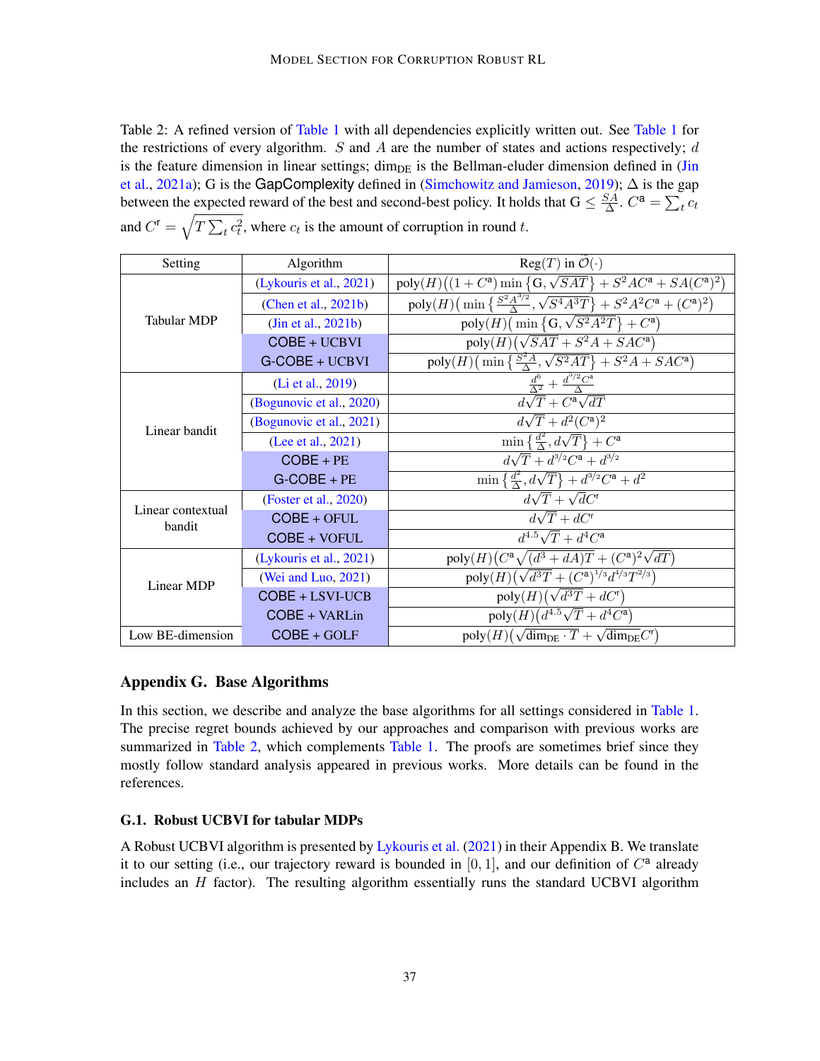Table 2: A refined version of Table 1 with all dependencies explicitly written out. See Table 1 for the restrictions of every algorithm. $S$ and $A$ are the number of states and actions respectively; $d$ is the feature dimension in linear settings; $\dim_{\text{DE}}$ is the Bellman-eluder dimension defined in (Jin et al., 2021a); G is the GapComplexity defined in (Simchowitz and Jamieson, 2019); $\Delta$ is the gap between the expected reward of the best and second-best policy. It holds that $G \le \frac{SA}{\Delta}$. $C^{\mathsf{a}} = \sum_t c_t$ and $C^{\mathsf{r}} = \sqrt{T \sum_t c_t^2}$, where $c_t$ is the amount of corruption in round $t$.

| Setting | Algorithm | Reg($T$) in $\widetilde{\mathcal{O}}(\cdot)$ |
|---|---|---|
| Tabular MDP | (Lykouris et al., 2021) | $\text{poly}(H)\big((1+C^{\mathsf{a}})\min\{G, \sqrt{SAT}\} + S^2AC^{\mathsf{a}} + SA(C^{\mathsf{a}})^2\big)$ |
| | (Chen et al., 2021b) | $\text{poly}(H)\big(\min\{\frac{S^2A^{3/2}}{\Delta}, \sqrt{S^4A^3T}\} + S^2A^2C^{\mathsf{a}} + (C^{\mathsf{a}})^2\big)$ |
| | (Jin et al., 2021b) | $\text{poly}(H)\big(\min\{G, \sqrt{S^2A^2T}\} + C^{\mathsf{a}}\big)$ |
| | COBE + UCBVI | $\text{poly}(H)\big(\sqrt{SAT} + S^2A + SAC^{\mathsf{a}}\big)$ |
| | G-COBE + UCBVI | $\text{poly}(H)\big(\min\{\frac{S^2A}{\Delta}, \sqrt{S^2AT}\} + S^2A + SAC^{\mathsf{a}}\big)$ |
| Linear bandit | (Li et al., 2019) | $\frac{d^6}{\Delta^2} + \frac{d^{5/2}C^{\mathsf{a}}}{\Delta}$ |
| | (Bogunovic et al., 2020) | $d\sqrt{T} + C^{\mathsf{a}}\sqrt{dT}$ |
| | (Bogunovic et al., 2021) | $d\sqrt{T} + d^2(C^{\mathsf{a}})^2$ |
| | (Lee et al., 2021) | $\min\{\frac{d^2}{\Delta}, d\sqrt{T}\} + C^{\mathsf{a}}$ |
| | COBE + PE | $d\sqrt{T} + d^{3/2}C^{\mathsf{a}} + d^{3/2}$ |
| | G-COBE + PE | $\min\{\frac{d^2}{\Delta}, d\sqrt{T}\} + d^{3/2}C^{\mathsf{a}} + d^2$ |
| Linear contextual bandit | (Foster et al., 2020) | $d\sqrt{T} + \sqrt{d}C^{\mathsf{r}}$ |
| | COBE + OFUL | $d\sqrt{T} + dC^{\mathsf{r}}$ |
| | COBE + VOFUL | $d^{4.5}\sqrt{T} + d^4C^{\mathsf{a}}$ |
| Linear MDP | (Lykouris et al., 2021) | $\text{poly}(H)\big(C^{\mathsf{a}}\sqrt{(d^3+dA)T} + (C^{\mathsf{a}})^2\sqrt{dT}\big)$ |
| | (Wei and Luo, 2021) | $\text{poly}(H)\big(\sqrt{d^3T} + (C^{\mathsf{a}})^{1/3}d^{4/3}T^{2/3}\big)$ |
| | COBE + LSVI-UCB | $\text{poly}(H)\big(\sqrt{d^3T} + dC^{\mathsf{r}}\big)$ |
| | COBE + VARLin | $\text{poly}(H)\big(d^{4.5}\sqrt{T} + d^4C^{\mathsf{a}}\big)$ |
| Low BE-dimension | COBE + GOLF | $\text{poly}(H)\big(\sqrt{\dim_{\text{DE}} \cdot T} + \sqrt{\dim_{\text{DE}}}C^{\mathsf{r}}\big)$ |

## Appendix G. Base Algorithms

In this section, we describe and analyze the base algorithms for all settings considered in Table 1. The precise regret bounds achieved by our approaches and comparison with previous works are summarized in Table 2, which complements Table 1. The proofs are sometimes brief since they mostly follow standard analysis appeared in previous works. More details can be found in the references.

### G.1. Robust UCBVI for tabular MDPs

A Robust UCBVI algorithm is presented by Lykouris et al. (2021) in their Appendix B. We translate it to our setting (i.e., our trajectory reward is bounded in $[0, 1]$, and our definition of $C^{\mathsf{a}}$ already includes an $H$ factor). The resulting algorithm essentially runs the standard UCBVI algorithm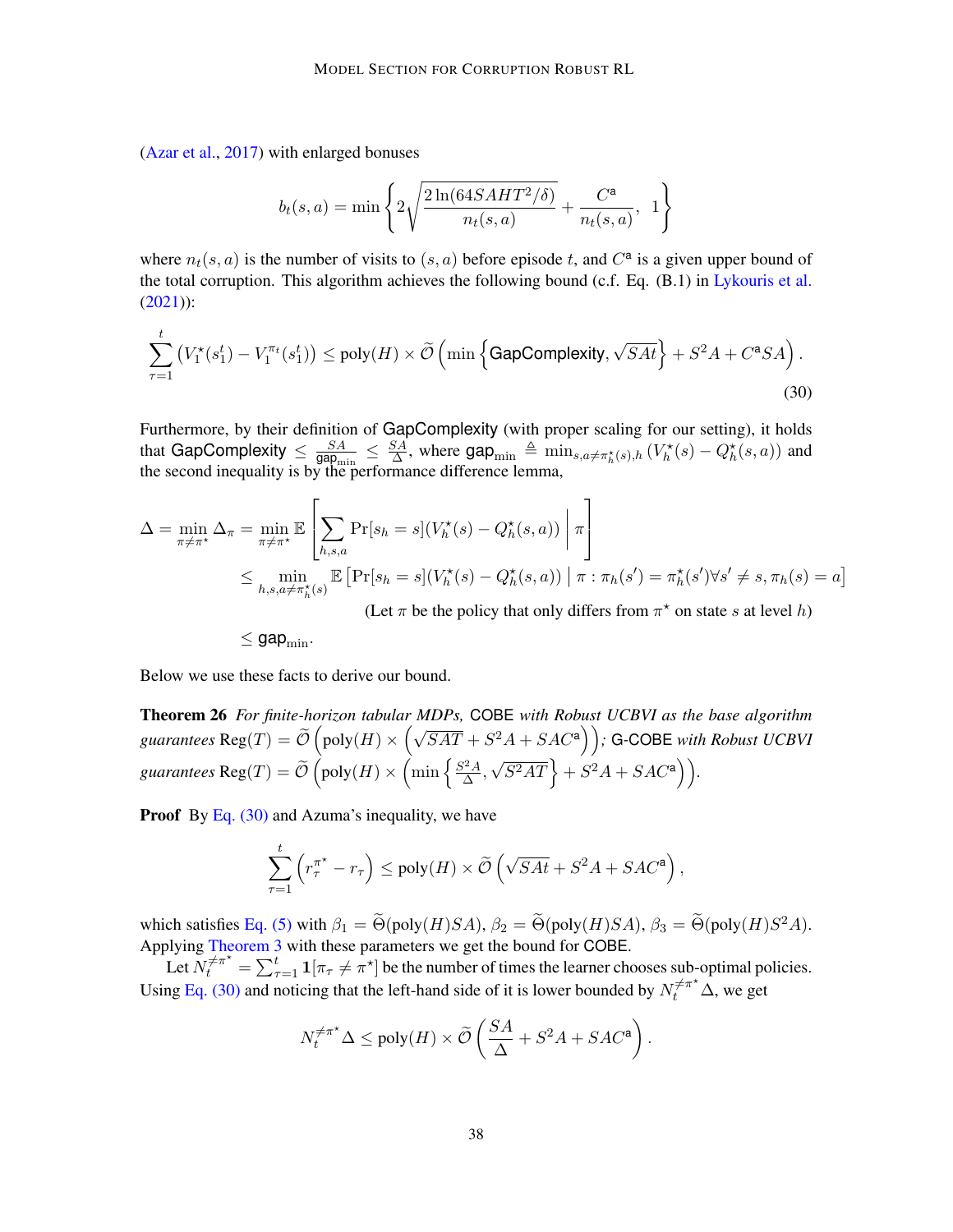(Azar et al., 2017) with enlarged bonuses

$$b_t(s,a) = \min\left\{2\sqrt{\frac{2\ln(64SAHT^2/\delta)}{n_t(s,a)}} + \frac{C^{\mathsf{a}}}{n_t(s,a)},\ 1\right\}$$

where $n_t(s,a)$ is the number of visits to $(s,a)$ before episode $t$, and $C^{\mathsf{a}}$ is a given upper bound of the total corruption. This algorithm achieves the following bound (c.f. Eq. (B.1) in Lykouris et al. (2021)):

$$\sum_{\tau=1}^{t}\left(V_1^\star(s_1^t) - V_1^{\pi_t}(s_1^t)\right) \le \mathrm{poly}(H) \times \widetilde{\mathcal{O}}\left(\min\left\{\mathsf{GapComplexity}, \sqrt{SAt}\right\} + S^2A + C^{\mathsf{a}}SA\right). \tag{30}$$

Furthermore, by their definition of $\mathsf{GapComplexity}$ (with proper scaling for our setting), it holds that $\mathsf{GapComplexity} \le \frac{SA}{\mathsf{gap}_{\min}} \le \frac{SA}{\Delta}$, where $\mathsf{gap}_{\min} \triangleq \min_{s,a\neq\pi_h^\star(s),h}\left(V_h^\star(s) - Q_h^\star(s,a)\right)$ and the second inequality is by the performance difference lemma,

$$\begin{aligned}
\Delta = \min_{\pi\neq\pi^\star}\Delta_\pi &= \min_{\pi\neq\pi^\star}\mathbb{E}\left[\sum_{h,s,a}\Pr[s_h = s](V_h^\star(s) - Q_h^\star(s,a)) \,\middle|\, \pi\right] \\
&\le \min_{h,s,a\neq\pi_h^\star(s)}\mathbb{E}\left[\Pr[s_h = s](V_h^\star(s) - Q_h^\star(s,a)) \,\middle|\, \pi : \pi_h(s') = \pi_h^\star(s')\forall s'\neq s, \pi_h(s) = a\right] \\
&\qquad\qquad\qquad\qquad\text{(Let } \pi \text{ be the policy that only differs from } \pi^\star \text{ on state } s \text{ at level } h\text{)} \\
&\le \mathsf{gap}_{\min}.
\end{aligned}$$

Below we use these facts to derive our bound.

**Theorem 26** *For finite-horizon tabular MDPs,* $\mathsf{COBE}$ *with Robust UCBVI as the base algorithm guarantees* $\mathrm{Reg}(T) = \widetilde{\mathcal{O}}\left(\mathrm{poly}(H)\times\left(\sqrt{SAT} + S^2A + SAC^{\mathsf{a}}\right)\right)$*;* $\mathsf{G\text{-}COBE}$ *with Robust UCBVI guarantees* $\mathrm{Reg}(T) = \widetilde{\mathcal{O}}\left(\mathrm{poly}(H)\times\left(\min\left\{\frac{S^2A}{\Delta}, \sqrt{S^2AT}\right\} + S^2A + SAC^{\mathsf{a}}\right)\right)$.

**Proof** By Eq. (30) and Azuma's inequality, we have

$$\sum_{\tau=1}^{t}\left(r_\tau^{\pi^\star} - r_\tau\right) \le \mathrm{poly}(H)\times\widetilde{\mathcal{O}}\left(\sqrt{SAt} + S^2A + SAC^{\mathsf{a}}\right),$$

which satisfies Eq. (5) with $\beta_1 = \widetilde{\Theta}(\mathrm{poly}(H)SA)$, $\beta_2 = \widetilde{\Theta}(\mathrm{poly}(H)SA)$, $\beta_3 = \widetilde{\Theta}(\mathrm{poly}(H)S^2A)$. Applying Theorem 3 with these parameters we get the bound for $\mathsf{COBE}$.

Let $N_t^{\neq\pi^\star} = \sum_{\tau=1}^{t}\mathbf{1}[\pi_\tau\neq\pi^\star]$ be the number of times the learner chooses sub-optimal policies. Using Eq. (30) and noticing that the left-hand side of it is lower bounded by $N_t^{\neq\pi^\star}\Delta$, we get

$$N_t^{\neq\pi^\star}\Delta \le \mathrm{poly}(H)\times\widetilde{\mathcal{O}}\left(\frac{SA}{\Delta} + S^2A + SAC^{\mathsf{a}}\right).$$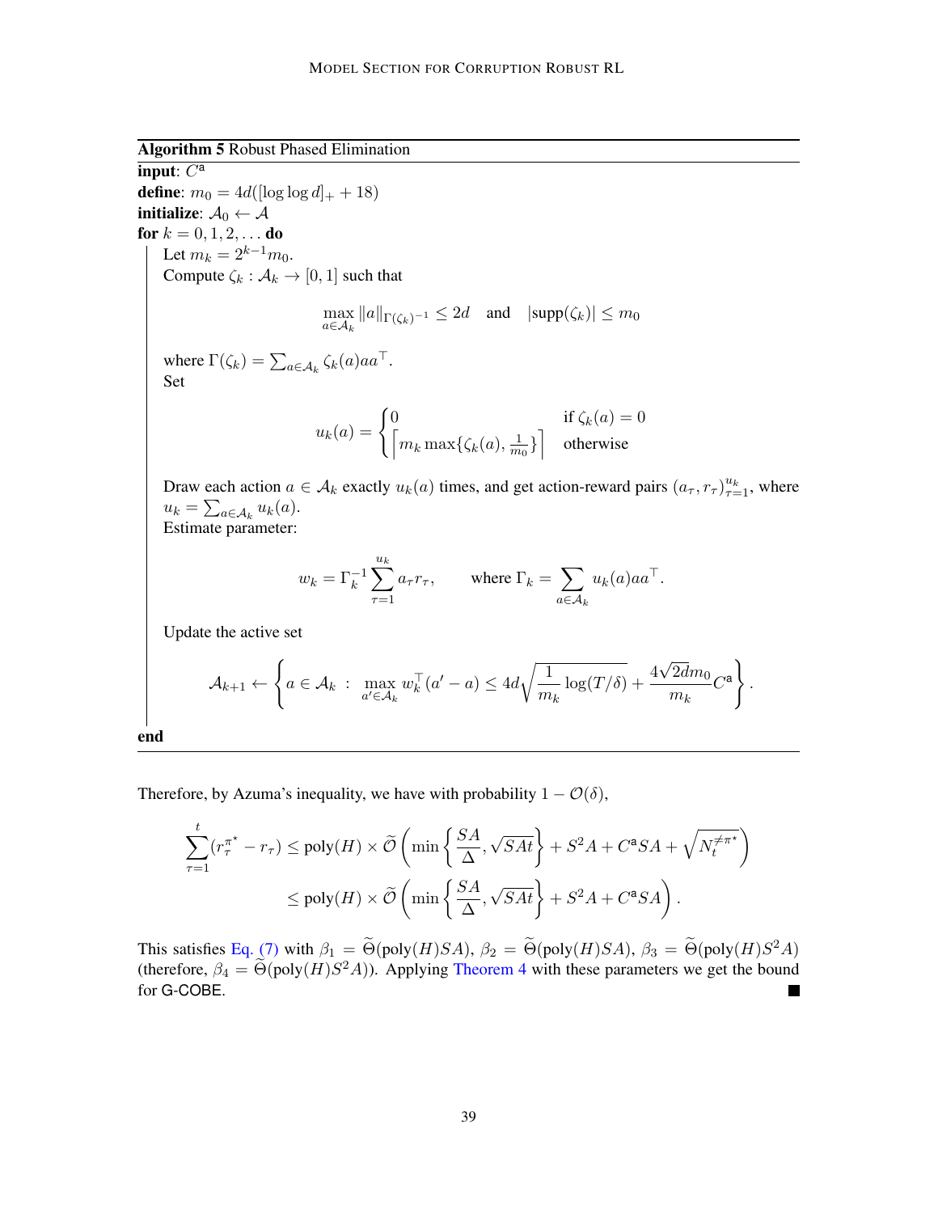**Algorithm 5** Robust Phased Elimination

---

**input**: $C^{\mathsf{a}}$

**define**: $m_0 = 4d([\log \log d]_+ + 18)$

**initialize**: $\mathcal{A}_0 \leftarrow \mathcal{A}$

**for** $k = 0, 1, 2, \dots$ **do**

Let $m_k = 2^{k-1} m_0$.

Compute $\zeta_k : \mathcal{A}_k \to [0, 1]$ such that

$$\max_{a \in \mathcal{A}_k} \|a\|_{\Gamma(\zeta_k)^{-1}} \leq 2d \quad \text{and} \quad |\mathrm{supp}(\zeta_k)| \leq m_0$$

where $\Gamma(\zeta_k) = \sum_{a \in \mathcal{A}_k} \zeta_k(a) a a^\top$.

Set

$$u_k(a) = \begin{cases} 0 & \text{if } \zeta_k(a) = 0 \\ \left\lceil m_k \max\{\zeta_k(a), \frac{1}{m_0}\} \right\rceil & \text{otherwise} \end{cases}$$

Draw each action $a \in \mathcal{A}_k$ exactly $u_k(a)$ times, and get action-reward pairs $(a_\tau, r_\tau)_{\tau=1}^{u_k}$, where $u_k = \sum_{a \in \mathcal{A}_k} u_k(a)$.

Estimate parameter:

$$w_k = \Gamma_k^{-1} \sum_{\tau=1}^{u_k} a_\tau r_\tau, \qquad \text{where } \Gamma_k = \sum_{a \in \mathcal{A}_k} u_k(a) a a^\top.$$

Update the active set

$$\mathcal{A}_{k+1} \leftarrow \left\{ a \in \mathcal{A}_k \ : \ \max_{a' \in \mathcal{A}_k} w_k^\top (a' - a) \leq 4d\sqrt{\frac{1}{m_k} \log(T/\delta)} + \frac{4\sqrt{2d} m_0}{m_k} C^{\mathsf{a}} \right\}.$$

**end**

---

Therefore, by Azuma's inequality, we have with probability $1 - \mathcal{O}(\delta)$,

$$\begin{aligned}
\sum_{\tau=1}^{t} (r_\tau^{\pi^\star} - r_\tau) &\leq \mathrm{poly}(H) \times \widetilde{\mathcal{O}}\left( \min\left\{ \frac{SA}{\Delta}, \sqrt{SAt} \right\} + S^2 A + C^{\mathsf{a}} SA + \sqrt{N_t^{\neq \pi^\star}} \right) \\
&\leq \mathrm{poly}(H) \times \widetilde{\mathcal{O}}\left( \min\left\{ \frac{SA}{\Delta}, \sqrt{SAt} \right\} + S^2 A + C^{\mathsf{a}} SA \right).
\end{aligned}$$

This satisfies Eq. (7) with $\beta_1 = \widetilde{\Theta}(\mathrm{poly}(H) SA)$, $\beta_2 = \widetilde{\Theta}(\mathrm{poly}(H) SA)$, $\beta_3 = \widetilde{\Theta}(\mathrm{poly}(H) S^2 A)$ (therefore, $\beta_4 = \widetilde{\Theta}(\mathrm{poly}(H) S^2 A)$). Applying Theorem 4 with these parameters we get the bound for G-COBE. ∎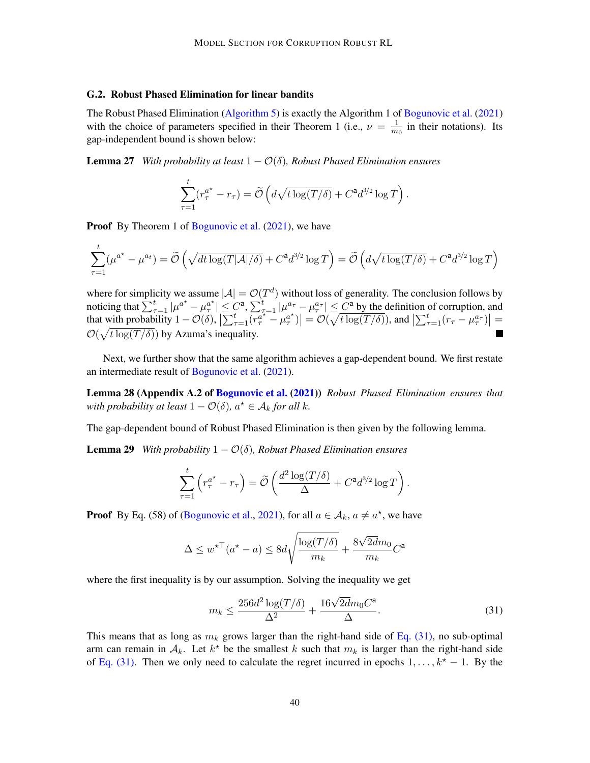### G.2. Robust Phased Elimination for linear bandits

The Robust Phased Elimination (Algorithm 5) is exactly the Algorithm 1 of Bogunovic et al. (2021) with the choice of parameters specified in their Theorem 1 (i.e., $\nu = \frac{1}{m_0}$ in their notations). Its gap-independent bound is shown below:

**Lemma 27** *With probability at least $1 - \mathcal{O}(\delta)$, Robust Phased Elimination ensures*

$$\sum_{\tau=1}^{t} (r_\tau^{a^\star} - r_\tau) = \widetilde{\mathcal{O}}\left(d\sqrt{t \log(T/\delta)} + C^{\mathsf{a}} d^{3/2} \log T\right).$$

**Proof** By Theorem 1 of Bogunovic et al. (2021), we have

$$\sum_{\tau=1}^{t} (\mu^{a^\star} - \mu^{a_t}) = \widetilde{\mathcal{O}}\left(\sqrt{dt \log(T|\mathcal{A}|/\delta)} + C^{\mathsf{a}} d^{3/2} \log T\right) = \widetilde{\mathcal{O}}\left(d\sqrt{t \log(T/\delta)} + C^{\mathsf{a}} d^{3/2} \log T\right)$$

where for simplicity we assume $|\mathcal{A}| = \mathcal{O}(T^d)$ without loss of generality. The conclusion follows by noticing that $\sum_{\tau=1}^{t} |\mu^{a^\star} - \mu_\tau^{a^\star}| \le C^{\mathsf{a}}$, $\sum_{\tau=1}^{t} |\mu^{a_\tau} - \mu_\tau^{a_\tau}| \le C^{\mathsf{a}}$ by the definition of corruption, and that with probability $1 - \mathcal{O}(\delta)$, $\left|\sum_{\tau=1}^{t} (r_\tau^{a^\star} - \mu_\tau^{a^\star})\right| = \mathcal{O}(\sqrt{t \log(T/\delta)})$, and $\left|\sum_{\tau=1}^{t} (r_\tau - \mu_\tau^{a_\tau})\right| = \mathcal{O}(\sqrt{t \log(T/\delta)})$ by Azuma's inequality. ■

Next, we further show that the same algorithm achieves a gap-dependent bound. We first restate an intermediate result of Bogunovic et al. (2021).

**Lemma 28 (Appendix A.2 of Bogunovic et al. (2021))** *Robust Phased Elimination ensures that with probability at least $1 - \mathcal{O}(\delta)$, $a^\star \in \mathcal{A}_k$ for all $k$.*

The gap-dependent bound of Robust Phased Elimination is then given by the following lemma.

**Lemma 29** *With probability $1 - \mathcal{O}(\delta)$, Robust Phased Elimination ensures*

$$\sum_{\tau=1}^{t} \left(r_\tau^{a^\star} - r_\tau\right) = \widetilde{\mathcal{O}}\left(\frac{d^2 \log(T/\delta)}{\Delta} + C^{\mathsf{a}} d^{3/2} \log T\right).$$

**Proof** By Eq. (58) of (Bogunovic et al., 2021), for all $a \in \mathcal{A}_k$, $a \neq a^\star$, we have

$$\Delta \le w^{\star\top}(a^\star - a) \le 8d\sqrt{\frac{\log(T/\delta)}{m_k}} + \frac{8\sqrt{2}dm_0}{m_k} C^{\mathsf{a}}$$

where the first inequality is by our assumption. Solving the inequality we get

$$m_k \le \frac{256 d^2 \log(T/\delta)}{\Delta^2} + \frac{16\sqrt{2}dm_0 C^{\mathsf{a}}}{\Delta}. \tag{31}$$

This means that as long as $m_k$ grows larger than the right-hand side of Eq. (31), no sub-optimal arm can remain in $\mathcal{A}_k$. Let $k^\star$ be the smallest $k$ such that $m_k$ is larger than the right-hand side of Eq. (31). Then we only need to calculate the regret incurred in epochs $1, \ldots, k^\star - 1$. By the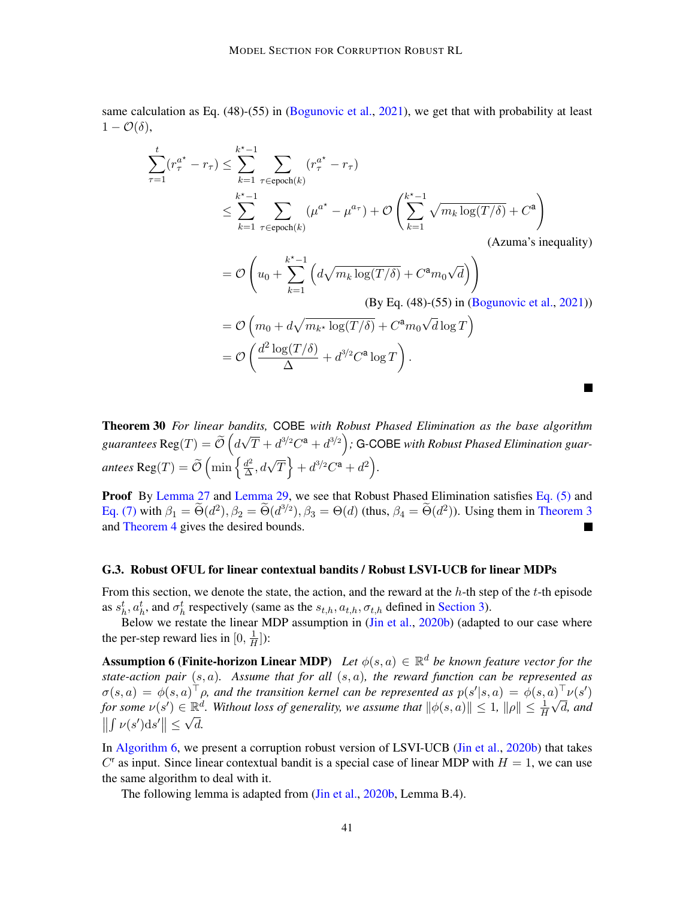same calculation as Eq. (48)-(55) in (Bogunovic et al., 2021), we get that with probability at least $1 - \mathcal{O}(\delta)$,

$$
\begin{aligned}
\sum_{\tau=1}^{t}(r_\tau^{a^\star} - r_\tau) &\le \sum_{k=1}^{k^\star-1}\sum_{\tau\in\text{epoch}(k)}(r_\tau^{a^\star} - r_\tau) \\
&\le \sum_{k=1}^{k^\star-1}\sum_{\tau\in\text{epoch}(k)}(\mu^{a^\star} - \mu^{a_\tau}) + \mathcal{O}\left(\sum_{k=1}^{k^\star-1}\sqrt{m_k\log(T/\delta)} + C^{\mathsf{a}}\right) \\
&\hspace{20em}\text{(Azuma's inequality)} \\
&= \mathcal{O}\left(u_0 + \sum_{k=1}^{k^\star-1}\left(d\sqrt{m_k\log(T/\delta)} + C^{\mathsf{a}}m_0\sqrt{d}\right)\right) \\
&\hspace{14em}\text{(By Eq. (48)-(55) in (Bogunovic et al., 2021))} \\
&= \mathcal{O}\left(m_0 + d\sqrt{m_{k^\star}\log(T/\delta)} + C^{\mathsf{a}}m_0\sqrt{d}\log T\right) \\
&= \mathcal{O}\left(\frac{d^2\log(T/\delta)}{\Delta} + d^{3/2}C^{\mathsf{a}}\log T\right).
\end{aligned}
$$

■

**Theorem 30** *For linear bandits,* COBE *with Robust Phased Elimination as the base algorithm guarantees* $\text{Reg}(T) = \widetilde{\mathcal{O}}\left(d\sqrt{T} + d^{3/2}C^{\mathsf{a}} + d^{3/2}\right)$*;* G-COBE *with Robust Phased Elimination guarantees* $\text{Reg}(T) = \widetilde{\mathcal{O}}\left(\min\left\{\frac{d^2}{\Delta}, d\sqrt{T}\right\} + d^{3/2}C^{\mathsf{a}} + d^2\right)$.

**Proof** By Lemma 27 and Lemma 29, we see that Robust Phased Elimination satisfies Eq. (5) and Eq. (7) with $\beta_1 = \widetilde{\Theta}(d^2), \beta_2 = \widetilde{\Theta}(d^{3/2}), \beta_3 = \Theta(d)$ (thus, $\beta_4 = \widetilde{\Theta}(d^2)$). Using them in Theorem 3 and Theorem 4 gives the desired bounds. ■

### G.3. Robust OFUL for linear contextual bandits / Robust LSVI-UCB for linear MDPs

From this section, we denote the state, the action, and the reward at the $h$-th step of the $t$-th episode as $s_h^t$, $a_h^t$, and $\sigma_h^t$ respectively (same as the $s_{t,h}, a_{t,h}, \sigma_{t,h}$ defined in Section 3).

Below we restate the linear MDP assumption in (Jin et al., 2020b) (adapted to our case where the per-step reward lies in $[0, \frac{1}{H}]$):

**Assumption 6 (Finite-horizon Linear MDP)** *Let $\phi(s,a) \in \mathbb{R}^d$ be known feature vector for the state-action pair $(s,a)$. Assume that for all $(s,a)$, the reward function can be represented as $\sigma(s,a) = \phi(s,a)^\top\rho$, and the transition kernel can be represented as $p(s'|s,a) = \phi(s,a)^\top\nu(s')$ for some $\nu(s') \in \mathbb{R}^d$. Without loss of generality, we assume that $\|\phi(s,a)\| \le 1$, $\|\rho\| \le \frac{1}{H}\sqrt{d}$, and $\left\|\int \nu(s')\mathrm{d}s'\right\| \le \sqrt{d}$.*

In Algorithm 6, we present a corruption robust version of LSVI-UCB (Jin et al., 2020b) that takes $C^{\mathsf{r}}$ as input. Since linear contextual bandit is a special case of linear MDP with $H = 1$, we can use the same algorithm to deal with it.

The following lemma is adapted from (Jin et al., 2020b, Lemma B.4).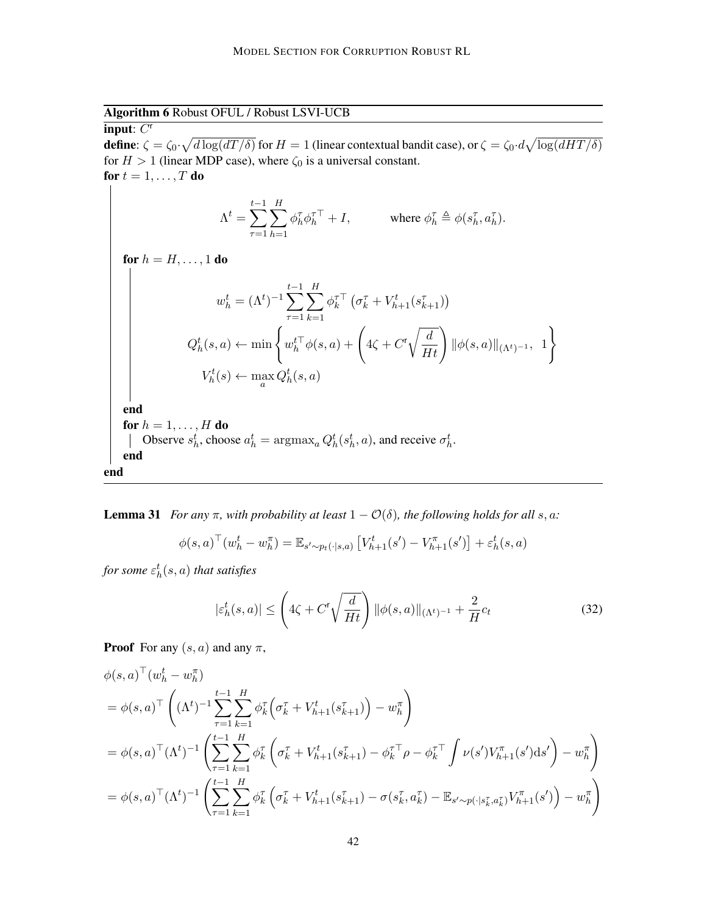**Algorithm 6** Robust OFUL / Robust LSVI-UCB

**input**: $C^{\mathsf{r}}$

**define**: $\zeta = \zeta_0 \cdot \sqrt{d \log(dT/\delta)}$ for $H = 1$ (linear contextual bandit case), or $\zeta = \zeta_0 \cdot d\sqrt{\log(dHT/\delta)}$ for $H > 1$ (linear MDP case), where $\zeta_0$ is a universal constant.

**for** $t = 1, \dots, T$ **do**

$$\Lambda^t = \sum_{\tau=1}^{t-1} \sum_{h=1}^{H} \phi_h^\tau \phi_h^{\tau\top} + I, \qquad \text{where } \phi_h^\tau \triangleq \phi(s_h^\tau, a_h^\tau).$$

&emsp;**for** $h = H, \dots, 1$ **do**

$$w_h^t = (\Lambda^t)^{-1} \sum_{\tau=1}^{t-1} \sum_{k=1}^{H} \phi_k^{\tau\top} \left(\sigma_k^\tau + V_{h+1}^t(s_{k+1}^\tau)\right)$$

$$Q_h^t(s,a) \leftarrow \min\left\{ w_h^{t\top}\phi(s,a) + \left(4\zeta + C^{\mathsf{r}}\sqrt{\frac{d}{Ht}}\right)\|\phi(s,a)\|_{(\Lambda^t)^{-1}},\ 1 \right\}$$

$$V_h^t(s) \leftarrow \max_a Q_h^t(s,a)$$

&emsp;**end**

&emsp;**for** $h = 1, \dots, H$ **do**

&emsp;&emsp;Observe $s_h^t$, choose $a_h^t = \operatorname{argmax}_a Q_h^t(s_h^t, a)$, and receive $\sigma_h^t$.

&emsp;**end**

**end**

**Lemma 31** *For any $\pi$, with probability at least $1 - \mathcal{O}(\delta)$, the following holds for all $s, a$:*

$$\phi(s,a)^\top (w_h^t - w_h^\pi) = \mathbb{E}_{s' \sim p_t(\cdot|s,a)}\left[V_{h+1}^t(s') - V_{h+1}^\pi(s')\right] + \varepsilon_h^t(s,a)$$

*for some $\varepsilon_h^t(s,a)$ that satisfies*

$$|\varepsilon_h^t(s,a)| \le \left(4\zeta + C^{\mathsf{r}}\sqrt{\frac{d}{Ht}}\right)\|\phi(s,a)\|_{(\Lambda^t)^{-1}} + \frac{2}{H}c_t \tag{32}$$

**Proof** For any $(s,a)$ and any $\pi$,

$$\begin{aligned}
&\phi(s,a)^\top (w_h^t - w_h^\pi) \\
&= \phi(s,a)^\top \left( (\Lambda^t)^{-1} \sum_{\tau=1}^{t-1}\sum_{k=1}^{H} \phi_k^\tau \Big(\sigma_k^\tau + V_{h+1}^t(s_{k+1}^\tau)\Big) - w_h^\pi \right) \\
&= \phi(s,a)^\top (\Lambda^t)^{-1} \left( \sum_{\tau=1}^{t-1}\sum_{k=1}^{H} \phi_k^\tau \left( \sigma_k^\tau + V_{h+1}^t(s_{k+1}^\tau) - \phi_k^{\tau\top}\rho - \phi_k^{\tau\top}\int \nu(s')V_{h+1}^\pi(s')\mathrm{d}s' \right) - w_h^\pi \right) \\
&= \phi(s,a)^\top (\Lambda^t)^{-1} \left( \sum_{\tau=1}^{t-1}\sum_{k=1}^{H} \phi_k^\tau \left( \sigma_k^\tau + V_{h+1}^t(s_{k+1}^\tau) - \sigma(s_k^\tau, a_k^\tau) - \mathbb{E}_{s' \sim p(\cdot|s_k^\tau, a_k^\tau)} V_{h+1}^\pi(s') \right) - w_h^\pi \right)
\end{aligned}$$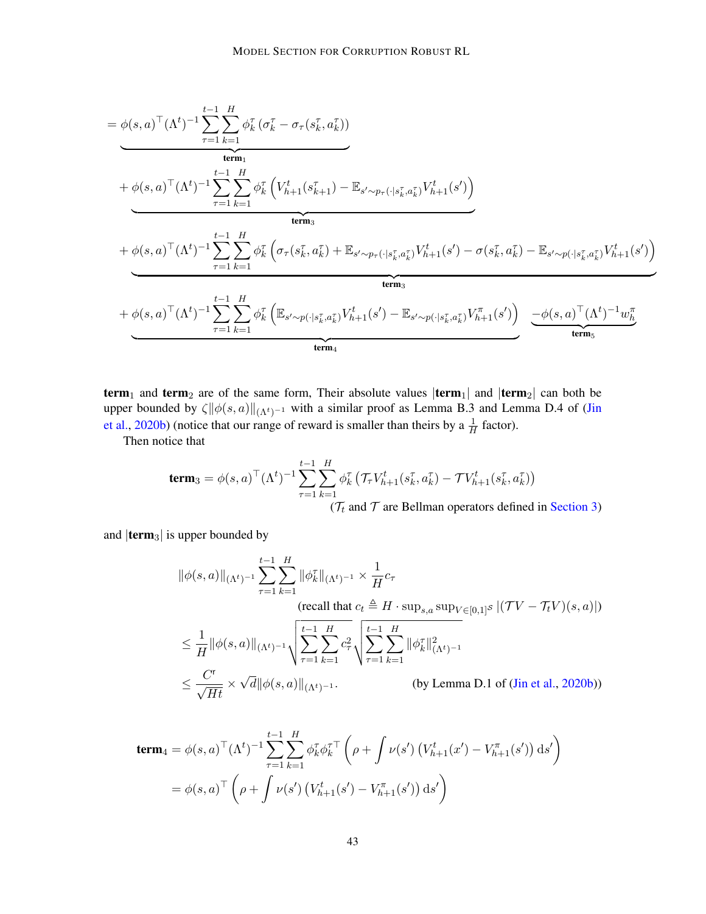$$
\begin{aligned}
&= \underbrace{\phi(s,a)^\top (\Lambda^t)^{-1} \sum_{\tau=1}^{t-1} \sum_{k=1}^{H} \phi_k^\tau \left(\sigma_k^\tau - \sigma_\tau(s_k^\tau, a_k^\tau)\right)}_{\textbf{term}_1} \\
&\quad + \underbrace{\phi(s,a)^\top (\Lambda^t)^{-1} \sum_{\tau=1}^{t-1} \sum_{k=1}^{H} \phi_k^\tau \left(V_{h+1}^t(s_{k+1}^\tau) - \mathbb{E}_{s' \sim p_\tau(\cdot|s_k^\tau, a_k^\tau)} V_{h+1}^t(s')\right)}_{\textbf{term}_3} \\
&\quad + \underbrace{\phi(s,a)^\top (\Lambda^t)^{-1} \sum_{\tau=1}^{t-1} \sum_{k=1}^{H} \phi_k^\tau \left(\sigma_\tau(s_k^\tau, a_k^\tau) + \mathbb{E}_{s' \sim p_\tau(\cdot|s_k^\tau, a_k^\tau)} V_{h+1}^t(s') - \sigma(s_k^\tau, a_k^\tau) - \mathbb{E}_{s' \sim p(\cdot|s_k^\tau, a_k^\tau)} V_{h+1}^t(s')\right)}_{\textbf{term}_3} \\
&\quad + \underbrace{\phi(s,a)^\top (\Lambda^t)^{-1} \sum_{\tau=1}^{t-1} \sum_{k=1}^{H} \phi_k^\tau \left(\mathbb{E}_{s' \sim p(\cdot|s_k^\tau, a_k^\tau)} V_{h+1}^t(s') - \mathbb{E}_{s' \sim p(\cdot|s_k^\tau, a_k^\tau)} V_{h+1}^\pi(s')\right)}_{\textbf{term}_4} \underbrace{- \phi(s,a)^\top (\Lambda^t)^{-1} w_h^\pi}_{\textbf{term}_5}
\end{aligned}
$$

**term**$_1$ and **term**$_2$ are of the same form, Their absolute values $|\textbf{term}_1|$ and $|\textbf{term}_2|$ can both be upper bounded by $\zeta \|\phi(s,a)\|_{(\Lambda^t)^{-1}}$ with a similar proof as Lemma B.3 and Lemma D.4 of (Jin et al., 2020b) (notice that our range of reward is smaller than theirs by a $\frac{1}{H}$ factor).

Then notice that

$$
\textbf{term}_3 = \phi(s,a)^\top (\Lambda^t)^{-1} \sum_{\tau=1}^{t-1} \sum_{k=1}^{H} \phi_k^\tau \left(\mathcal{T}_\tau V_{h+1}^t(s_k^\tau, a_k^\tau) - \mathcal{T} V_{h+1}^t(s_k^\tau, a_k^\tau)\right)
$$

($\mathcal{T}_t$ and $\mathcal{T}$ are Bellman operators defined in Section 3)

and $|\textbf{term}_3|$ is upper bounded by

$$
\begin{aligned}
&\|\phi(s,a)\|_{(\Lambda^t)^{-1}} \sum_{\tau=1}^{t-1} \sum_{k=1}^{H} \|\phi_k^\tau\|_{(\Lambda^t)^{-1}} \times \frac{1}{H} c_\tau \\
&\qquad\qquad (\text{recall that } c_t \triangleq H \cdot \sup_{s,a} \sup_{V \in [0,1]^{\mathcal{S}}} |(\mathcal{T}V - \mathcal{T}_t V)(s,a)|) \\
&\leq \frac{1}{H} \|\phi(s,a)\|_{(\Lambda^t)^{-1}} \sqrt{\sum_{\tau=1}^{t-1} \sum_{k=1}^{H} c_\tau^2} \sqrt{\sum_{\tau=1}^{t-1} \sum_{k=1}^{H} \|\phi_k^\tau\|_{(\Lambda^t)^{-1}}^2} \\
&\leq \frac{C^{\mathrm{r}}}{\sqrt{Ht}} \times \sqrt{d} \|\phi(s,a)\|_{(\Lambda^t)^{-1}}. \qquad\qquad (\text{by Lemma D.1 of (Jin et al., 2020b)})
\end{aligned}
$$

$$
\begin{aligned}
\textbf{term}_4 &= \phi(s,a)^\top (\Lambda^t)^{-1} \sum_{\tau=1}^{t-1} \sum_{k=1}^{H} \phi_k^\tau \phi_k^{\tau\top} \left(\rho + \int \nu(s') \left(V_{h+1}^t(x') - V_{h+1}^\pi(s')\right) \mathrm{d}s'\right) \\
&= \phi(s,a)^\top \left(\rho + \int \nu(s') \left(V_{h+1}^t(s') - V_{h+1}^\pi(s')\right) \mathrm{d}s'\right)
\end{aligned}
$$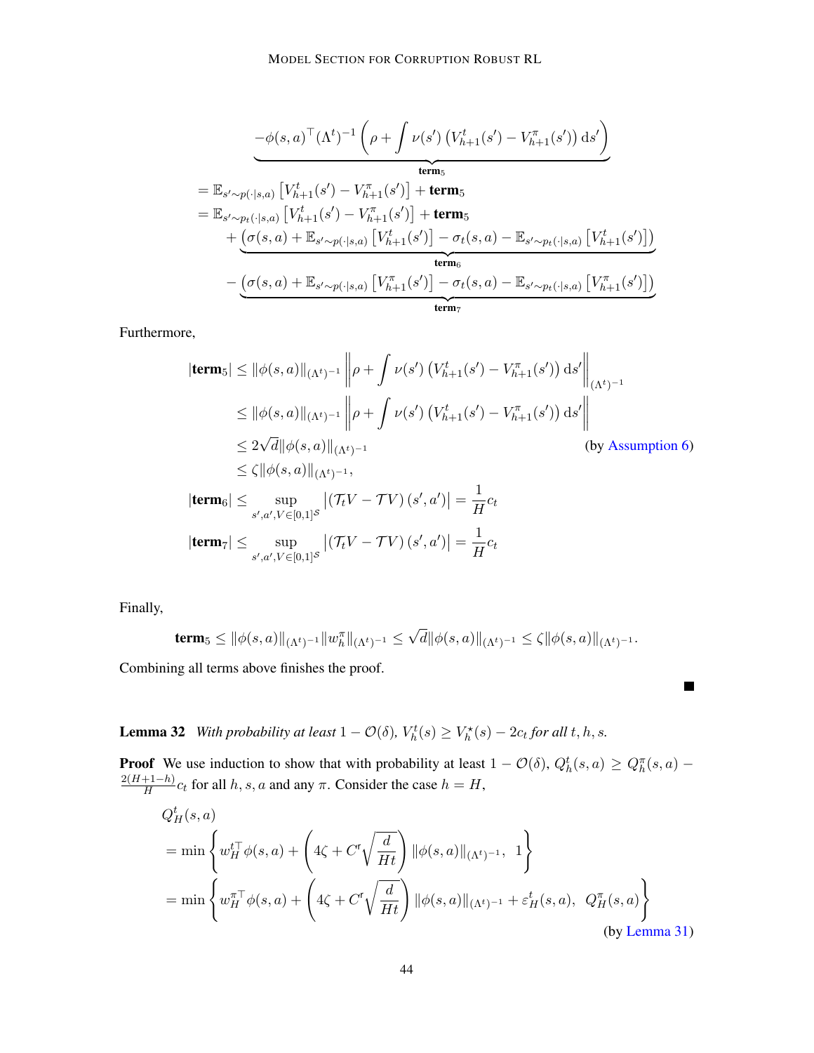$$
\underbrace{-\phi(s,a)^\top (\Lambda^t)^{-1}\left(\rho + \int \nu(s')\left(V^t_{h+1}(s') - V^\pi_{h+1}(s')\right)\mathrm{d}s'\right)}_{\textbf{term}_5}
$$

$$
\begin{aligned}
&= \mathbb{E}_{s'\sim p(\cdot|s,a)}\left[V^t_{h+1}(s') - V^\pi_{h+1}(s')\right] + \textbf{term}_5 \\
&= \mathbb{E}_{s'\sim p_t(\cdot|s,a)}\left[V^t_{h+1}(s') - V^\pi_{h+1}(s')\right] + \textbf{term}_5 \\
&\quad + \underbrace{\left(\sigma(s,a) + \mathbb{E}_{s'\sim p(\cdot|s,a)}\left[V^t_{h+1}(s')\right] - \sigma_t(s,a) - \mathbb{E}_{s'\sim p_t(\cdot|s,a)}\left[V^t_{h+1}(s')\right]\right)}_{\textbf{term}_6} \\
&\quad - \underbrace{\left(\sigma(s,a) + \mathbb{E}_{s'\sim p(\cdot|s,a)}\left[V^\pi_{h+1}(s')\right] - \sigma_t(s,a) - \mathbb{E}_{s'\sim p_t(\cdot|s,a)}\left[V^\pi_{h+1}(s')\right]\right)}_{\textbf{term}_7}
\end{aligned}
$$

Furthermore,

$$
\begin{aligned}
|\textbf{term}_5| &\le \|\phi(s,a)\|_{(\Lambda^t)^{-1}}\left\|\rho + \int \nu(s')\left(V^t_{h+1}(s') - V^\pi_{h+1}(s')\right)\mathrm{d}s'\right\|_{(\Lambda^t)^{-1}} \\
&\le \|\phi(s,a)\|_{(\Lambda^t)^{-1}}\left\|\rho + \int \nu(s')\left(V^t_{h+1}(s') - V^\pi_{h+1}(s')\right)\mathrm{d}s'\right\| \\
&\le 2\sqrt{d}\|\phi(s,a)\|_{(\Lambda^t)^{-1}} \qquad\qquad \text{(by Assumption 6)} \\
&\le \zeta\|\phi(s,a)\|_{(\Lambda^t)^{-1}}, \\
|\textbf{term}_6| &\le \sup_{s',a',V\in[0,1]^{\mathcal{S}}}\left|\left(\mathcal{T}_t V - \mathcal{T} V\right)(s',a')\right| = \frac{1}{H}c_t \\
|\textbf{term}_7| &\le \sup_{s',a',V\in[0,1]^{\mathcal{S}}}\left|\left(\mathcal{T}_t V - \mathcal{T} V\right)(s',a')\right| = \frac{1}{H}c_t
\end{aligned}
$$

Finally,

$$
\textbf{term}_5 \le \|\phi(s,a)\|_{(\Lambda^t)^{-1}}\|w^\pi_h\|_{(\Lambda^t)^{-1}} \le \sqrt{d}\|\phi(s,a)\|_{(\Lambda^t)^{-1}} \le \zeta\|\phi(s,a)\|_{(\Lambda^t)^{-1}}.
$$

Combining all terms above finishes the proof. ∎

**Lemma 32** *With probability at least $1-\mathcal{O}(\delta)$, $V^t_h(s) \ge V^\star_h(s) - 2c_t$ for all $t, h, s$.*

**Proof** We use induction to show that with probability at least $1-\mathcal{O}(\delta)$, $Q^t_h(s,a) \ge Q^\pi_h(s,a) - \frac{2(H+1-h)}{H}c_t$ for all $h, s, a$ and any $\pi$. Consider the case $h = H$,

$$
\begin{aligned}
&Q^t_H(s,a) \\
&= \min\left\{ w^{t\top}_H \phi(s,a) + \left(4\zeta + C^{\mathsf{r}}\sqrt{\frac{d}{Ht}}\right)\|\phi(s,a)\|_{(\Lambda^t)^{-1}},\ 1\right\} \\
&= \min\left\{ w^{\pi\top}_H \phi(s,a) + \left(4\zeta + C^{\mathsf{r}}\sqrt{\frac{d}{Ht}}\right)\|\phi(s,a)\|_{(\Lambda^t)^{-1}} + \varepsilon^t_H(s,a),\ Q^\pi_H(s,a)\right\} \\
&\qquad\qquad\qquad\qquad\qquad\qquad\qquad\qquad\qquad\qquad \text{(by Lemma 31)}
\end{aligned}
$$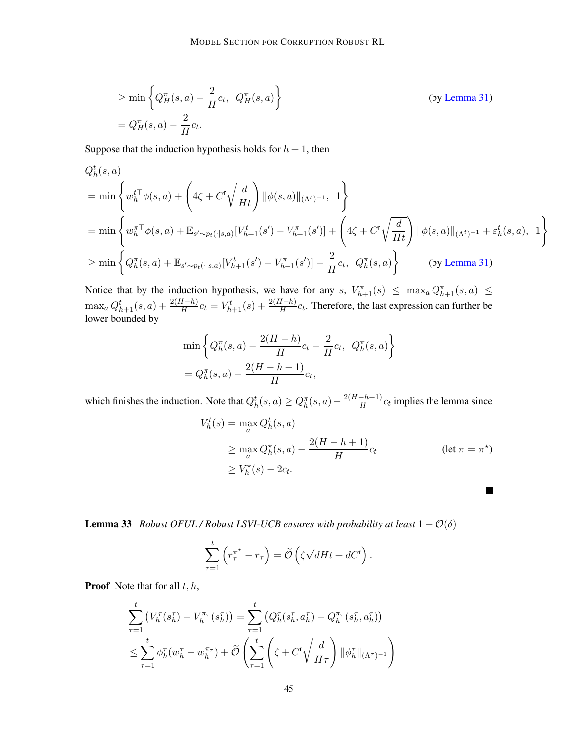$$
\geq \min \left\{ Q_H^\pi(s,a) - \frac{2}{H}c_t, \;\; Q_H^\pi(s,a) \right\} \qquad \text{(by Lemma 31)}
$$

$$
= Q_H^\pi(s,a) - \frac{2}{H}c_t.
$$

Suppose that the induction hypothesis holds for $h+1$, then

$$
\begin{aligned}
&Q_h^t(s,a) \\
&= \min \left\{ w_h^{t\top} \phi(s,a) + \left( 4\zeta + C^{\mathsf{r}} \sqrt{\frac{d}{Ht}} \right) \|\phi(s,a)\|_{(\Lambda^t)^{-1}}, \;\; 1 \right\} \\
&= \min \left\{ w_h^{\pi\top} \phi(s,a) + \mathbb{E}_{s' \sim p_t(\cdot|s,a)}[V_{h+1}^t(s') - V_{h+1}^\pi(s')] + \left( 4\zeta + C^{\mathsf{r}} \sqrt{\frac{d}{Ht}} \right) \|\phi(s,a)\|_{(\Lambda^t)^{-1}} + \varepsilon_h^t(s,a), \;\; 1 \right\} \\
&\geq \min \left\{ Q_h^\pi(s,a) + \mathbb{E}_{s' \sim p_t(\cdot|s,a)}[V_{h+1}^t(s') - V_{h+1}^\pi(s')] - \frac{2}{H}c_t, \;\; Q_h^\pi(s,a) \right\} \qquad \text{(by Lemma 31)}
\end{aligned}
$$

Notice that by the induction hypothesis, we have for any $s$, $V_{h+1}^\pi(s) \leq \max_a Q_{h+1}^\pi(s,a) \leq \max_a Q_{h+1}^t(s,a) + \frac{2(H-h)}{H}c_t = V_{h+1}^t(s) + \frac{2(H-h)}{H}c_t$. Therefore, the last expression can further be lower bounded by

$$
\begin{aligned}
&\min \left\{ Q_h^\pi(s,a) - \frac{2(H-h)}{H}c_t - \frac{2}{H}c_t, \;\; Q_h^\pi(s,a) \right\} \\
&= Q_h^\pi(s,a) - \frac{2(H-h+1)}{H}c_t,
\end{aligned}
$$

which finishes the induction. Note that $Q_h^t(s,a) \geq Q_h^\pi(s,a) - \frac{2(H-h+1)}{H}c_t$ implies the lemma since

$$
\begin{aligned}
V_h^t(s) &= \max_a Q_h^t(s,a) \\
&\geq \max_a Q_h^\star(s,a) - \frac{2(H-h+1)}{H}c_t \qquad \text{(let } \pi = \pi^\star\text{)} \\
&\geq V_h^\star(s) - 2c_t.
\end{aligned}
$$

■

**Lemma 33** *Robust OFUL / Robust LSVI-UCB ensures with probability at least* $1 - \mathcal{O}(\delta)$

$$
\sum_{\tau=1}^t \left( r_\tau^{\pi^\star} - r_\tau \right) = \widetilde{\mathcal{O}}\left( \zeta\sqrt{dHt} + dC^{\mathsf{r}} \right).
$$

**Proof** Note that for all $t, h$,

$$
\begin{aligned}
\sum_{\tau=1}^t \left( V_h^\tau(s_h^\tau) - V_h^{\pi_\tau}(s_h^\tau) \right) &= \sum_{\tau=1}^t \left( Q_h^\tau(s_h^\tau, a_h^\tau) - Q_h^{\pi_\tau}(s_h^\tau, a_h^\tau) \right) \\
&\leq \sum_{\tau=1}^t \phi_h^\tau (w_h^\tau - w_h^{\pi_\tau}) + \widetilde{\mathcal{O}}\left( \sum_{\tau=1}^t \left( \zeta + C^{\mathsf{r}} \sqrt{\frac{d}{H\tau}} \right) \|\phi_h^\tau\|_{(\Lambda^\tau)^{-1}} \right)
\end{aligned}
$$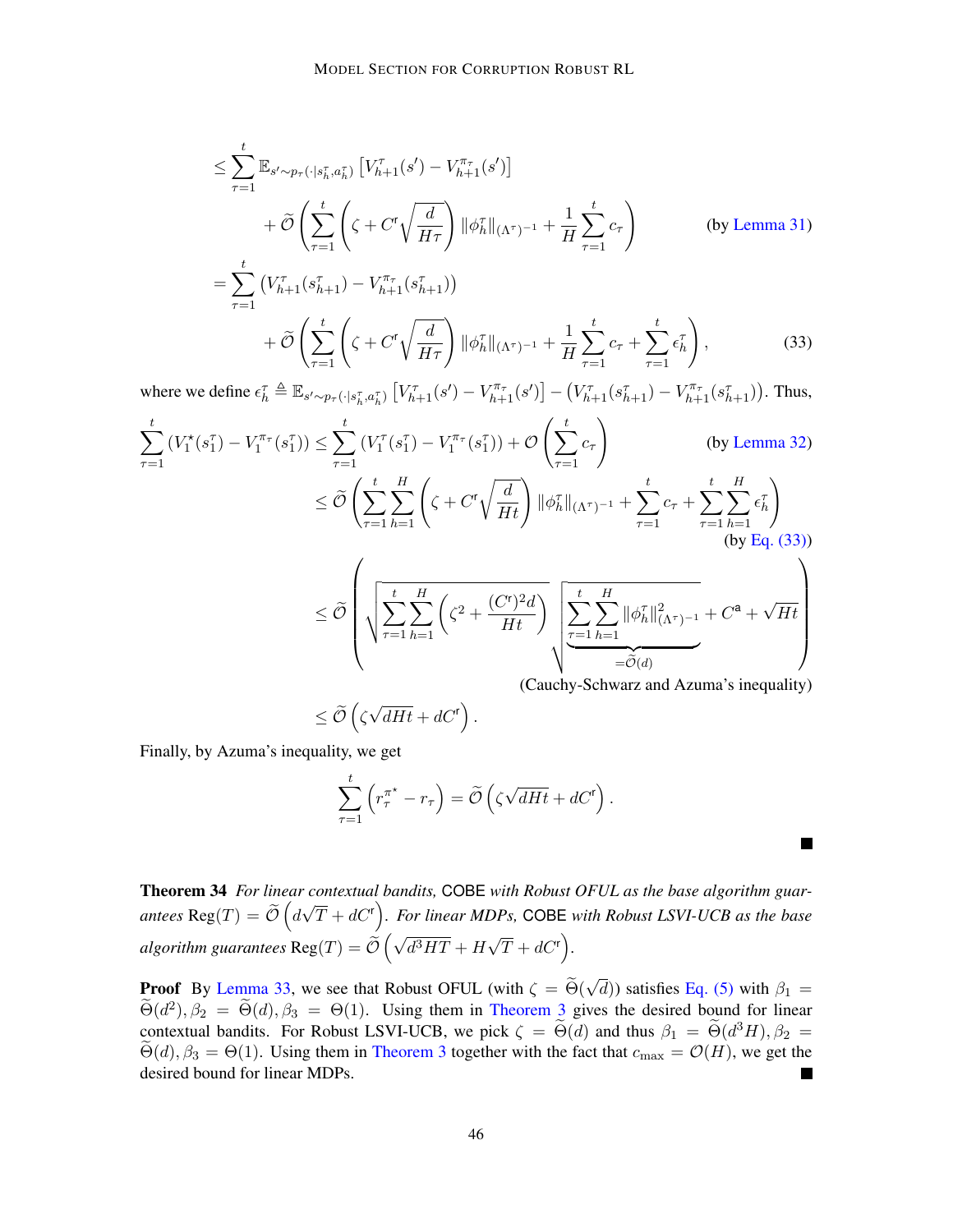$$
\begin{aligned}
&\leq \sum_{\tau=1}^{t} \mathbb{E}_{s' \sim p_\tau(\cdot|s_h^\tau, a_h^\tau)} \left[ V_{h+1}^\tau(s') - V_{h+1}^{\pi_\tau}(s') \right] \\
&\qquad + \widetilde{\mathcal{O}}\left( \sum_{\tau=1}^{t} \left( \zeta + C^{\mathsf{r}} \sqrt{\frac{d}{H\tau}} \right) \|\phi_h^\tau\|_{(\Lambda^\tau)^{-1}} + \frac{1}{H} \sum_{\tau=1}^{t} c_\tau \right) \qquad \text{(by Lemma 31)} \\
&= \sum_{\tau=1}^{t} \left( V_{h+1}^\tau(s_{h+1}^\tau) - V_{h+1}^{\pi_\tau}(s_{h+1}^\tau) \right) \\
&\qquad + \widetilde{\mathcal{O}}\left( \sum_{\tau=1}^{t} \left( \zeta + C^{\mathsf{r}} \sqrt{\frac{d}{H\tau}} \right) \|\phi_h^\tau\|_{(\Lambda^\tau)^{-1}} + \frac{1}{H} \sum_{\tau=1}^{t} c_\tau + \sum_{\tau=1}^{t} \epsilon_h^\tau \right), \qquad (33)
\end{aligned}
$$

where we define $\epsilon_h^\tau \triangleq \mathbb{E}_{s' \sim p_\tau(\cdot|s_h^\tau, a_h^\tau)} \left[ V_{h+1}^\tau(s') - V_{h+1}^{\pi_\tau}(s') \right] - \left( V_{h+1}^\tau(s_{h+1}^\tau) - V_{h+1}^{\pi_\tau}(s_{h+1}^\tau) \right)$. Thus,

$$
\begin{aligned}
\sum_{\tau=1}^{t} \left( V_1^\star(s_1^\tau) - V_1^{\pi_\tau}(s_1^\tau) \right) &\leq \sum_{\tau=1}^{t} \left( V_1^\tau(s_1^\tau) - V_1^{\pi_\tau}(s_1^\tau) \right) + \mathcal{O}\left( \sum_{\tau=1}^{t} c_\tau \right) \qquad \text{(by Lemma 32)} \\
&\leq \widetilde{\mathcal{O}}\left( \sum_{\tau=1}^{t} \sum_{h=1}^{H} \left( \zeta + C^{\mathsf{r}} \sqrt{\frac{d}{Ht}} \right) \|\phi_h^\tau\|_{(\Lambda^\tau)^{-1}} + \sum_{\tau=1}^{t} c_\tau + \sum_{\tau=1}^{t} \sum_{h=1}^{H} \epsilon_h^\tau \right) \\
&\qquad \text{(by Eq. (33))} \\
&\leq \widetilde{\mathcal{O}}\left( \sqrt{\sum_{\tau=1}^{t} \sum_{h=1}^{H} \left( \zeta^2 + \frac{(C^{\mathsf{r}})^2 d}{Ht} \right)} \sqrt{\underbrace{\sum_{\tau=1}^{t} \sum_{h=1}^{H} \|\phi_h^\tau\|_{(\Lambda^\tau)^{-1}}^2}_{=\widetilde{\mathcal{O}}(d)}} + C^{\mathsf{a}} + \sqrt{Ht} \right) \\
&\qquad \text{(Cauchy-Schwarz and Azuma's inequality)} \\
&\leq \widetilde{\mathcal{O}}\left( \zeta \sqrt{dHt} + dC^{\mathsf{r}} \right).
\end{aligned}
$$

Finally, by Azuma's inequality, we get

$$
\sum_{\tau=1}^{t} \left( r_\tau^{\pi^\star} - r_\tau \right) = \widetilde{\mathcal{O}}\left( \zeta \sqrt{dHt} + dC^{\mathsf{r}} \right).
$$

■

**Theorem 34** *For linear contextual bandits,* COBE *with Robust OFUL as the base algorithm guarantees* $\mathrm{Reg}(T) = \widetilde{\mathcal{O}}\left( d\sqrt{T} + dC^{\mathsf{r}} \right)$. *For linear MDPs,* COBE *with Robust LSVI-UCB as the base algorithm guarantees* $\mathrm{Reg}(T) = \widetilde{\mathcal{O}}\left( \sqrt{d^3 HT} + H\sqrt{T} + dC^{\mathsf{r}} \right)$.

**Proof** By Lemma 33, we see that Robust OFUL (with $\zeta = \widetilde{\Theta}(\sqrt{d})$) satisfies Eq. (5) with $\beta_1 = \widetilde{\Theta}(d^2), \beta_2 = \widetilde{\Theta}(d), \beta_3 = \Theta(1)$. Using them in Theorem 3 gives the desired bound for linear contextual bandits. For Robust LSVI-UCB, we pick $\zeta = \widetilde{\Theta}(d)$ and thus $\beta_1 = \widetilde{\Theta}(d^3 H), \beta_2 = \widetilde{\Theta}(d), \beta_3 = \Theta(1)$. Using them in Theorem 3 together with the fact that $c_{\max} = \mathcal{O}(H)$, we get the desired bound for linear MDPs. ■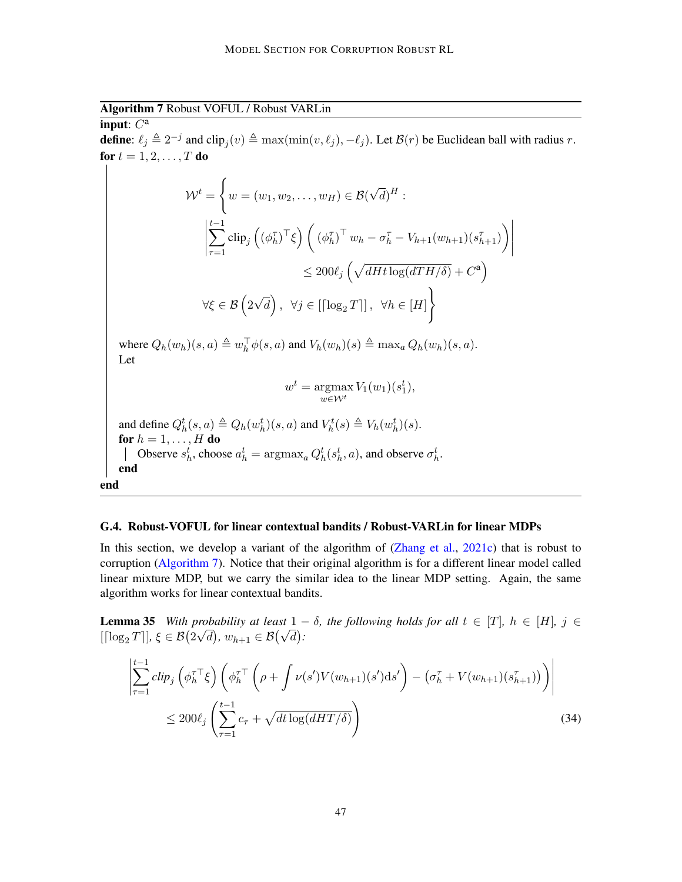**Algorithm 7** Robust VOFUL / Robust VARLin

**input**: $C^{\mathsf{a}}$

**define**: $\ell_j \triangleq 2^{-j}$ and $\text{clip}_j(v) \triangleq \max(\min(v, \ell_j), -\ell_j)$. Let $\mathcal{B}(r)$ be Euclidean ball with radius $r$.

**for** $t = 1, 2, \ldots, T$ **do**

$$
\begin{aligned}
\mathcal{W}^t = \Bigg\{ & w = (w_1, w_2, \ldots, w_H) \in \mathcal{B}(\sqrt{d})^H : \\
& \left| \sum_{\tau=1}^{t-1} \text{clip}_j\left( (\phi_h^\tau)^\top \xi \right) \left( (\phi_h^\tau)^\top w_h - \sigma_h^\tau - V_{h+1}(w_{h+1})(s_{h+1}^\tau) \right) \right| \\
& \qquad\qquad \leq 200\ell_j \left( \sqrt{dHt \log(dTH/\delta)} + C^{\mathsf{a}} \right) \\
& \forall \xi \in \mathcal{B}\left(2\sqrt{d}\right), \ \ \forall j \in [\lceil \log_2 T \rceil], \ \ \forall h \in [H] \Bigg\}
\end{aligned}
$$

where $Q_h(w_h)(s, a) \triangleq w_h^\top \phi(s, a)$ and $V_h(w_h)(s) \triangleq \max_a Q_h(w_h)(s, a)$.

Let

$$
w^t = \operatorname*{argmax}_{w \in \mathcal{W}^t} V_1(w_1)(s_1^t),
$$

and define $Q_h^t(s, a) \triangleq Q_h(w_h^t)(s, a)$ and $V_h^t(s) \triangleq V_h(w_h^t)(s)$.

**for** $h = 1, \ldots, H$ **do**

  Observe $s_h^t$, choose $a_h^t = \text{argmax}_a Q_h^t(s_h^t, a)$, and observe $\sigma_h^t$.

**end**

**end**

### G.4. Robust-VOFUL for linear contextual bandits / Robust-VARLin for linear MDPs

In this section, we develop a variant of the algorithm of (Zhang et al., 2021c) that is robust to corruption (Algorithm 7). Notice that their original algorithm is for a different linear model called linear mixture MDP, but we carry the similar idea to the linear MDP setting. Again, the same algorithm works for linear contextual bandits.

**Lemma 35** *With probability at least $1 - \delta$, the following holds for all $t \in [T]$, $h \in [H]$, $j \in [\lceil \log_2 T \rceil]$, $\xi \in \mathcal{B}(2\sqrt{d})$, $w_{h+1} \in \mathcal{B}(\sqrt{d})$:*

$$
\begin{aligned}
& \left| \sum_{\tau=1}^{t-1} \text{clip}_j\left( \phi_h^{\tau\top} \xi \right) \left( \phi_h^{\tau\top} \left( \rho + \int \nu(s') V(w_{h+1})(s') \mathrm{d}s' \right) - \left( \sigma_h^\tau + V(w_{h+1})(s_{h+1}^\tau) \right) \right) \right| \\
& \qquad \leq 200\ell_j \left( \sum_{\tau=1}^{t-1} c_\tau + \sqrt{dt \log(dHT/\delta)} \right)
\end{aligned} \tag{34}
$$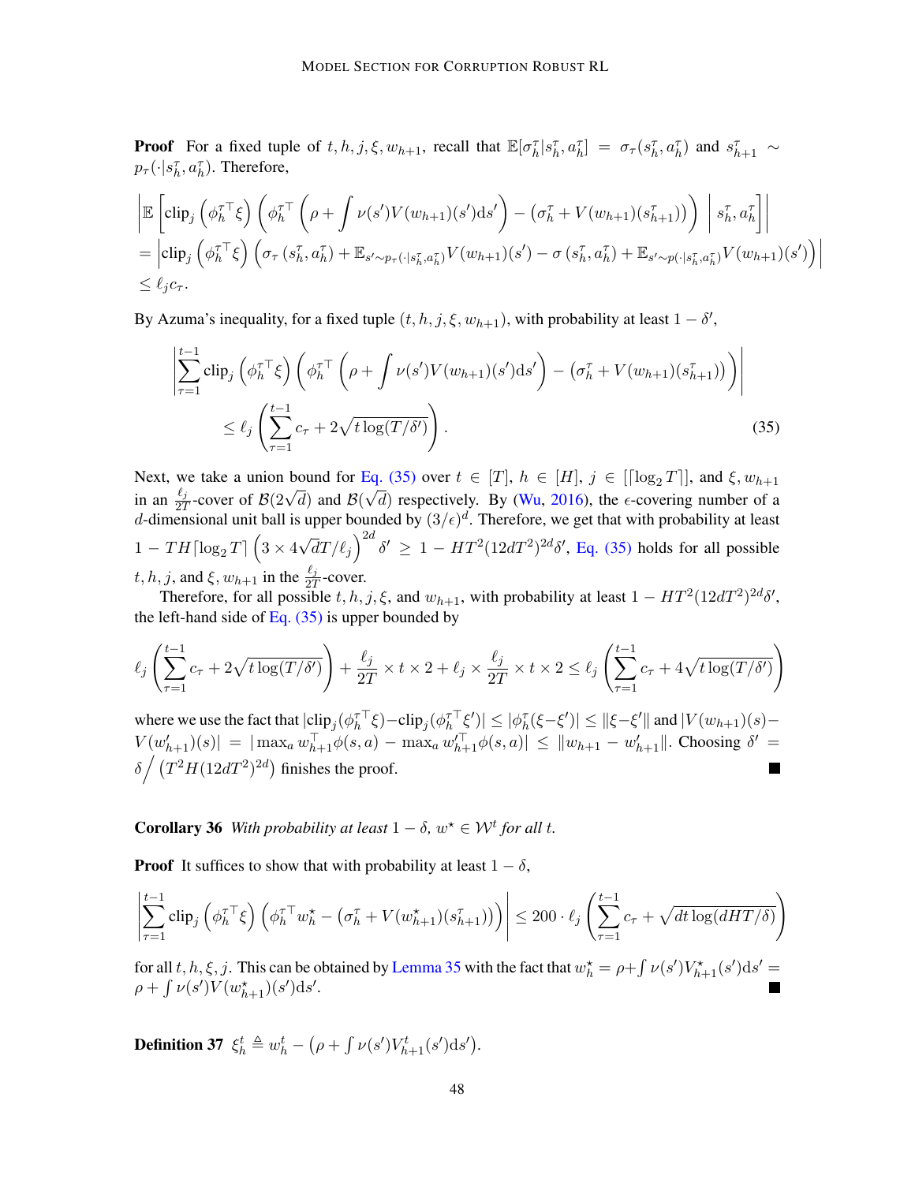**Proof** For a fixed tuple of $t, h, j, \xi, w_{h+1}$, recall that $\mathbb{E}[\sigma_h^\tau | s_h^\tau, a_h^\tau] = \sigma_\tau(s_h^\tau, a_h^\tau)$ and $s_{h+1}^\tau \sim p_\tau(\cdot|s_h^\tau, a_h^\tau)$. Therefore,

$$
\begin{aligned}
&\left| \mathbb{E}\left[ \text{clip}_j\left(\phi_h^{\tau\top}\xi\right) \left( \phi_h^{\tau\top}\left(\rho + \int \nu(s')V(w_{h+1})(s')\text{d}s'\right) - \left(\sigma_h^\tau + V(w_{h+1})(s_{h+1}^\tau)\right) \right) \;\middle|\; s_h^\tau, a_h^\tau \right] \right| \\
&= \left| \text{clip}_j\left(\phi_h^{\tau\top}\xi\right) \left( \sigma_\tau\left(s_h^\tau, a_h^\tau\right) + \mathbb{E}_{s' \sim p_\tau(\cdot|s_h^\tau, a_h^\tau)} V(w_{h+1})(s') - \sigma\left(s_h^\tau, a_h^\tau\right) + \mathbb{E}_{s' \sim p(\cdot|s_h^\tau, a_h^\tau)} V(w_{h+1})(s') \right) \right| \\
&\le \ell_j c_\tau.
\end{aligned}
$$

By Azuma's inequality, for a fixed tuple $(t, h, j, \xi, w_{h+1})$, with probability at least $1 - \delta'$,

$$
\begin{aligned}
&\left| \sum_{\tau=1}^{t-1} \text{clip}_j\left(\phi_h^{\tau\top}\xi\right) \left( \phi_h^{\tau\top}\left(\rho + \int \nu(s')V(w_{h+1})(s')\text{d}s'\right) - \left(\sigma_h^\tau + V(w_{h+1})(s_{h+1}^\tau)\right) \right) \right| \\
&\qquad \le \ell_j \left( \sum_{\tau=1}^{t-1} c_\tau + 2\sqrt{t \log(T/\delta')} \right).
\end{aligned} \tag{35}
$$

Next, we take a union bound for Eq. (35) over $t \in [T]$, $h \in [H]$, $j \in [\lceil \log_2 T \rceil]$, and $\xi, w_{h+1}$ in an $\frac{\ell_j}{2T}$-cover of $\mathcal{B}(2\sqrt{d})$ and $\mathcal{B}(\sqrt{d})$ respectively. By (Wu, 2016), the $\epsilon$-covering number of a $d$-dimensional unit ball is upper bounded by $(3/\epsilon)^d$. Therefore, we get that with probability at least $1 - TH\lceil \log_2 T \rceil \left(3 \times 4\sqrt{d}T/\ell_j\right)^{2d} \delta' \ge 1 - HT^2(12dT^2)^{2d}\delta'$, Eq. (35) holds for all possible $t, h, j$, and $\xi, w_{h+1}$ in the $\frac{\ell_j}{2T}$-cover.

Therefore, for all possible $t, h, j, \xi$, and $w_{h+1}$, with probability at least $1 - HT^2(12dT^2)^{2d}\delta'$, the left-hand side of Eq. (35) is upper bounded by

$$
\ell_j \left( \sum_{\tau=1}^{t-1} c_\tau + 2\sqrt{t \log(T/\delta')} \right) + \frac{\ell_j}{2T} \times t \times 2 + \ell_j \times \frac{\ell_j}{2T} \times t \times 2 \le \ell_j \left( \sum_{\tau=1}^{t-1} c_\tau + 4\sqrt{t \log(T/\delta')} \right)
$$

where we use the fact that $|\text{clip}_j(\phi_h^{\tau\top}\xi) - \text{clip}_j(\phi_h^{\tau\top}\xi')| \le |\phi_h^\tau(\xi - \xi')| \le \|\xi - \xi'\|$ and $|V(w_{h+1})(s) - V(w'_{h+1})(s)| = |\max_a w_{h+1}^\top \phi(s,a) - \max_a w'^{\top}_{h+1}\phi(s,a)| \le \|w_{h+1} - w'_{h+1}\|$. Choosing $\delta' = \delta \big/ \left(T^2 H (12dT^2)^{2d}\right)$ finishes the proof. ■

**Corollary 36** *With probability at least $1 - \delta$, $w^\star \in \mathcal{W}^t$ for all $t$.*

**Proof** It suffices to show that with probability at least $1 - \delta$,

$$
\left| \sum_{\tau=1}^{t-1} \text{clip}_j\left(\phi_h^{\tau\top}\xi\right) \left( \phi_h^{\tau\top} w_h^\star - \left(\sigma_h^\tau + V(w_{h+1}^\star)(s_{h+1}^\tau)\right) \right) \right| \le 200 \cdot \ell_j \left( \sum_{\tau=1}^{t-1} c_\tau + \sqrt{dt \log(dHT/\delta)} \right)
$$

for all $t, h, \xi, j$. This can be obtained by Lemma 35 with the fact that $w_h^\star = \rho + \int \nu(s')V_{h+1}^\star(s')\text{d}s' = \rho + \int \nu(s')V(w_{h+1}^\star)(s')\text{d}s'$. ■

**Definition 37** $\xi_h^t \triangleq w_h^t - \left(\rho + \int \nu(s')V_{h+1}^t(s')\text{d}s'\right)$.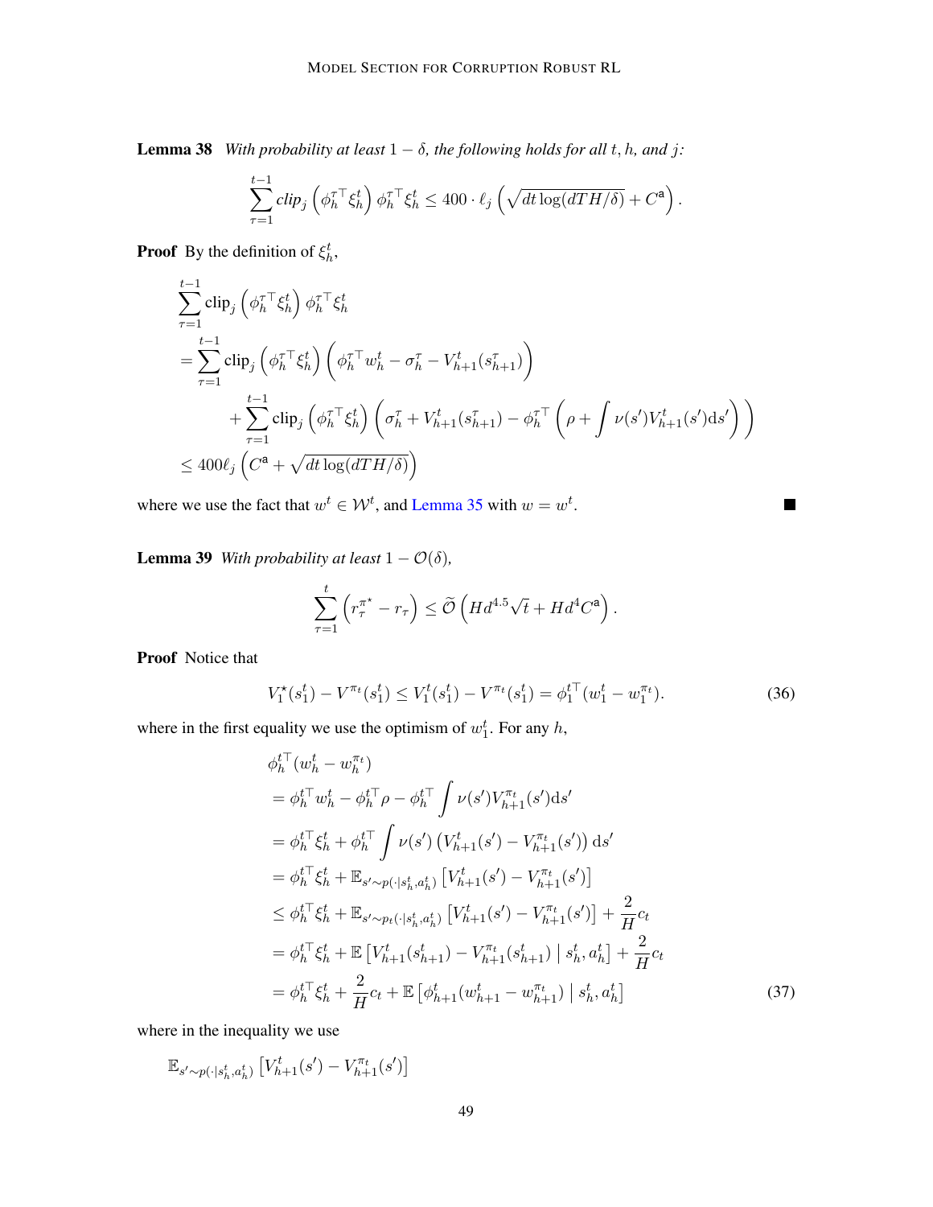**Lemma 38** *With probability at least $1-\delta$, the following holds for all $t, h$, and $j$:*

$$\sum_{\tau=1}^{t-1} \text{clip}_j\left(\phi_h^{\tau\top}\xi_h^t\right)\phi_h^{\tau\top}\xi_h^t \leq 400\cdot \ell_j\left(\sqrt{dt\log(dTH/\delta)}+C^{\mathsf{a}}\right).$$

**Proof** By the definition of $\xi_h^t$,

$$\begin{aligned}
&\sum_{\tau=1}^{t-1}\text{clip}_j\left(\phi_h^{\tau\top}\xi_h^t\right)\phi_h^{\tau\top}\xi_h^t \\
&=\sum_{\tau=1}^{t-1}\text{clip}_j\left(\phi_h^{\tau\top}\xi_h^t\right)\left(\phi_h^{\tau\top}w_h^t-\sigma_h^\tau-V_{h+1}^t(s_{h+1}^\tau)\right) \\
&\qquad+\sum_{\tau=1}^{t-1}\text{clip}_j\left(\phi_h^{\tau\top}\xi_h^t\right)\left(\sigma_h^\tau+V_{h+1}^t(s_{h+1}^\tau)-\phi_h^{\tau\top}\left(\rho+\int\nu(s')V_{h+1}^t(s')\mathrm{d}s'\right)\right) \\
&\leq 400\ell_j\left(C^{\mathsf{a}}+\sqrt{dt\log(dTH/\delta)}\right)
\end{aligned}$$

where we use the fact that $w^t\in\mathcal{W}^t$, and Lemma 35 with $w=w^t$. ■

**Lemma 39** *With probability at least $1-\mathcal{O}(\delta)$,*

$$\sum_{\tau=1}^{t}\left(r_\tau^{\pi^\star}-r_\tau\right)\leq\widetilde{\mathcal{O}}\left(Hd^{4.5}\sqrt{t}+Hd^4C^{\mathsf{a}}\right).$$

**Proof** Notice that

$$V_1^\star(s_1^t)-V^{\pi_t}(s_1^t)\leq V_1^t(s_1^t)-V^{\pi_t}(s_1^t)=\phi_1^{t\top}(w_1^t-w_1^{\pi_t}). \tag{36}$$

where in the first equality we use the optimism of $w_1^t$. For any $h$,

$$\begin{aligned}
&\phi_h^{t\top}(w_h^t-w_h^{\pi_t}) \\
&=\phi_h^{t\top}w_h^t-\phi_h^{t\top}\rho-\phi_h^{t\top}\int\nu(s')V_{h+1}^{\pi_t}(s')\mathrm{d}s' \\
&=\phi_h^{t\top}\xi_h^t+\phi_h^{t\top}\int\nu(s')\left(V_{h+1}^t(s')-V_{h+1}^{\pi_t}(s')\right)\mathrm{d}s' \\
&=\phi_h^{t\top}\xi_h^t+\mathbb{E}_{s'\sim p(\cdot|s_h^t,a_h^t)}\left[V_{h+1}^t(s')-V_{h+1}^{\pi_t}(s')\right] \\
&\leq\phi_h^{t\top}\xi_h^t+\mathbb{E}_{s'\sim p_t(\cdot|s_h^t,a_h^t)}\left[V_{h+1}^t(s')-V_{h+1}^{\pi_t}(s')\right]+\frac{2}{H}c_t \\
&=\phi_h^{t\top}\xi_h^t+\mathbb{E}\left[V_{h+1}^t(s_{h+1}^t)-V_{h+1}^{\pi_t}(s_{h+1}^t)\;\middle|\;s_h^t,a_h^t\right]+\frac{2}{H}c_t \\
&=\phi_h^{t\top}\xi_h^t+\frac{2}{H}c_t+\mathbb{E}\left[\phi_{h+1}^t(w_{h+1}^t-w_{h+1}^{\pi_t})\;\middle|\;s_h^t,a_h^t\right]
\end{aligned}\tag{37}$$

where in the inequality we use

$$\mathbb{E}_{s'\sim p(\cdot|s_h^t,a_h^t)}\left[V_{h+1}^t(s')-V_{h+1}^{\pi_t}(s')\right]$$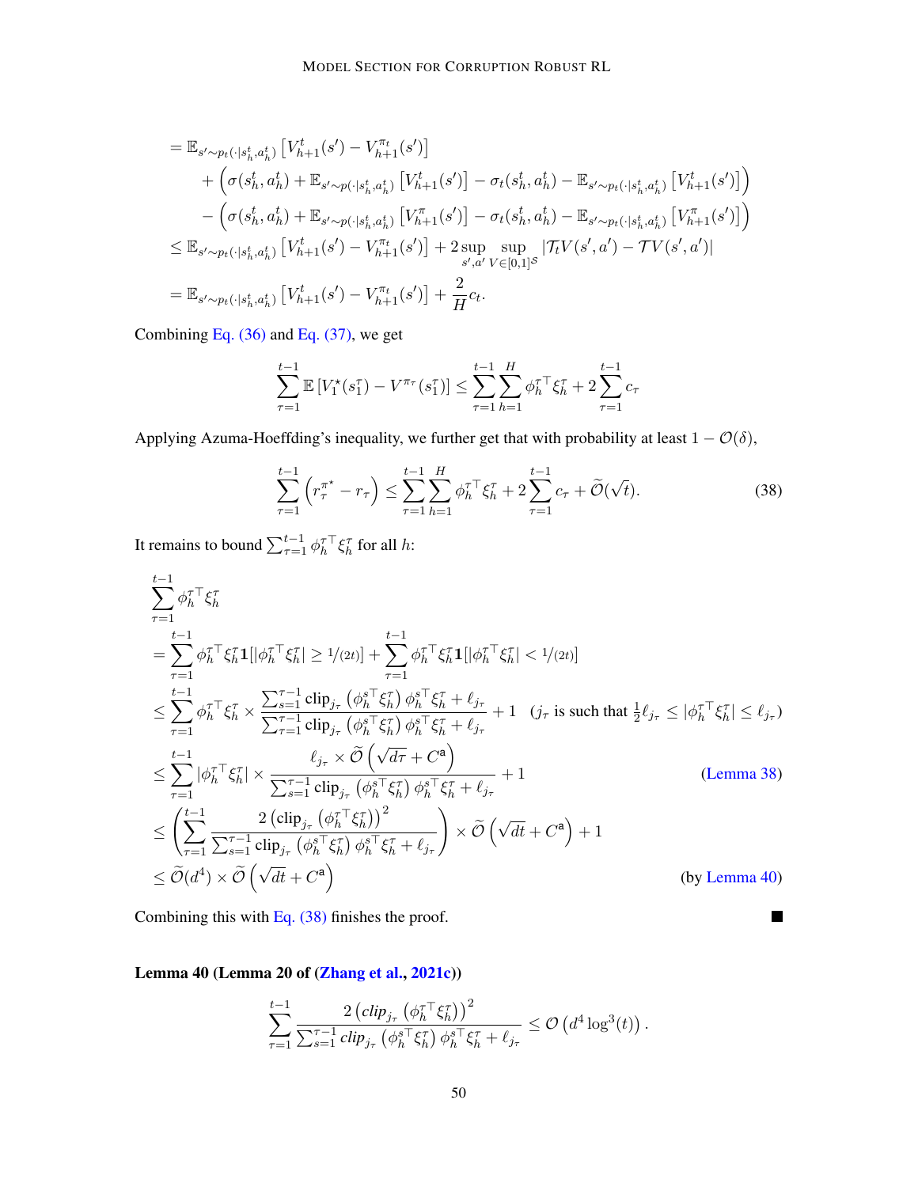$$
\begin{aligned}
&= \mathbb{E}_{s' \sim p_t(\cdot|s_h^t, a_h^t)} \left[ V_{h+1}^t(s') - V_{h+1}^{\pi_t}(s') \right] \\
&\quad + \left( \sigma(s_h^t, a_h^t) + \mathbb{E}_{s' \sim p(\cdot|s_h^t, a_h^t)} \left[ V_{h+1}^t(s') \right] - \sigma_t(s_h^t, a_h^t) - \mathbb{E}_{s' \sim p_t(\cdot|s_h^t, a_h^t)} \left[ V_{h+1}^t(s') \right] \right) \\
&\quad - \left( \sigma(s_h^t, a_h^t) + \mathbb{E}_{s' \sim p(\cdot|s_h^t, a_h^t)} \left[ V_{h+1}^{\pi}(s') \right] - \sigma_t(s_h^t, a_h^t) - \mathbb{E}_{s' \sim p_t(\cdot|s_h^t, a_h^t)} \left[ V_{h+1}^{\pi}(s') \right] \right) \\
&\leq \mathbb{E}_{s' \sim p_t(\cdot|s_h^t, a_h^t)} \left[ V_{h+1}^t(s') - V_{h+1}^{\pi_t}(s') \right] + 2 \sup_{s', a'} \sup_{V \in [0,1]^{\mathcal{S}}} |\mathcal{T}_t V(s', a') - \mathcal{T} V(s', a')| \\
&= \mathbb{E}_{s' \sim p_t(\cdot|s_h^t, a_h^t)} \left[ V_{h+1}^t(s') - V_{h+1}^{\pi_t}(s') \right] + \frac{2}{H} c_t.
\end{aligned}
$$

Combining Eq. (36) and Eq. (37), we get

$$
\sum_{\tau=1}^{t-1} \mathbb{E}\left[ V_1^\star(s_1^\tau) - V^{\pi_\tau}(s_1^\tau) \right] \leq \sum_{\tau=1}^{t-1} \sum_{h=1}^{H} \phi_h^{\tau\top} \xi_h^\tau + 2 \sum_{\tau=1}^{t-1} c_\tau
$$

Applying Azuma-Hoeffding's inequality, we further get that with probability at least $1 - \mathcal{O}(\delta)$,

$$
\sum_{\tau=1}^{t-1} \left( r_\tau^{\pi^\star} - r_\tau \right) \leq \sum_{\tau=1}^{t-1} \sum_{h=1}^{H} \phi_h^{\tau\top} \xi_h^\tau + 2 \sum_{\tau=1}^{t-1} c_\tau + \widetilde{\mathcal{O}}(\sqrt{t}). \tag{38}
$$

It remains to bound $\sum_{\tau=1}^{t-1} \phi_h^{\tau\top} \xi_h^\tau$ for all $h$:

$$
\begin{aligned}
&\sum_{\tau=1}^{t-1} \phi_h^{\tau\top} \xi_h^\tau \\
&= \sum_{\tau=1}^{t-1} \phi_h^{\tau\top} \xi_h^\tau \mathbf{1}[|\phi_h^{\tau\top} \xi_h^\tau| \geq 1/(2t)] + \sum_{\tau=1}^{t-1} \phi_h^{\tau\top} \xi_h^\tau \mathbf{1}[|\phi_h^{\tau\top} \xi_h^\tau| < 1/(2t)] \\
&\leq \sum_{\tau=1}^{t-1} \phi_h^{\tau\top} \xi_h^\tau \times \frac{\sum_{s=1}^{\tau-1} \mathrm{clip}_{j_\tau}\left( \phi_h^{s\top} \xi_h^\tau \right) \phi_h^{s\top} \xi_h^\tau + \ell_{j_\tau}}{\sum_{\tau=1}^{\tau-1} \mathrm{clip}_{j_\tau}\left( \phi_h^{s\top} \xi_h^\tau \right) \phi_h^{s\top} \xi_h^\tau + \ell_{j_\tau}} + 1 \quad (j_\tau \text{ is such that } \tfrac{1}{2}\ell_{j_\tau} \leq |\phi_h^{\tau\top} \xi_h^\tau| \leq \ell_{j_\tau}) \\
&\leq \sum_{\tau=1}^{t-1} |\phi_h^{\tau\top} \xi_h^\tau| \times \frac{\ell_{j_\tau} \times \widetilde{\mathcal{O}}\left( \sqrt{d\tau} + C^{\mathsf{a}} \right)}{\sum_{s=1}^{\tau-1} \mathrm{clip}_{j_\tau}\left( \phi_h^{s\top} \xi_h^\tau \right) \phi_h^{s\top} \xi_h^\tau + \ell_{j_\tau}} + 1 \qquad \text{(Lemma 38)} \\
&\leq \left( \sum_{\tau=1}^{t-1} \frac{2\left( \mathrm{clip}_{j_\tau}\left( \phi_h^{\tau\top} \xi_h^\tau \right) \right)^2}{\sum_{s=1}^{\tau-1} \mathrm{clip}_{j_\tau}\left( \phi_h^{s\top} \xi_h^\tau \right) \phi_h^{s\top} \xi_h^\tau + \ell_{j_\tau}} \right) \times \widetilde{\mathcal{O}}\left( \sqrt{dt} + C^{\mathsf{a}} \right) + 1 \\
&\leq \widetilde{\mathcal{O}}(d^4) \times \widetilde{\mathcal{O}}\left( \sqrt{dt} + C^{\mathsf{a}} \right) \qquad \text{(by Lemma 40)}
\end{aligned}
$$

Combining this with Eq. (38) finishes the proof. ∎

**Lemma 40 (Lemma 20 of (Zhang et al., 2021c))**

$$
\sum_{\tau=1}^{t-1} \frac{2\left( \mathit{clip}_{j_\tau}\left( \phi_h^{\tau\top} \xi_h^\tau \right) \right)^2}{\sum_{s=1}^{\tau-1} \mathit{clip}_{j_\tau}\left( \phi_h^{s\top} \xi_h^\tau \right) \phi_h^{s\top} \xi_h^\tau + \ell_{j_\tau}} \leq \mathcal{O}\left( d^4 \log^3(t) \right).
$$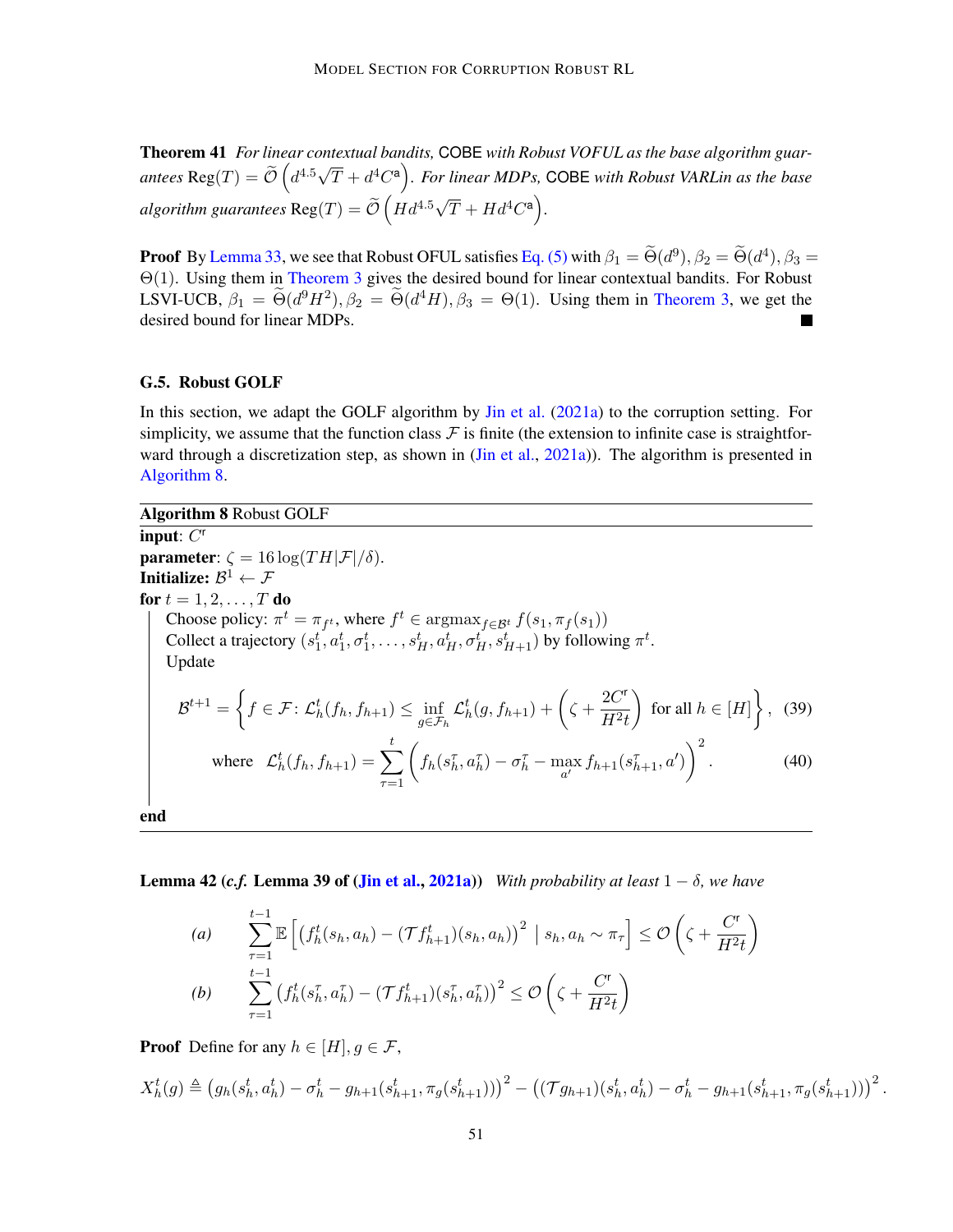**Theorem 41** *For linear contextual bandits,* COBE *with Robust VOFUL as the base algorithm guarantees* $\text{Reg}(T) = \widetilde{\mathcal{O}}\left(d^{4.5}\sqrt{T} + d^4 C^{\mathsf{a}}\right)$*. For linear MDPs,* COBE *with Robust VARLin as the base algorithm guarantees* $\text{Reg}(T) = \widetilde{\mathcal{O}}\left(Hd^{4.5}\sqrt{T} + Hd^4 C^{\mathsf{a}}\right)$.

**Proof** By Lemma 33, we see that Robust OFUL satisfies Eq. (5) with $\beta_1 = \widetilde{\Theta}(d^9), \beta_2 = \widetilde{\Theta}(d^4), \beta_3 = \Theta(1)$. Using them in Theorem 3 gives the desired bound for linear contextual bandits. For Robust LSVI-UCB, $\beta_1 = \widetilde{\Theta}(d^9 H^2), \beta_2 = \widetilde{\Theta}(d^4 H), \beta_3 = \Theta(1)$. Using them in Theorem 3, we get the desired bound for linear MDPs. ■

### G.5. Robust GOLF

In this section, we adapt the GOLF algorithm by Jin et al. (2021a) to the corruption setting. For simplicity, we assume that the function class $\mathcal{F}$ is finite (the extension to infinite case is straightforward through a discretization step, as shown in (Jin et al., 2021a)). The algorithm is presented in Algorithm 8.

---

**Algorithm 8** Robust GOLF

---

**input**: $C^{\mathsf{r}}$

**parameter**: $\zeta = 16\log(TH|\mathcal{F}|/\delta)$.

**Initialize:** $\mathcal{B}^1 \leftarrow \mathcal{F}$

**for** $t = 1, 2, \ldots, T$ **do**

  Choose policy: $\pi^t = \pi_{f^t}$, where $f^t \in \text{argmax}_{f\in\mathcal{B}^t} f(s_1, \pi_f(s_1))$

  Collect a trajectory $(s_1^t, a_1^t, \sigma_1^t, \ldots, s_H^t, a_H^t, \sigma_H^t, s_{H+1}^t)$ by following $\pi^t$.

  Update

$$\mathcal{B}^{t+1} = \left\{ f \in \mathcal{F} \colon \mathcal{L}_h^t(f_h, f_{h+1}) \le \inf_{g\in\mathcal{F}_h} \mathcal{L}_h^t(g, f_{h+1}) + \left(\zeta + \frac{2C^{\mathsf{r}}}{H^2 t}\right) \text{ for all } h \in [H] \right\}, \quad (39)$$

$$\text{where} \quad \mathcal{L}_h^t(f_h, f_{h+1}) = \sum_{\tau=1}^{t} \left( f_h(s_h^\tau, a_h^\tau) - \sigma_h^\tau - \max_{a'} f_{h+1}(s_{h+1}^\tau, a') \right)^2. \quad (40)$$

**end**

---

**Lemma 42 (*c.f.* Lemma 39 of (Jin et al., 2021a))** *With probability at least* $1 - \delta$*, we have*

$$\text{(a)} \qquad \sum_{\tau=1}^{t-1} \mathbb{E}\left[ \left( f_h^t(s_h, a_h) - (\mathcal{T} f_{h+1}^t)(s_h, a_h) \right)^2 \;\middle|\; s_h, a_h \sim \pi_\tau \right] \le \mathcal{O}\left(\zeta + \frac{C^{\mathsf{r}}}{H^2 t}\right)$$

$$\text{(b)} \qquad \sum_{\tau=1}^{t-1} \left( f_h^t(s_h^\tau, a_h^\tau) - (\mathcal{T} f_{h+1}^t)(s_h^\tau, a_h^\tau) \right)^2 \le \mathcal{O}\left(\zeta + \frac{C^{\mathsf{r}}}{H^2 t}\right)$$

**Proof** Define for any $h \in [H], g \in \mathcal{F}$,

$$X_h^t(g) \triangleq \left( g_h(s_h^t, a_h^t) - \sigma_h^t - g_{h+1}(s_{h+1}^t, \pi_g(s_{h+1}^t)) \right)^2 - \left( (\mathcal{T} g_{h+1})(s_h^t, a_h^t) - \sigma_h^t - g_{h+1}(s_{h+1}^t, \pi_g(s_{h+1}^t)) \right)^2.$$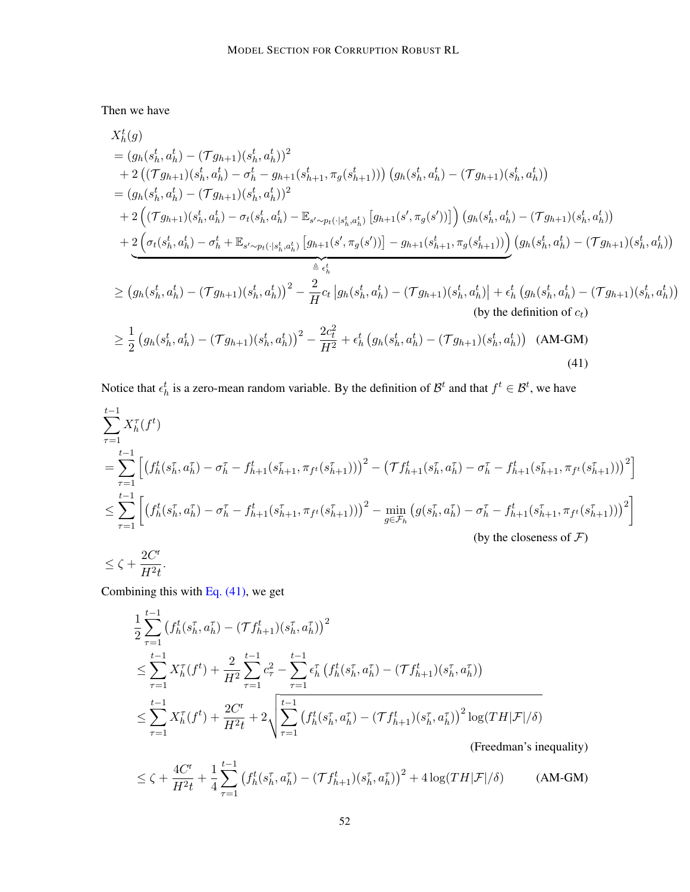Then we have

$$
\begin{aligned}
& X_h^t(g) \\
&= (g_h(s_h^t, a_h^t) - (\mathcal{T} g_{h+1})(s_h^t, a_h^t))^2 \\
&\quad + 2\left((\mathcal{T} g_{h+1})(s_h^t, a_h^t) - \sigma_h^t - g_{h+1}(s_{h+1}^t, \pi_g(s_{h+1}^t))\right)\left(g_h(s_h^t, a_h^t) - (\mathcal{T} g_{h+1})(s_h^t, a_h^t)\right) \\
&= (g_h(s_h^t, a_h^t) - (\mathcal{T} g_{h+1})(s_h^t, a_h^t))^2 \\
&\quad + 2\left((\mathcal{T} g_{h+1})(s_h^t, a_h^t) - \sigma_t(s_h^t, a_h^t) - \mathbb{E}_{s' \sim p_t(\cdot|s_h^t, a_h^t)}\left[g_{h+1}(s', \pi_g(s'))\right]\right)\left(g_h(s_h^t, a_h^t) - (\mathcal{T} g_{h+1})(s_h^t, a_h^t)\right) \\
&\quad + \underbrace{2\left(\sigma_t(s_h^t, a_h^t) - \sigma_h^t + \mathbb{E}_{s' \sim p_t(\cdot|s_h^t, a_h^t)}\left[g_{h+1}(s', \pi_g(s'))\right] - g_{h+1}(s_{h+1}^t, \pi_g(s_{h+1}^t))\right)}_{\triangleq\, \epsilon_h^t}\left(g_h(s_h^t, a_h^t) - (\mathcal{T} g_{h+1})(s_h^t, a_h^t)\right) \\
&\geq \left(g_h(s_h^t, a_h^t) - (\mathcal{T} g_{h+1})(s_h^t, a_h^t)\right)^2 - \frac{2}{H} c_t \left|g_h(s_h^t, a_h^t) - (\mathcal{T} g_{h+1})(s_h^t, a_h^t)\right| + \epsilon_h^t\left(g_h(s_h^t, a_h^t) - (\mathcal{T} g_{h+1})(s_h^t, a_h^t)\right) \\
&\hspace{28em} \text{(by the definition of } c_t\text{)} \\
&\geq \frac{1}{2}\left(g_h(s_h^t, a_h^t) - (\mathcal{T} g_{h+1})(s_h^t, a_h^t)\right)^2 - \frac{2c_t^2}{H^2} + \epsilon_h^t\left(g_h(s_h^t, a_h^t) - (\mathcal{T} g_{h+1})(s_h^t, a_h^t)\right) \quad \text{(AM-GM)}
\end{aligned}
\tag{41}
$$

Notice that $\epsilon_h^t$ is a zero-mean random variable. By the definition of $\mathcal{B}^t$ and that $f^t \in \mathcal{B}^t$, we have

$$
\begin{aligned}
& \sum_{\tau=1}^{t-1} X_h^\tau(f^t) \\
&= \sum_{\tau=1}^{t-1}\left[\left(f_h^t(s_h^\tau, a_h^\tau) - \sigma_h^\tau - f_{h+1}^t(s_{h+1}^\tau, \pi_{f^t}(s_{h+1}^\tau))\right)^2 - \left(\mathcal{T} f_{h+1}^t(s_h^\tau, a_h^\tau) - \sigma_h^\tau - f_{h+1}^t(s_{h+1}^\tau, \pi_{f^t}(s_{h+1}^\tau))\right)^2\right] \\
&\leq \sum_{\tau=1}^{t-1}\left[\left(f_h^t(s_h^\tau, a_h^\tau) - \sigma_h^\tau - f_{h+1}^t(s_{h+1}^\tau, \pi_{f^t}(s_{h+1}^\tau))\right)^2 - \min_{g \in \mathcal{F}_h}\left(g(s_h^\tau, a_h^\tau) - \sigma_h^\tau - f_{h+1}^t(s_{h+1}^\tau, \pi_{f^t}(s_{h+1}^\tau))\right)^2\right] \\
&\hspace{28em} \text{(by the closeness of } \mathcal{F}\text{)} \\
&\leq \zeta + \frac{2C^{\mathrm{r}}}{H^2 t}.
\end{aligned}
$$

Combining this with Eq. (41), we get

$$
\begin{aligned}
& \frac{1}{2}\sum_{\tau=1}^{t-1}\left(f_h^t(s_h^\tau, a_h^\tau) - (\mathcal{T} f_{h+1}^t)(s_h^\tau, a_h^\tau)\right)^2 \\
&\quad \leq \sum_{\tau=1}^{t-1} X_h^\tau(f^t) + \frac{2}{H^2}\sum_{\tau=1}^{t-1} c_\tau^2 - \sum_{\tau=1}^{t-1} \epsilon_h^\tau\left(f_h^t(s_h^\tau, a_h^\tau) - (\mathcal{T} f_{h+1}^t)(s_h^\tau, a_h^\tau)\right) \\
&\quad \leq \sum_{\tau=1}^{t-1} X_h^\tau(f^t) + \frac{2C^{\mathrm{r}}}{H^2 t} + 2\sqrt{\sum_{\tau=1}^{t-1}\left(f_h^t(s_h^\tau, a_h^\tau) - (\mathcal{T} f_{h+1}^t)(s_h^\tau, a_h^\tau)\right)^2 \log(TH|\mathcal{F}|/\delta)} \\
&\hspace{28em} \text{(Freedman's inequality)} \\
&\quad \leq \zeta + \frac{4C^{\mathrm{r}}}{H^2 t} + \frac{1}{4}\sum_{\tau=1}^{t-1}\left(f_h^t(s_h^\tau, a_h^\tau) - (\mathcal{T} f_{h+1}^t)(s_h^\tau, a_h^\tau)\right)^2 + 4\log(TH|\mathcal{F}|/\delta) \qquad \text{(AM-GM)}
\end{aligned}
$$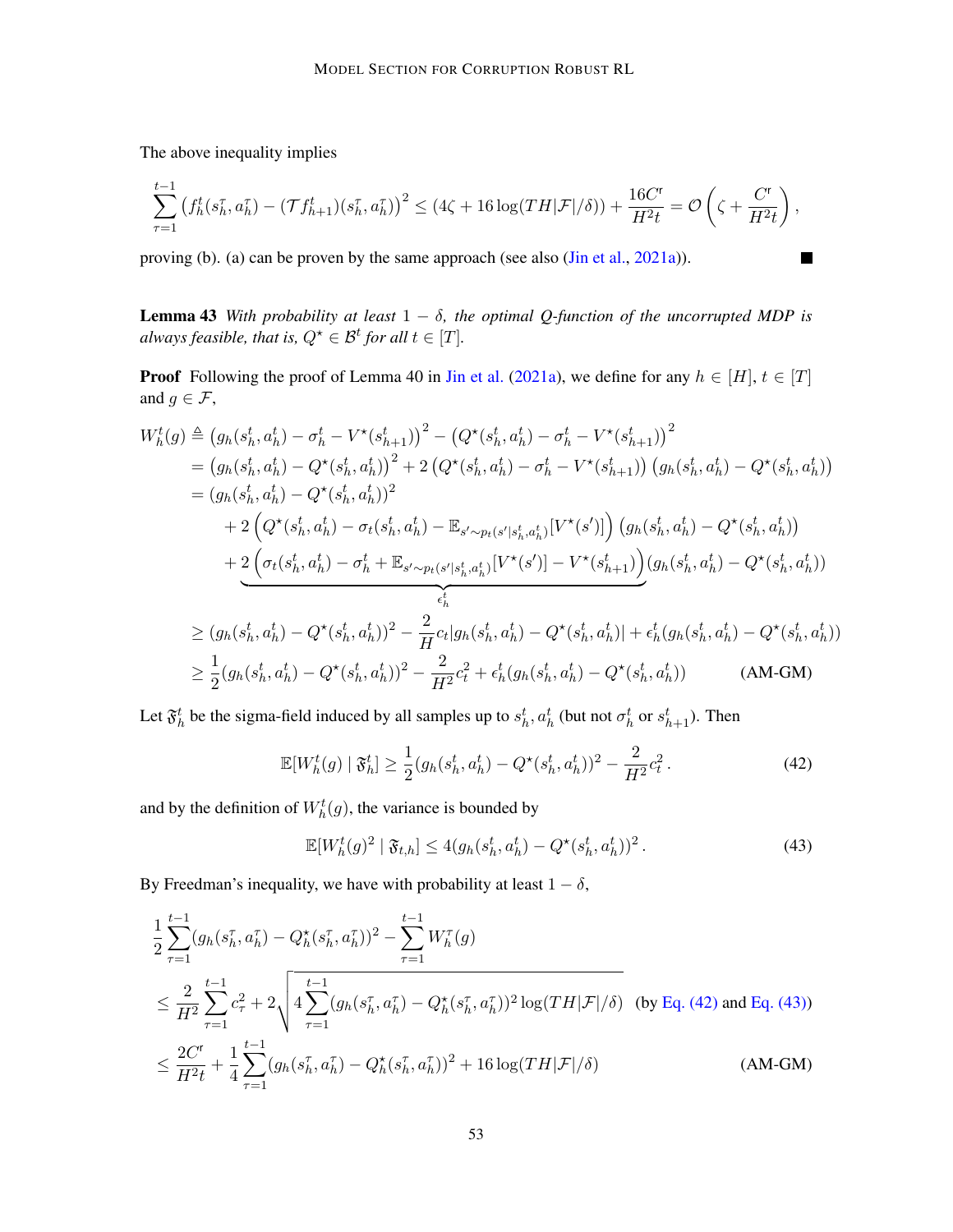The above inequality implies

$$\sum_{\tau=1}^{t-1} \left(f_h^t(s_h^\tau, a_h^\tau) - (\mathcal{T} f_{h+1}^t)(s_h^\tau, a_h^\tau)\right)^2 \le (4\zeta + 16\log(TH|\mathcal{F}|/\delta)) + \frac{16 C^{\mathrm{r}}}{H^2 t} = \mathcal{O}\left(\zeta + \frac{C^{\mathrm{r}}}{H^2 t}\right),$$

proving (b). (a) can be proven by the same approach (see also (Jin et al., 2021a)). ∎

**Lemma 43** *With probability at least $1-\delta$, the optimal Q-function of the uncorrupted MDP is always feasible, that is, $Q^\star \in \mathcal{B}^t$ for all $t \in [T]$.*

**Proof** Following the proof of Lemma 40 in Jin et al. (2021a), we define for any $h \in [H]$, $t \in [T]$ and $g \in \mathcal{F}$,

$$\begin{aligned}
W_h^t(g) &\triangleq \left(g_h(s_h^t, a_h^t) - \sigma_h^t - V^\star(s_{h+1}^t)\right)^2 - \left(Q^\star(s_h^t, a_h^t) - \sigma_h^t - V^\star(s_{h+1}^t)\right)^2 \\
&= \left(g_h(s_h^t, a_h^t) - Q^\star(s_h^t, a_h^t)\right)^2 + 2\left(Q^\star(s_h^t, a_h^t) - \sigma_h^t - V^\star(s_{h+1}^t)\right)\left(g_h(s_h^t, a_h^t) - Q^\star(s_h^t, a_h^t)\right) \\
&= (g_h(s_h^t, a_h^t) - Q^\star(s_h^t, a_h^t))^2 \\
&\quad + 2\left(Q^\star(s_h^t, a_h^t) - \sigma_t(s_h^t, a_h^t) - \mathbb{E}_{s' \sim p_t(s'|s_h^t, a_h^t)}[V^\star(s')]\right)\left(g_h(s_h^t, a_h^t) - Q^\star(s_h^t, a_h^t)\right) \\
&\quad + \underbrace{2\left(\sigma_t(s_h^t, a_h^t) - \sigma_h^t + \mathbb{E}_{s' \sim p_t(s'|s_h^t, a_h^t)}[V^\star(s')] - V^\star(s_{h+1}^t)\right)}_{\epsilon_h^t}\left(g_h(s_h^t, a_h^t) - Q^\star(s_h^t, a_h^t)\right) \\
&\ge (g_h(s_h^t, a_h^t) - Q^\star(s_h^t, a_h^t))^2 - \frac{2}{H} c_t |g_h(s_h^t, a_h^t) - Q^\star(s_h^t, a_h^t)| + \epsilon_h^t (g_h(s_h^t, a_h^t) - Q^\star(s_h^t, a_h^t)) \\
&\ge \frac{1}{2}(g_h(s_h^t, a_h^t) - Q^\star(s_h^t, a_h^t))^2 - \frac{2}{H^2} c_t^2 + \epsilon_h^t (g_h(s_h^t, a_h^t) - Q^\star(s_h^t, a_h^t)) \qquad \text{(AM-GM)}
\end{aligned}$$

Let $\mathfrak{F}_h^t$ be the sigma-field induced by all samples up to $s_h^t, a_h^t$ (but not $\sigma_h^t$ or $s_{h+1}^t$). Then

$$\mathbb{E}[W_h^t(g) \mid \mathfrak{F}_h^t] \ge \frac{1}{2}(g_h(s_h^t, a_h^t) - Q^\star(s_h^t, a_h^t))^2 - \frac{2}{H^2} c_t^2. \tag{42}$$

and by the definition of $W_h^t(g)$, the variance bounded by

$$\mathbb{E}[W_h^t(g)^2 \mid \mathfrak{F}_{t,h}] \le 4(g_h(s_h^t, a_h^t) - Q^\star(s_h^t, a_h^t))^2. \tag{43}$$

By Freedman's inequality, we have with probability at least $1-\delta$,

$$\begin{aligned}
&\frac{1}{2}\sum_{\tau=1}^{t-1}(g_h(s_h^\tau, a_h^\tau) - Q_h^\star(s_h^\tau, a_h^\tau))^2 - \sum_{\tau=1}^{t-1} W_h^\tau(g) \\
&\le \frac{2}{H^2}\sum_{\tau=1}^{t-1} c_\tau^2 + 2\sqrt{4\sum_{\tau=1}^{t-1}(g_h(s_h^\tau, a_h^\tau) - Q_h^\star(s_h^\tau, a_h^\tau))^2 \log(TH|\mathcal{F}|/\delta)} \quad \text{(by Eq. (42) and Eq. (43))} \\
&\le \frac{2C^{\mathrm{r}}}{H^2 t} + \frac{1}{4}\sum_{\tau=1}^{t-1}(g_h(s_h^\tau, a_h^\tau) - Q_h^\star(s_h^\tau, a_h^\tau))^2 + 16\log(TH|\mathcal{F}|/\delta) \qquad \text{(AM-GM)}
\end{aligned}$$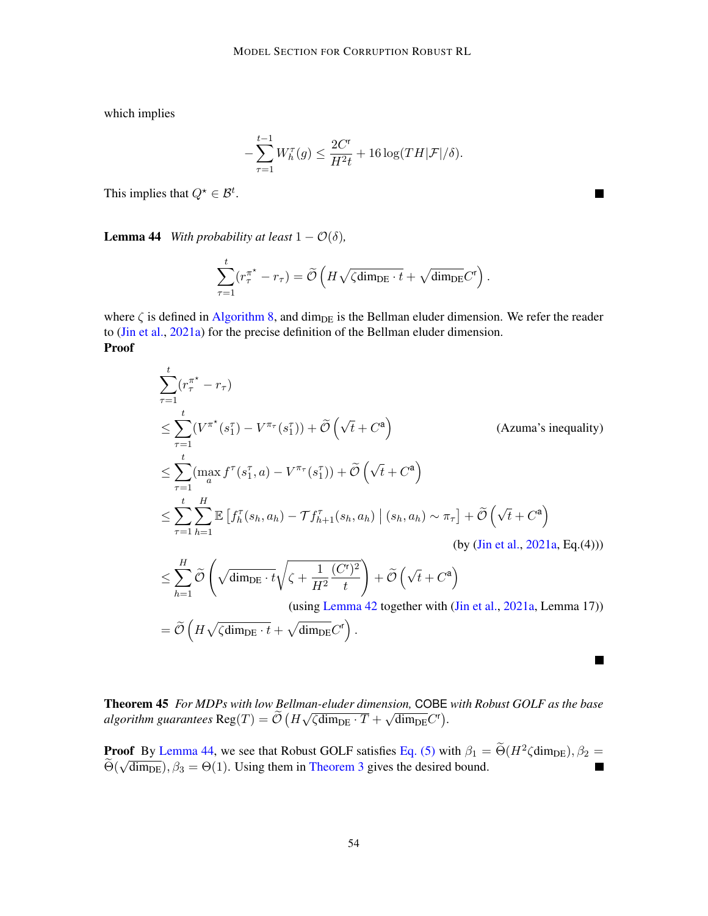which implies

$$-\sum_{\tau=1}^{t-1} W_h^\tau(g) \leq \frac{2C^{\mathsf{r}}}{H^2 t} + 16\log(TH|\mathcal{F}|/\delta).$$

This implies that $Q^\star \in \mathcal{B}^t$. ■

**Lemma 44** *With probability at least* $1-\mathcal{O}(\delta)$*,*

$$\sum_{\tau=1}^{t}(r_\tau^{\pi^\star} - r_\tau) = \widetilde{\mathcal{O}}\left(H\sqrt{\zeta \text{dim}_{\text{DE}} \cdot t} + \sqrt{\text{dim}_{\text{DE}}} C^{\mathsf{r}}\right).$$

where $\zeta$ is defined in Algorithm 8, and $\text{dim}_{\text{DE}}$ is the Bellman eluder dimension. We refer the reader to (Jin et al., 2021a) for the precise definition of the Bellman eluder dimension.

**Proof**

$$\begin{aligned}
&\sum_{\tau=1}^{t}(r_\tau^{\pi^\star} - r_\tau) \\
&\leq \sum_{\tau=1}^{t}(V^{\pi^\star}(s_1^\tau) - V^{\pi_\tau}(s_1^\tau)) + \widetilde{\mathcal{O}}\left(\sqrt{t} + C^{\mathsf{a}}\right) && \text{(Azuma's inequality)} \\
&\leq \sum_{\tau=1}^{t}(\max_a f^\tau(s_1^\tau, a) - V^{\pi_\tau}(s_1^\tau)) + \widetilde{\mathcal{O}}\left(\sqrt{t} + C^{\mathsf{a}}\right) \\
&\leq \sum_{\tau=1}^{t}\sum_{h=1}^{H} \mathbb{E}\left[f_h^\tau(s_h, a_h) - \mathcal{T} f_{h+1}^\tau(s_h, a_h) \,\middle|\, (s_h, a_h) \sim \pi_\tau\right] + \widetilde{\mathcal{O}}\left(\sqrt{t} + C^{\mathsf{a}}\right) \\
& && \text{(by (Jin et al., 2021a, Eq.(4)))} \\
&\leq \sum_{h=1}^{H} \widetilde{\mathcal{O}}\left(\sqrt{\text{dim}_{\text{DE}} \cdot t}\sqrt{\zeta + \frac{1}{H^2}\frac{(C^{\mathsf{r}})^2}{t}}\right) + \widetilde{\mathcal{O}}\left(\sqrt{t} + C^{\mathsf{a}}\right) \\
& && \text{(using Lemma 42 together with (Jin et al., 2021a, Lemma 17))} \\
&= \widetilde{\mathcal{O}}\left(H\sqrt{\zeta \text{dim}_{\text{DE}} \cdot t} + \sqrt{\text{dim}_{\text{DE}}} C^{\mathsf{r}}\right).
\end{aligned}$$

■

**Theorem 45** *For MDPs with low Bellman-eluder dimension,* COBE *with Robust GOLF as the base algorithm guarantees* $\text{Reg}(T) = \widetilde{\mathcal{O}}\left(H\sqrt{\zeta \text{dim}_{\text{DE}} \cdot T} + \sqrt{\text{dim}_{\text{DE}}} C^{\mathsf{r}}\right)$.

**Proof** By Lemma 44, we see that Robust GOLF satisfies Eq. (5) with $\beta_1 = \widetilde{\Theta}(H^2\zeta \text{dim}_{\text{DE}})$, $\beta_2 = \widetilde{\Theta}(\sqrt{\text{dim}_{\text{DE}}})$, $\beta_3 = \Theta(1)$. Using them in Theorem 3 gives the desired bound. ■